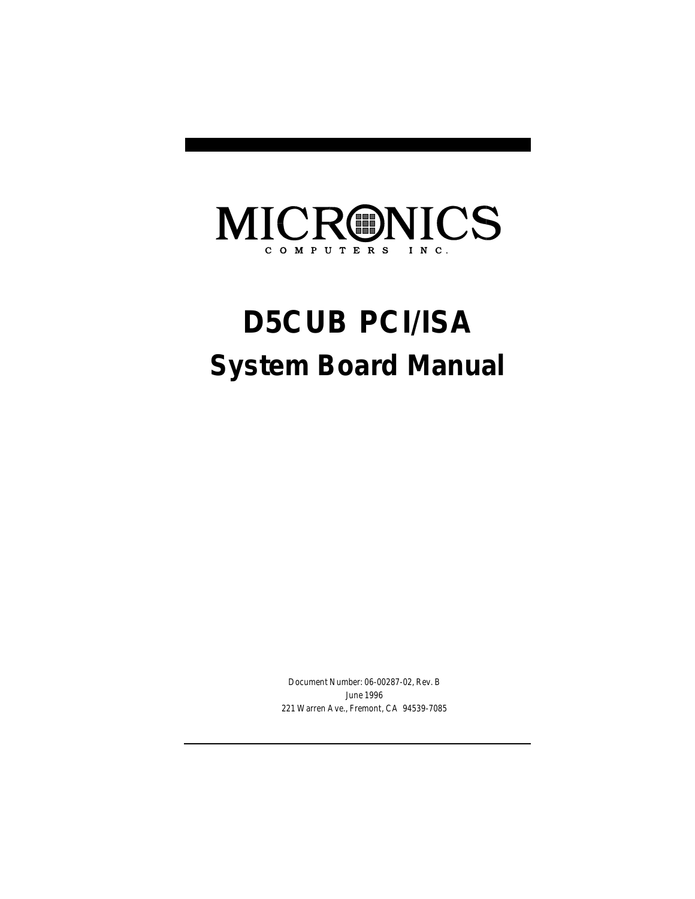# MICRONICS

COMPUTERS INC.

# D5CUB PCI/ISA

# System Board Manual

Document Number: 06-00287-02, Rev. B

June 1996

221 Warren Ave., Fremont, CA 94539-7085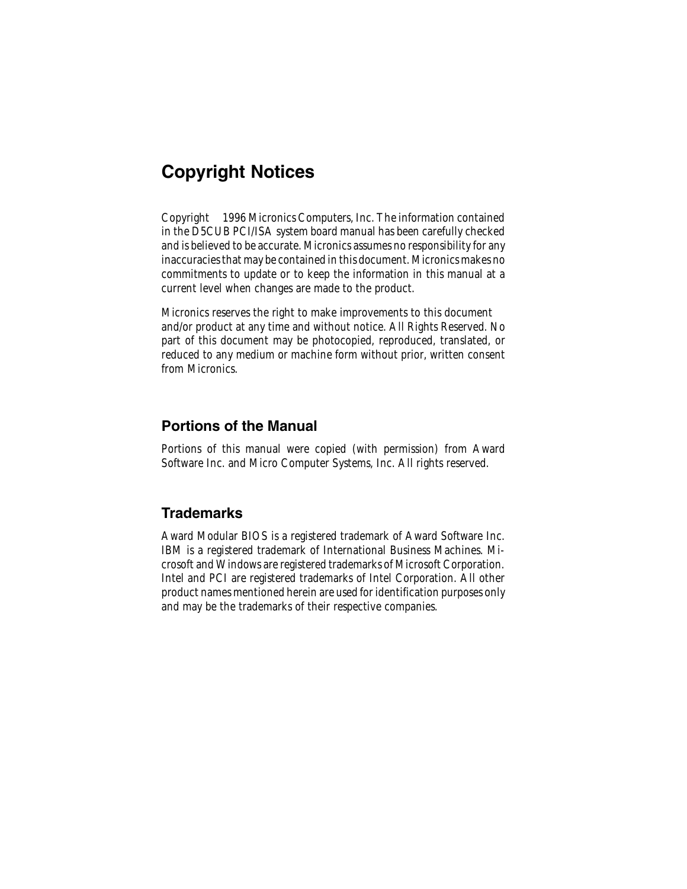# Copyright Notices

Copyright  1996 Micronics Computers, Inc. The information contained in the D5CUB PCI/ISA system board manual has been carefully checked and is believed to be accurate. Micronics assumes no responsibility for any inaccuracies that may be contained in this document. Micronics makes no commitments to update or to keep the information in this manual at a current level when changes are made to the product.

Micronics reserves the right to make improvements to this document and/or product at any time and without notice. All Rights Reserved. No part of this document may be photocopied, reproduced, translated, or reduced to any medium or machine form without prior, written consent from Micronics.

## Portions of the Manual

Portions of this manual were copied (with permission) from Award Software Inc. and Micro Computer Systems, Inc. All rights reserved.

## Trademarks

Award Modular BIOS is a registered trademark of Award Software Inc. IBM is a registered trademark of International Business Machines. Microsoft and Windows are registered trademarks of Microsoft Corporation. Intel and PCI are registered trademarks of Intel Corporation. All other product names mentioned herein are used for identification purposes only and may be the trademarks of their respective companies.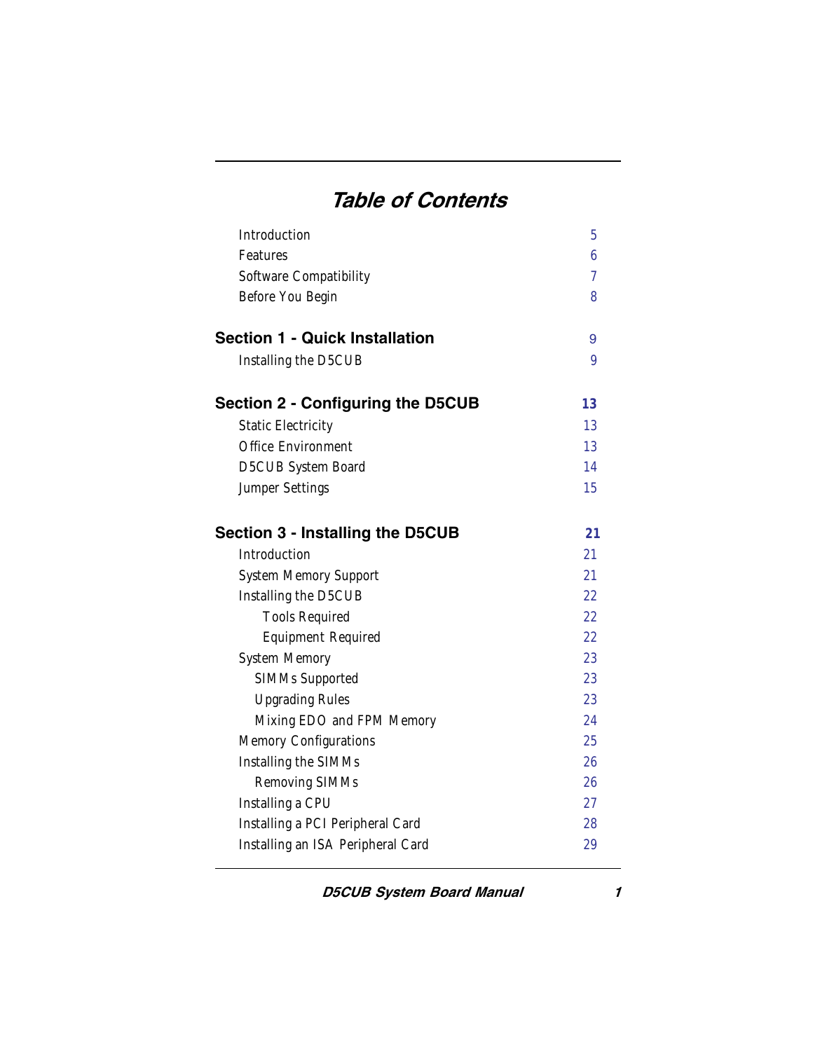# *Table of Contents*

| | |
|---|---|
| Introduction | 5 |
| Features | 6 |
| Software Compatibility | 7 |
| Before You Begin | 8 |
| **Section 1 - Quick Installation** | 9 |
| Installing the D5CUB | 9 |
| **Section 2 - Configuring the D5CUB** | **13** |
| Static Electricity | 13 |
| Office Environment | 13 |
| D5CUB System Board | 14 |
| Jumper Settings | 15 |
| **Section 3 - Installing the D5CUB** | **21** |
| Introduction | 21 |
| System Memory Support | 21 |
| Installing the D5CUB | 22 |
| Tools Required | 22 |
| Equipment Required | 22 |
| System Memory | 23 |
| SIMMs Supported | 23 |
| Upgrading Rules | 23 |
| Mixing EDO and FPM Memory | 24 |
| Memory Configurations | 25 |
| Installing the SIMMs | 26 |
| Removing SIMMs | 26 |
| Installing a CPU | 27 |
| Installing a PCI Peripheral Card | 28 |
| Installing an ISA Peripheral Card | 29 |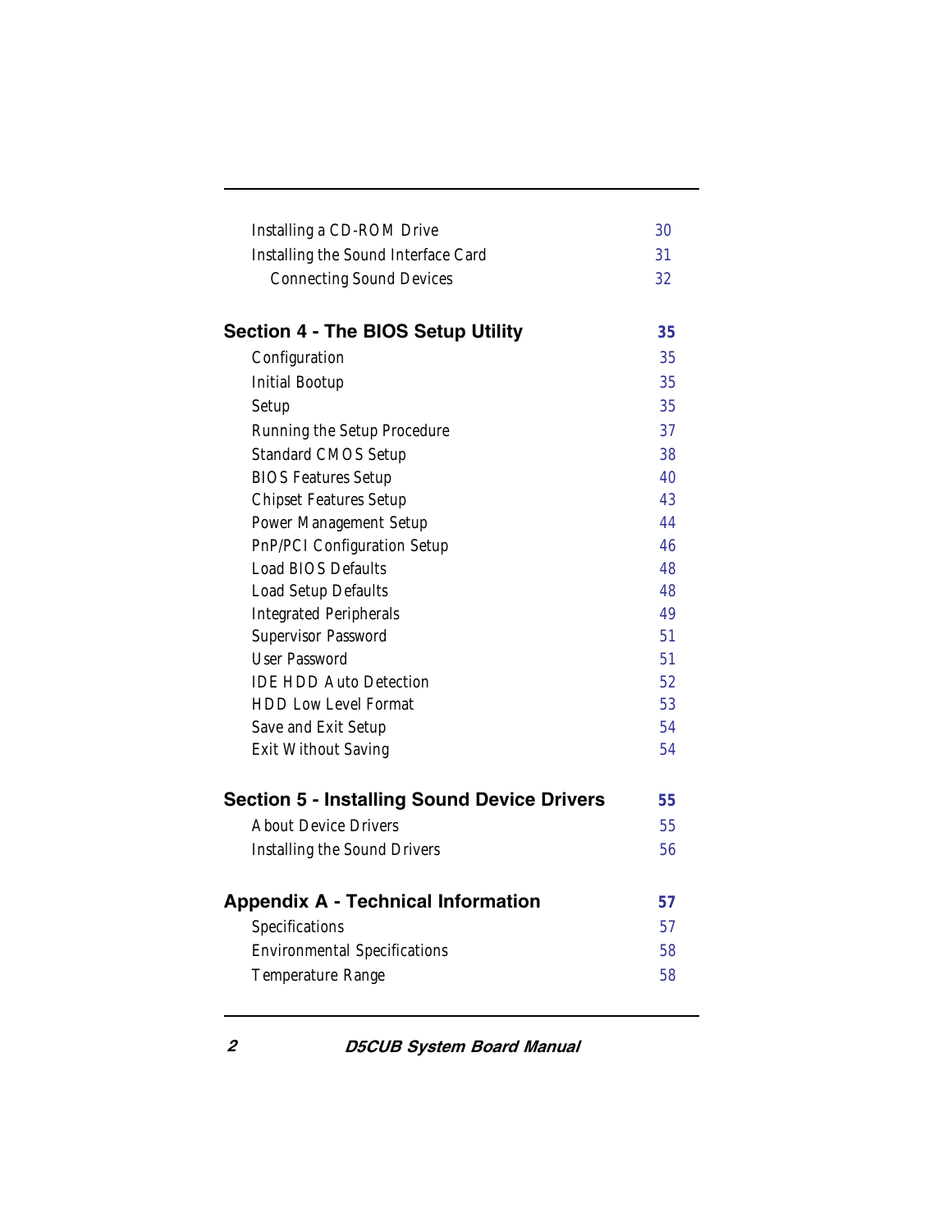| | |
|---|---|
| Installing a CD-ROM Drive | 30 |
| Installing the Sound Interface Card | 31 |
| Connecting Sound Devices | 32 |
| **Section 4 - The BIOS Setup Utility** | **35** |
| Configuration | 35 |
| Initial Bootup | 35 |
| Setup | 35 |
| Running the Setup Procedure | 37 |
| Standard CMOS Setup | 38 |
| BIOS Features Setup | 40 |
| Chipset Features Setup | 43 |
| Power Management Setup | 44 |
| PnP/PCI Configuration Setup | 46 |
| Load BIOS Defaults | 48 |
| Load Setup Defaults | 48 |
| Integrated Peripherals | 49 |
| Supervisor Password | 51 |
| User Password | 51 |
| IDE HDD Auto Detection | 52 |
| HDD Low Level Format | 53 |
| Save and Exit Setup | 54 |
| Exit Without Saving | 54 |
| **Section 5 - Installing Sound Device Drivers** | **55** |
| About Device Drivers | 55 |
| Installing the Sound Drivers | 56 |
| **Appendix A - Technical Information** | **57** |
| Specifications | 57 |
| Environmental Specifications | 58 |
| Temperature Range | 58 |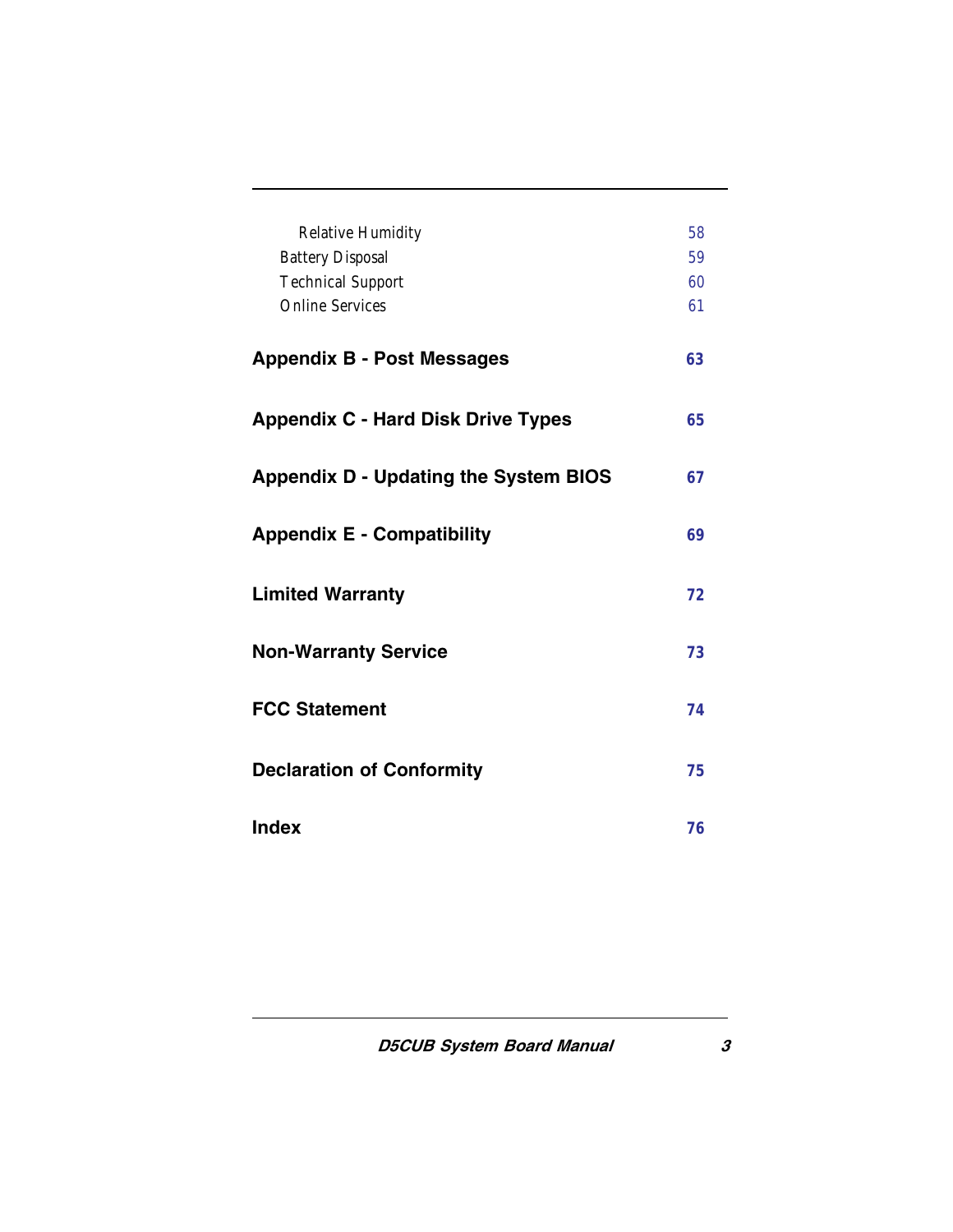| | |
|---|---|
| Relative Humidity | 58 |
| Battery Disposal | 59 |
| Technical Support | 60 |
| Online Services | 61 |
| **Appendix B - Post Messages** | **63** |
| **Appendix C - Hard Disk Drive Types** | **65** |
| **Appendix D - Updating the System BIOS** | **67** |
| **Appendix E - Compatibility** | **69** |
| **Limited Warranty** | **72** |
| **Non-Warranty Service** | **73** |
| **FCC Statement** | **74** |
| **Declaration of Conformity** | **75** |
| **Index** | **76** |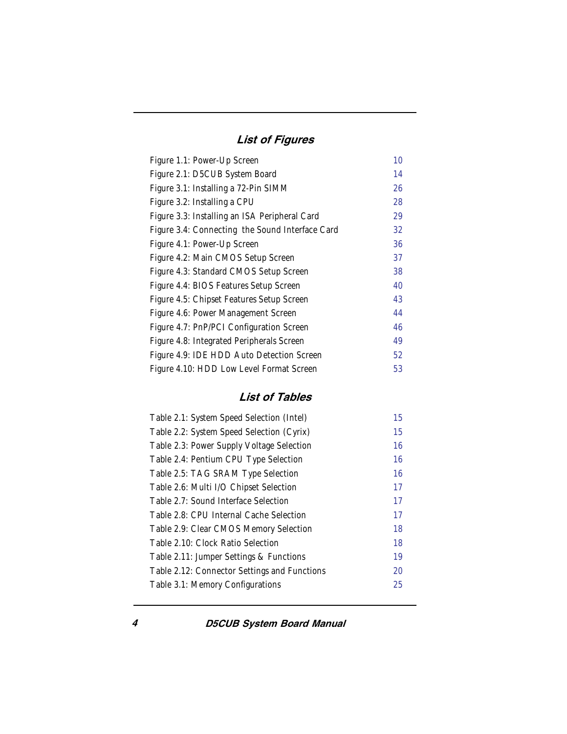## List of Figures

| | |
|---|---|
| Figure 1.1: Power-Up Screen | 10 |
| Figure 2.1: D5CUB System Board | 14 |
| Figure 3.1: Installing a 72-Pin SIMM | 26 |
| Figure 3.2: Installing a CPU | 28 |
| Figure 3.3: Installing an ISA Peripheral Card | 29 |
| Figure 3.4: Connecting the Sound Interface Card | 32 |
| Figure 4.1: Power-Up Screen | 36 |
| Figure 4.2: Main CMOS Setup Screen | 37 |
| Figure 4.3: Standard CMOS Setup Screen | 38 |
| Figure 4.4: BIOS Features Setup Screen | 40 |
| Figure 4.5: Chipset Features Setup Screen | 43 |
| Figure 4.6: Power Management Screen | 44 |
| Figure 4.7: PnP/PCI Configuration Screen | 46 |
| Figure 4.8: Integrated Peripherals Screen | 49 |
| Figure 4.9: IDE HDD Auto Detection Screen | 52 |
| Figure 4.10: HDD Low Level Format Screen | 53 |

## List of Tables

| | |
|---|---|
| Table 2.1: System Speed Selection (Intel) | 15 |
| Table 2.2: System Speed Selection (Cyrix) | 15 |
| Table 2.3: Power Supply Voltage Selection | 16 |
| Table 2.4: Pentium CPU Type Selection | 16 |
| Table 2.5: TAG SRAM Type Selection | 16 |
| Table 2.6: Multi I/O Chipset Selection | 17 |
| Table 2.7: Sound Interface Selection | 17 |
| Table 2.8: CPU Internal Cache Selection | 17 |
| Table 2.9: Clear CMOS Memory Selection | 18 |
| Table 2.10: Clock Ratio Selection | 18 |
| Table 2.11: Jumper Settings & Functions | 19 |
| Table 2.12: Connector Settings and Functions | 20 |
| Table 3.1: Memory Configurations | 25 |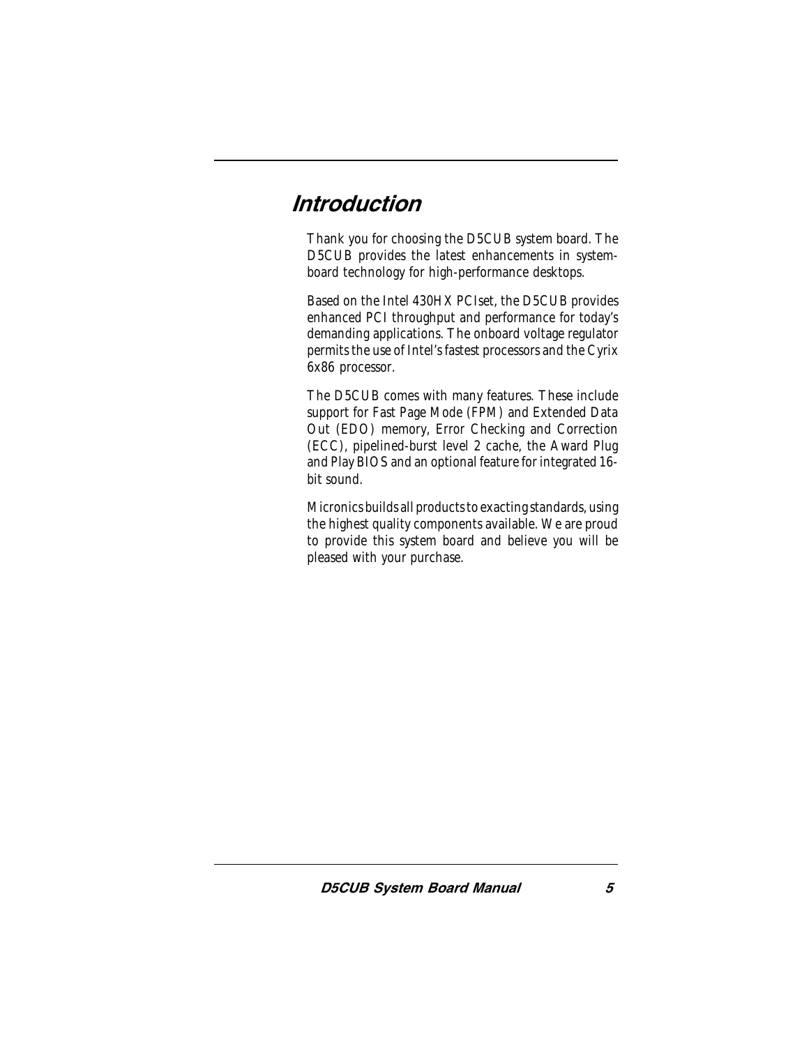# Introduction

Thank you for choosing the D5CUB system board. The D5CUB provides the latest enhancements in system-board technology for high-performance desktops.

Based on the Intel 430HX PCIset, the D5CUB provides enhanced PCI throughput and performance for today's demanding applications. The onboard voltage regulator permits the use of Intel's fastest processors and the Cyrix 6x86 processor.

The D5CUB comes with many features. These include support for Fast Page Mode (FPM) and Extended Data Out (EDO) memory, Error Checking and Correction (ECC), pipelined-burst level 2 cache, the Award Plug and Play BIOS and an optional feature for integrated 16-bit sound.

Micronics builds all products to exacting standards, using the highest quality components available. We are proud to provide this system board and believe you will be pleased with your purchase.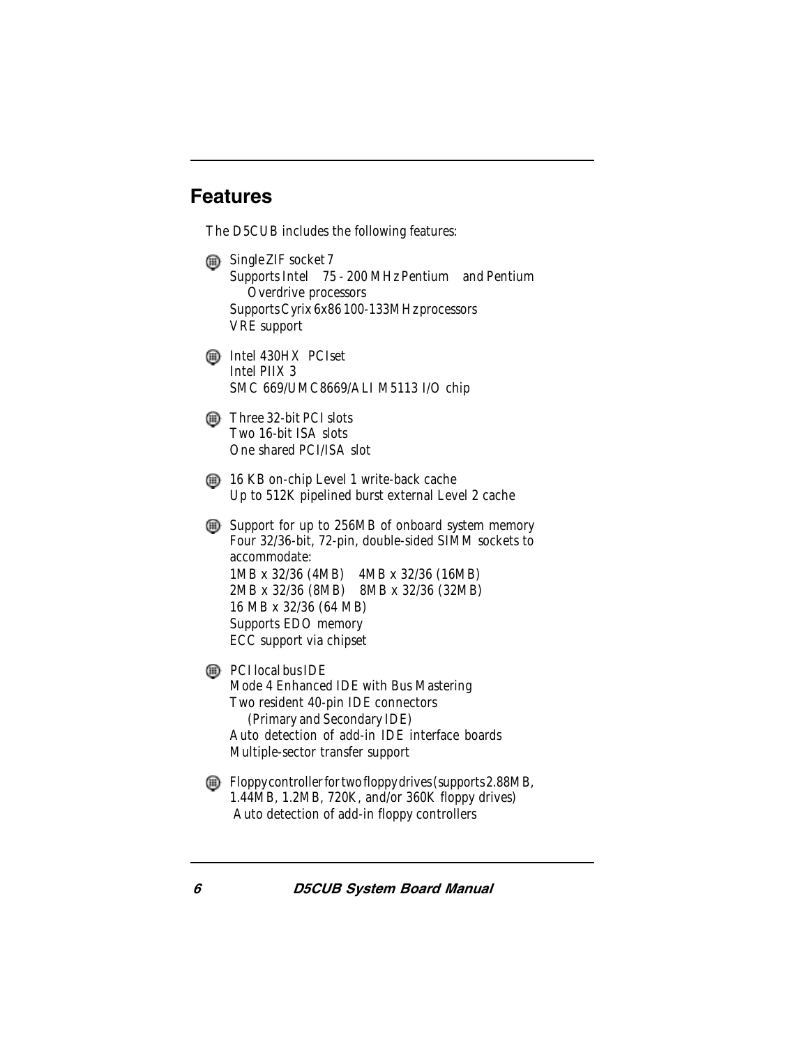## Features

The D5CUB includes the following features:

- Single ZIF socket 7
  Supports Intel 75 - 200 MHz Pentium and Pentium Overdrive processors
  Supports Cyrix 6x86 100-133MHz processors
  VRE support

- Intel 430HX PCIset
  Intel PIIX 3
  SMC 669/UMC8669/ALI M5113 I/O chip

- Three 32-bit PCI slots
  Two 16-bit ISA slots
  One shared PCI/ISA slot

- 16 KB on-chip Level 1 write-back cache
  Up to 512K pipelined burst external Level 2 cache

- Support for up to 256MB of onboard system memory
  Four 32/36-bit, 72-pin, double-sided SIMM sockets to accommodate:
  1MB x 32/36 (4MB) 4MB x 32/36 (16MB)
  2MB x 32/36 (8MB) 8MB x 32/36 (32MB)
  16 MB x 32/36 (64 MB)
  Supports EDO memory
  ECC support via chipset

- PCI local bus IDE
  Mode 4 Enhanced IDE with Bus Mastering
  Two resident 40-pin IDE connectors (Primary and Secondary IDE)
  Auto detection of add-in IDE interface boards
  Multiple-sector transfer support

- Floppy controller for two floppy drives (supports 2.88MB, 1.44MB, 1.2MB, 720K, and/or 360K floppy drives)
  Auto detection of add-in floppy controllers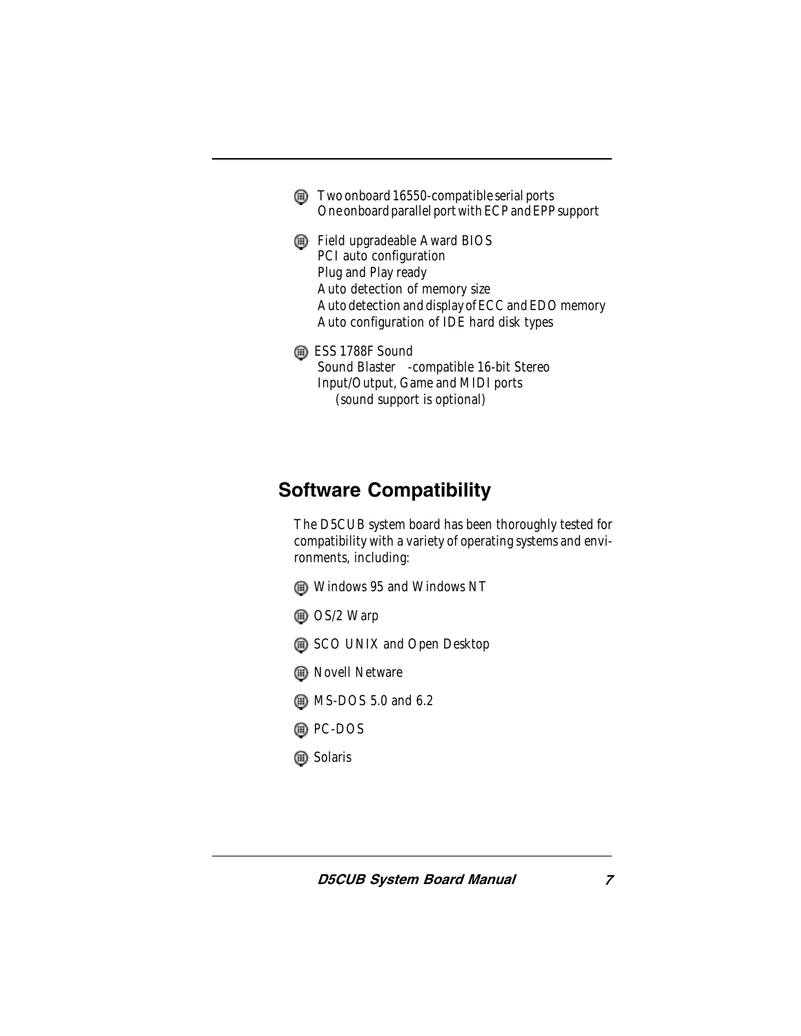- Two onboard 16550-compatible serial ports
  One onboard parallel port with ECP and EPP support

- Field upgradeable Award BIOS
  PCI auto configuration
  Plug and Play ready
  Auto detection of memory size
  Auto detection and display of ECC and EDO memory
  Auto configuration of IDE hard disk types

- ESS 1788F Sound
  Sound Blaster -compatible 16-bit Stereo
  Input/Output, Game and MIDI ports
  (sound support is optional)

## Software Compatibility

The D5CUB system board has been thoroughly tested for compatibility with a variety of operating systems and environments, including:

- Windows 95 and Windows NT
- OS/2 Warp
- SCO UNIX and Open Desktop
- Novell Netware
- MS-DOS 5.0 and 6.2
- PC-DOS
- Solaris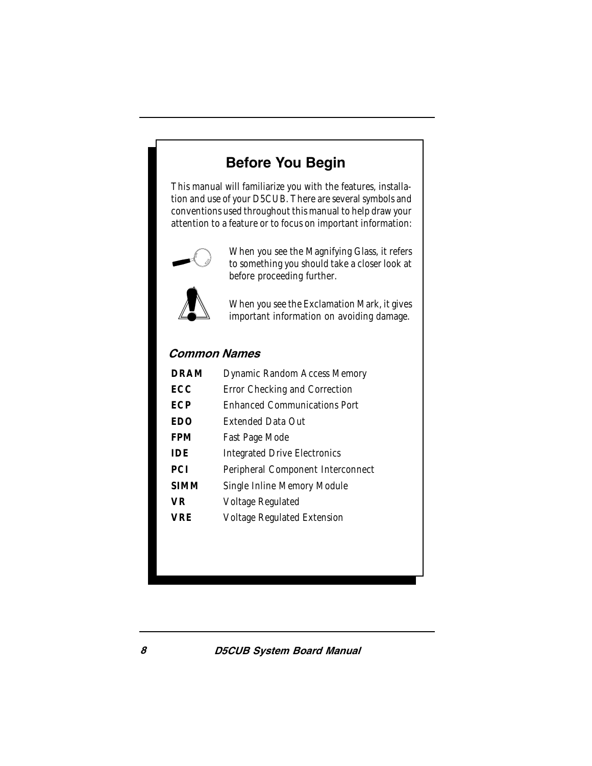# Before You Begin

This manual will familiarize you with the features, installation and use of your D5CUB. There are several symbols and conventions used throughout this manual to help draw your attention to a feature or to focus on important information:

When you see the Magnifying Glass, it refers to something you should take a closer look at before proceeding further.

When you see the Exclamation Mark, it gives important information on avoiding damage.

## *Common Names*

| | |
|---|---|
| **DRAM** | Dynamic Random Access Memory |
| **ECC** | Error Checking and Correction |
| **ECP** | Enhanced Communications Port |
| **EDO** | Extended Data Out |
| **FPM** | Fast Page Mode |
| **IDE** | Integrated Drive Electronics |
| **PCI** | Peripheral Component Interconnect |
| **SIMM** | Single Inline Memory Module |
| **VR** | Voltage Regulated |
| **VRE** | Voltage Regulated Extension |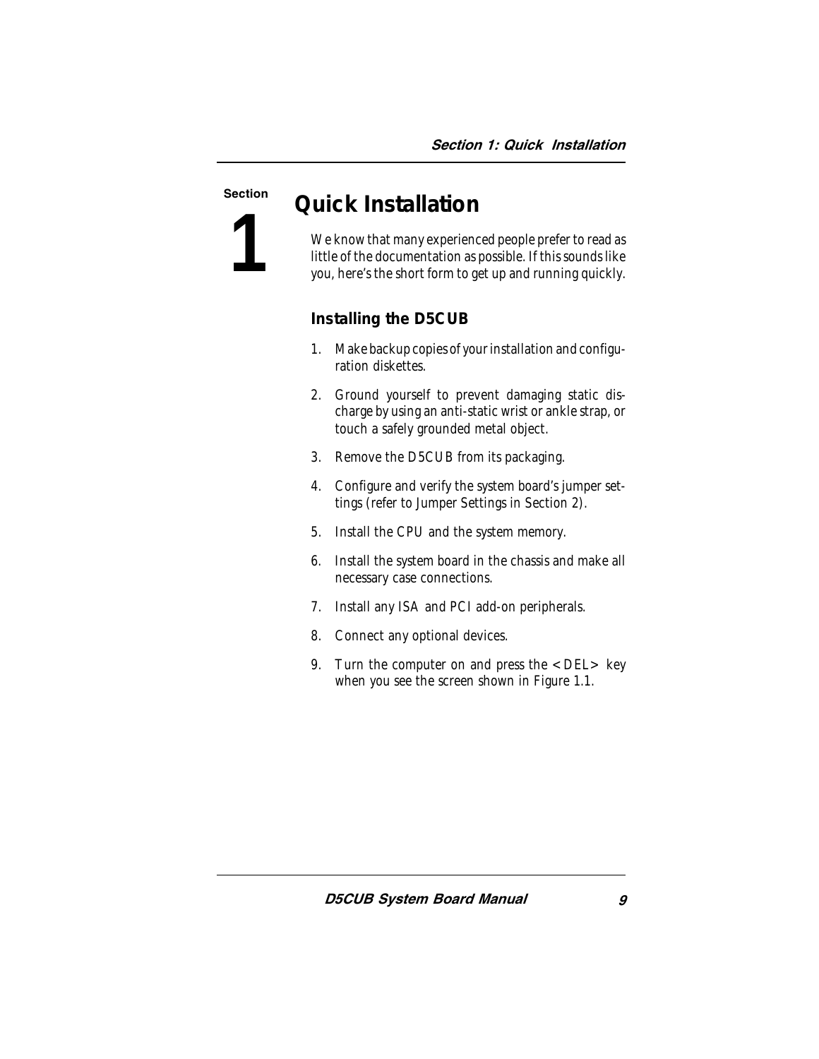# Section 1

## Quick Installation

We know that many experienced people prefer to read as little of the documentation as possible. If this sounds like you, here's the short form to get up and running quickly.

### Installing the D5CUB

1. Make backup copies of your installation and configuration diskettes.
2. Ground yourself to prevent damaging static discharge by using an anti-static wrist or ankle strap, or touch a safely grounded metal object.
3. Remove the D5CUB from its packaging.
4. Configure and verify the system board's jumper settings (refer to Jumper Settings in Section 2).
5. Install the CPU and the system memory.
6. Install the system board in the chassis and make all necessary case connections.
7. Install any ISA and PCI add-on peripherals.
8. Connect any optional devices.
9. Turn the computer on and press the <DEL> key when you see the screen shown in Figure 1.1.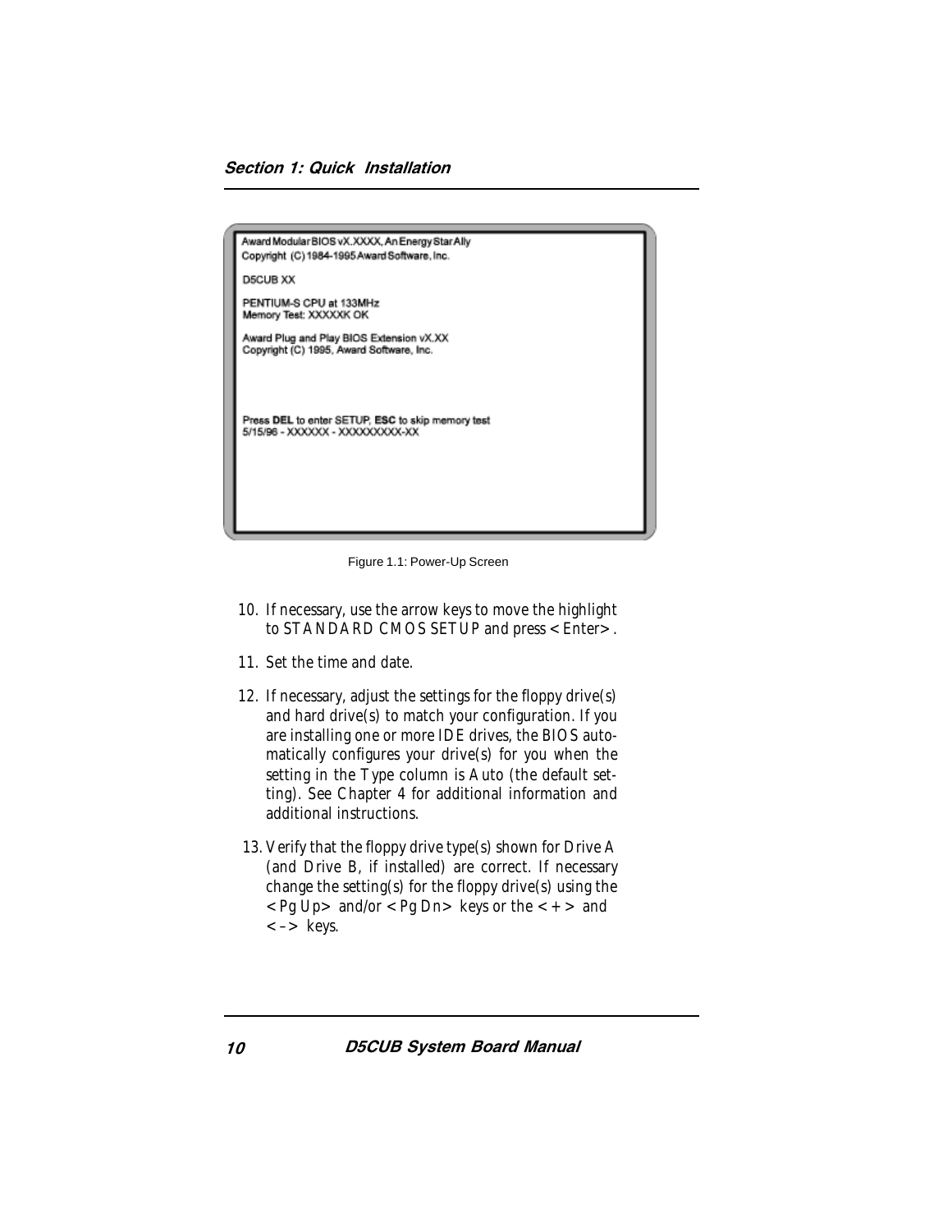```
Award Modular BIOS vX.XXXX, An Energy Star Ally
Copyright (C) 1984-1995 Award Software, Inc.

D5CUB XX

PENTIUM-S CPU at 133MHz
Memory Test: XXXXXK OK

Award Plug and Play BIOS Extension vX.XX
Copyright (C) 1995, Award Software, Inc.



Press DEL to enter SETUP, ESC to skip memory test
5/15/96 - XXXXXX - XXXXXXXXX-XX
```

Figure 1.1: Power-Up Screen

10. If necessary, use the arrow keys to move the highlight to STANDARD CMOS SETUP and press <Enter>.

11. Set the time and date.

12. If necessary, adjust the settings for the floppy drive(s) and hard drive(s) to match your configuration. If you are installing one or more IDE drives, the BIOS automatically configures your drive(s) for you when the setting in the Type column is Auto (the default setting). See Chapter 4 for additional information and additional instructions.

13. Verify that the floppy drive type(s) shown for Drive A (and Drive B, if installed) are correct. If necessary change the setting(s) for the floppy drive(s) using the <Pg Up> and/or <Pg Dn> keys or the <+> and <–> keys.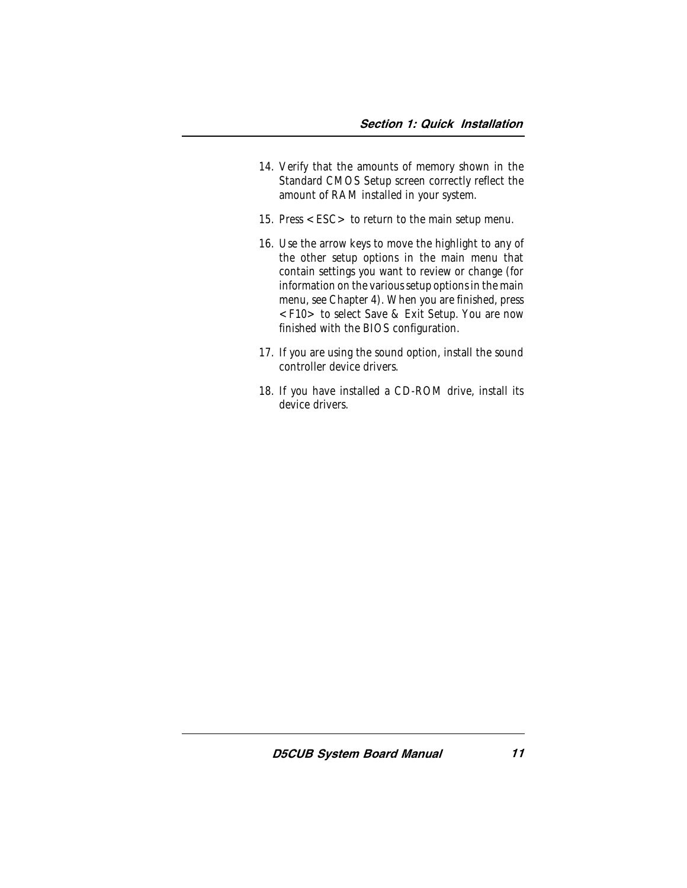14. Verify that the amounts of memory shown in the Standard CMOS Setup screen correctly reflect the amount of RAM installed in your system.

15. Press <ESC> to return to the main setup menu.

16. Use the arrow keys to move the highlight to any of the other setup options in the main menu that contain settings you want to review or change (for information on the various setup options in the main menu, see Chapter 4). When you are finished, press <F10> to select Save & Exit Setup. You are now finished with the BIOS configuration.

17. If you are using the sound option, install the sound controller device drivers.

18. If you have installed a CD-ROM drive, install its device drivers.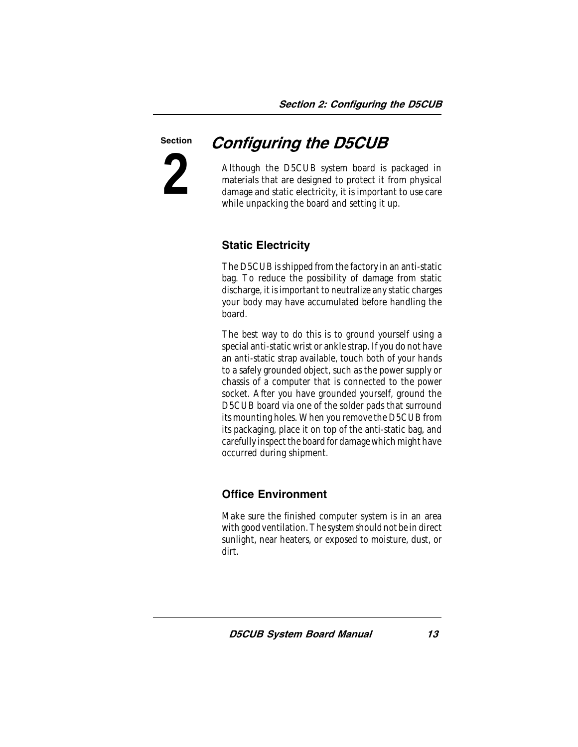# Section 2

## Configuring the D5CUB

Although the D5CUB system board is packaged in materials that are designed to protect it from physical damage and static electricity, it is important to use care while unpacking the board and setting it up.

### Static Electricity

The D5CUB is shipped from the factory in an anti-static bag. To reduce the possibility of damage from static discharge, it is important to neutralize any static charges your body may have accumulated before handling the board.

The best way to do this is to ground yourself using a special anti-static wrist or ankle strap. If you do not have an anti-static strap available, touch both of your hands to a safely grounded object, such as the power supply or chassis of a computer that is connected to the power socket. After you have grounded yourself, ground the D5CUB board via one of the solder pads that surround its mounting holes. When you remove the D5CUB from its packaging, place it on top of the anti-static bag, and carefully inspect the board for damage which might have occurred during shipment.

### Office Environment

Make sure the finished computer system is in an area with good ventilation. The system should not be in direct sunlight, near heaters, or exposed to moisture, dust, or dirt.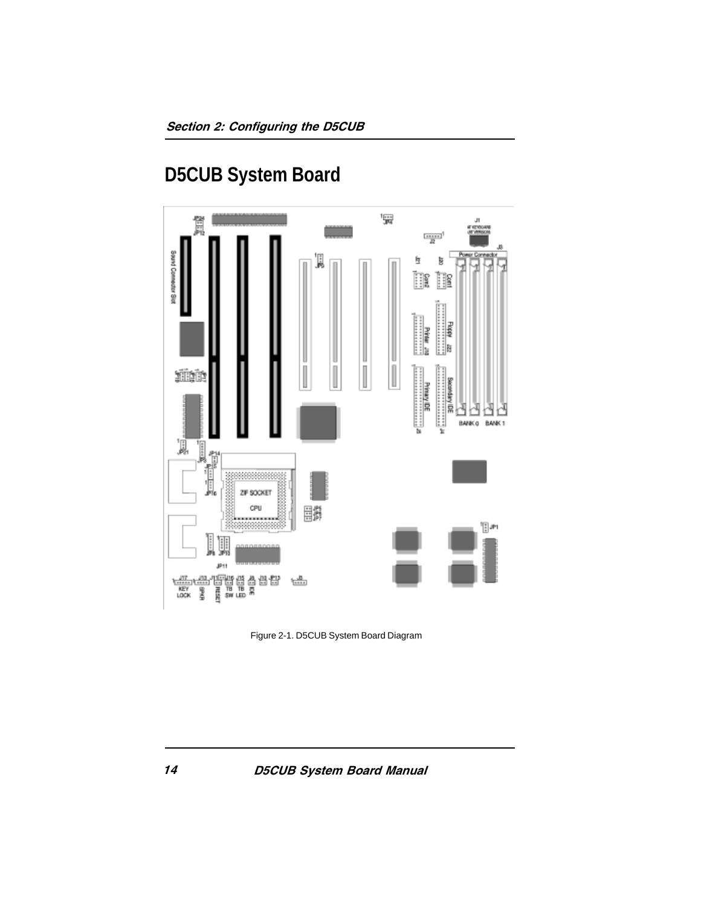# D5CUB System Board

Figure 2-1. D5CUB System Board Diagram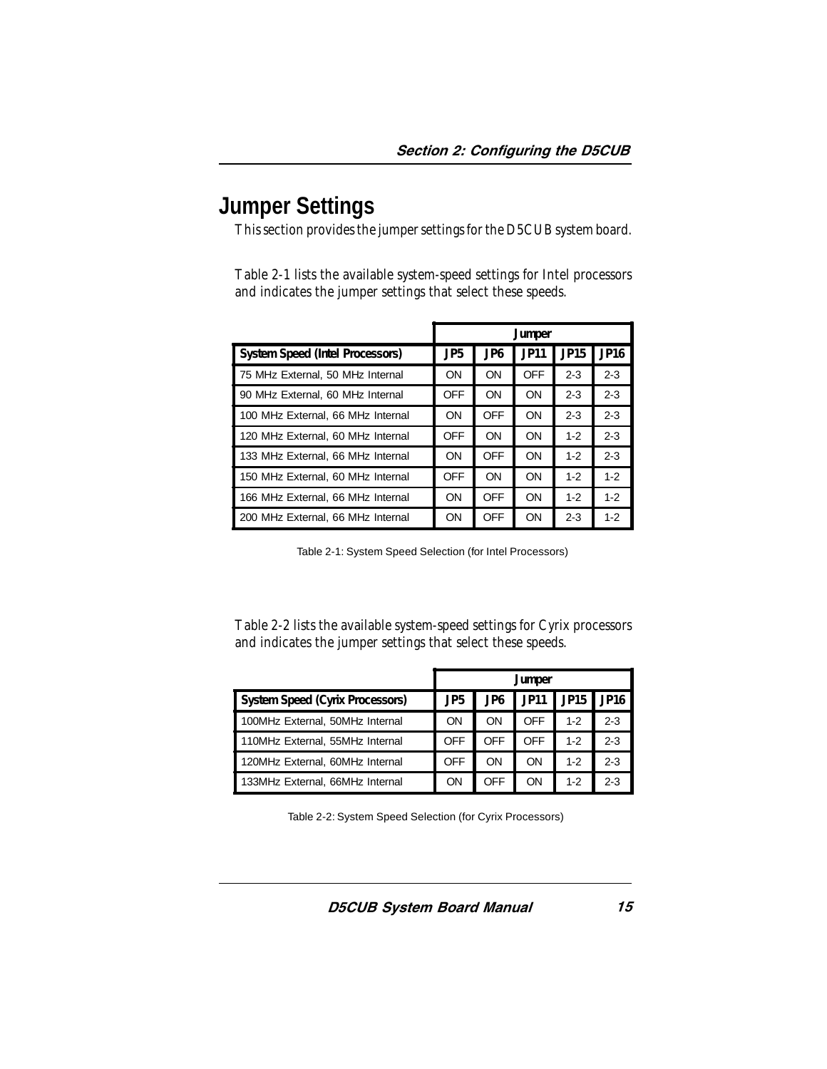# Jumper Settings

This section provides the jumper settings for the D5CUB system board.

Table 2-1 lists the available system-speed settings for Intel processors and indicates the jumper settings that select these speeds.

| | Jumper | | | | |
|---|---|---|---|---|---|
| **System Speed (Intel Processors)** | **JP5** | **JP6** | **JP11** | **JP15** | **JP16** |
| 75 MHz External, 50 MHz Internal | ON | ON | OFF | 2-3 | 2-3 |
| 90 MHz External, 60 MHz Internal | OFF | ON | ON | 2-3 | 2-3 |
| 100 MHz External, 66 MHz Internal | ON | OFF | ON | 2-3 | 2-3 |
| 120 MHz External, 60 MHz Internal | OFF | ON | ON | 1-2 | 2-3 |
| 133 MHz External, 66 MHz Internal | ON | OFF | ON | 1-2 | 2-3 |
| 150 MHz External, 60 MHz Internal | OFF | ON | ON | 1-2 | 1-2 |
| 166 MHz External, 66 MHz Internal | ON | OFF | ON | 1-2 | 1-2 |
| 200 MHz External, 66 MHz Internal | ON | OFF | ON | 2-3 | 1-2 |

Table 2-1: System Speed Selection (for Intel Processors)

Table 2-2 lists the available system-speed settings for Cyrix processors and indicates the jumper settings that select these speeds.

| | Jumper | | | | |
|---|---|---|---|---|---|
| **System Speed (Cyrix Processors)** | **JP5** | **JP6** | **JP11** | **JP15** | **JP16** |
| 100MHz External, 50MHz Internal | ON | ON | OFF | 1-2 | 2-3 |
| 110MHz External, 55MHz Internal | OFF | OFF | OFF | 1-2 | 2-3 |
| 120MHz External, 60MHz Internal | OFF | ON | ON | 1-2 | 2-3 |
| 133MHz External, 66MHz Internal | ON | OFF | ON | 1-2 | 2-3 |

Table 2-2: System Speed Selection (for Cyrix Processors)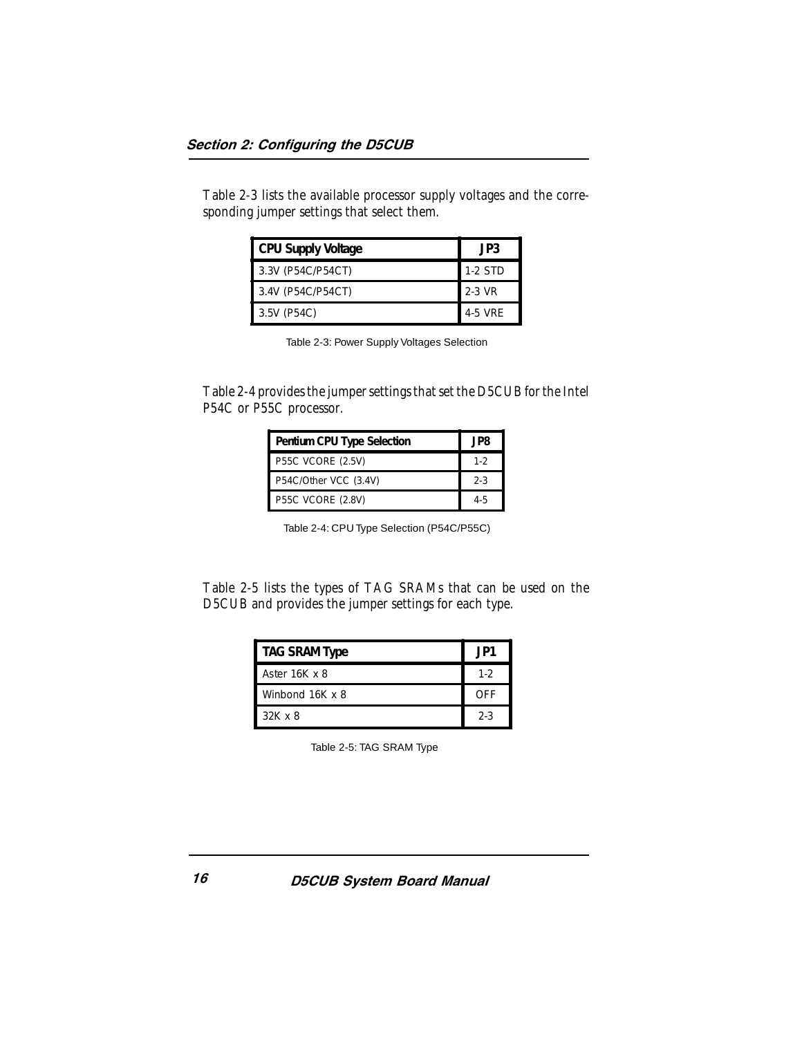Table 2-3 lists the available processor supply voltages and the corresponding jumper settings that select them.

| CPU Supply Voltage | JP3 |
| --- | --- |
| 3.3V (P54C/P54CT) | 1-2 STD |
| 3.4V (P54C/P54CT) | 2-3 VR |
| 3.5V (P54C) | 4-5 VRE |

Table 2-3: Power Supply Voltages Selection

Table 2-4 provides the jumper settings that set the D5CUB for the Intel P54C or P55C processor.

| Pentium CPU Type Selection | JP8 |
| --- | --- |
| P55C VCORE (2.5V) | 1-2 |
| P54C/Other VCC (3.4V) | 2-3 |
| P55C VCORE (2.8V) | 4-5 |

Table 2-4: CPU Type Selection (P54C/P55C)

Table 2-5 lists the types of TAG SRAMs that can be used on the D5CUB and provides the jumper settings for each type.

| TAG SRAM Type | JP1 |
| --- | --- |
| Aster 16K x 8 | 1-2 |
| Winbond 16K x 8 | OFF |
| 32K x 8 | 2-3 |

Table 2-5: TAG SRAM Type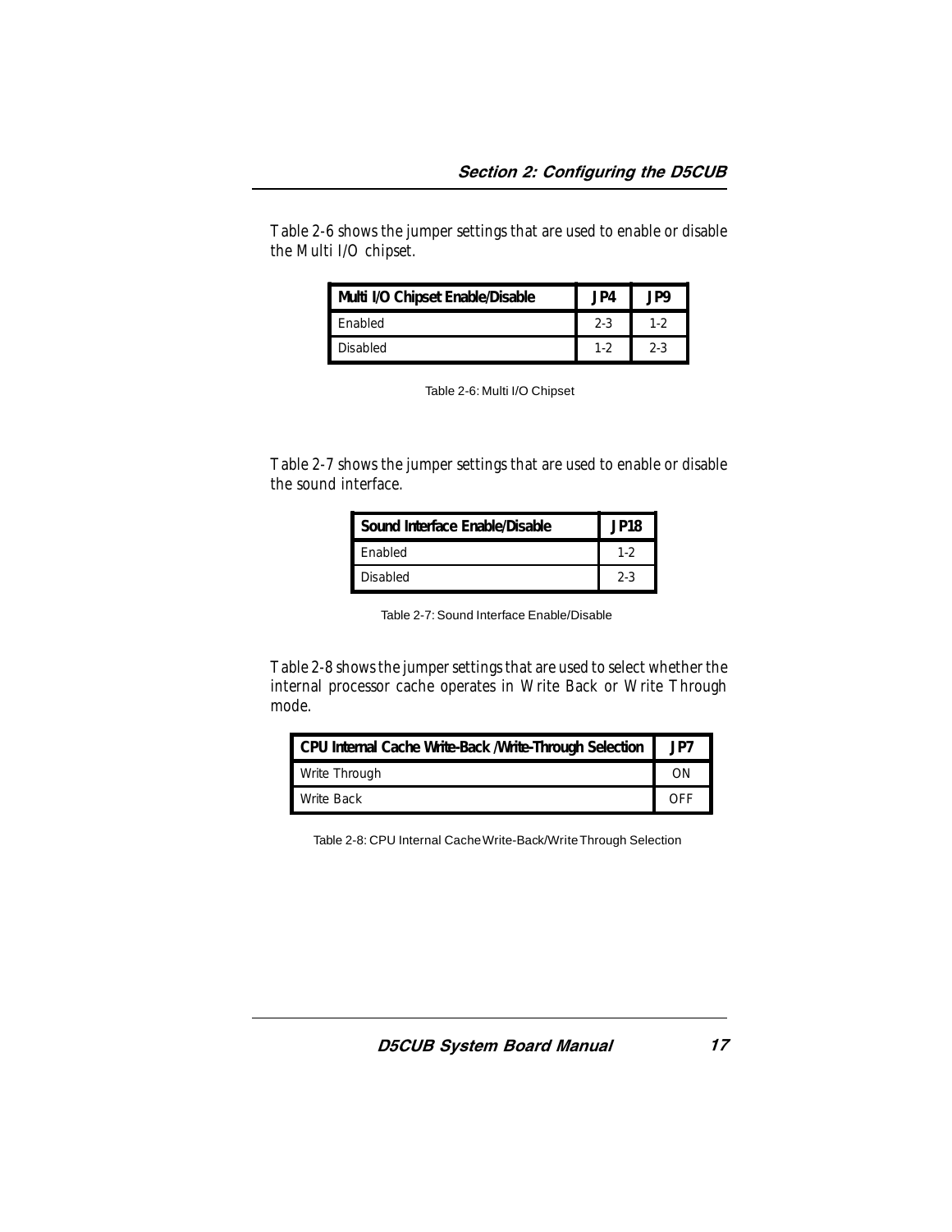Table 2-6 shows the jumper settings that are used to enable or disable the Multi I/O chipset.

| Multi I/O Chipset Enable/Disable | JP4 | JP9 |
|---|---|---|
| Enabled | 2-3 | 1-2 |
| Disabled | 1-2 | 2-3 |

Table 2-6: Multi I/O Chipset

Table 2-7 shows the jumper settings that are used to enable or disable the sound interface.

| Sound Interface Enable/Disable | JP18 |
|---|---|
| Enabled | 1-2 |
| Disabled | 2-3 |

Table 2-7: Sound Interface Enable/Disable

Table 2-8 shows the jumper settings that are used to select whether the internal processor cache operates in Write Back or Write Through mode.

| CPU Internal Cache Write-Back /Write-Through Selection | JP7 |
|---|---|
| Write Through | ON |
| Write Back | OFF |

Table 2-8: CPU Internal Cache Write-Back/Write Through Selection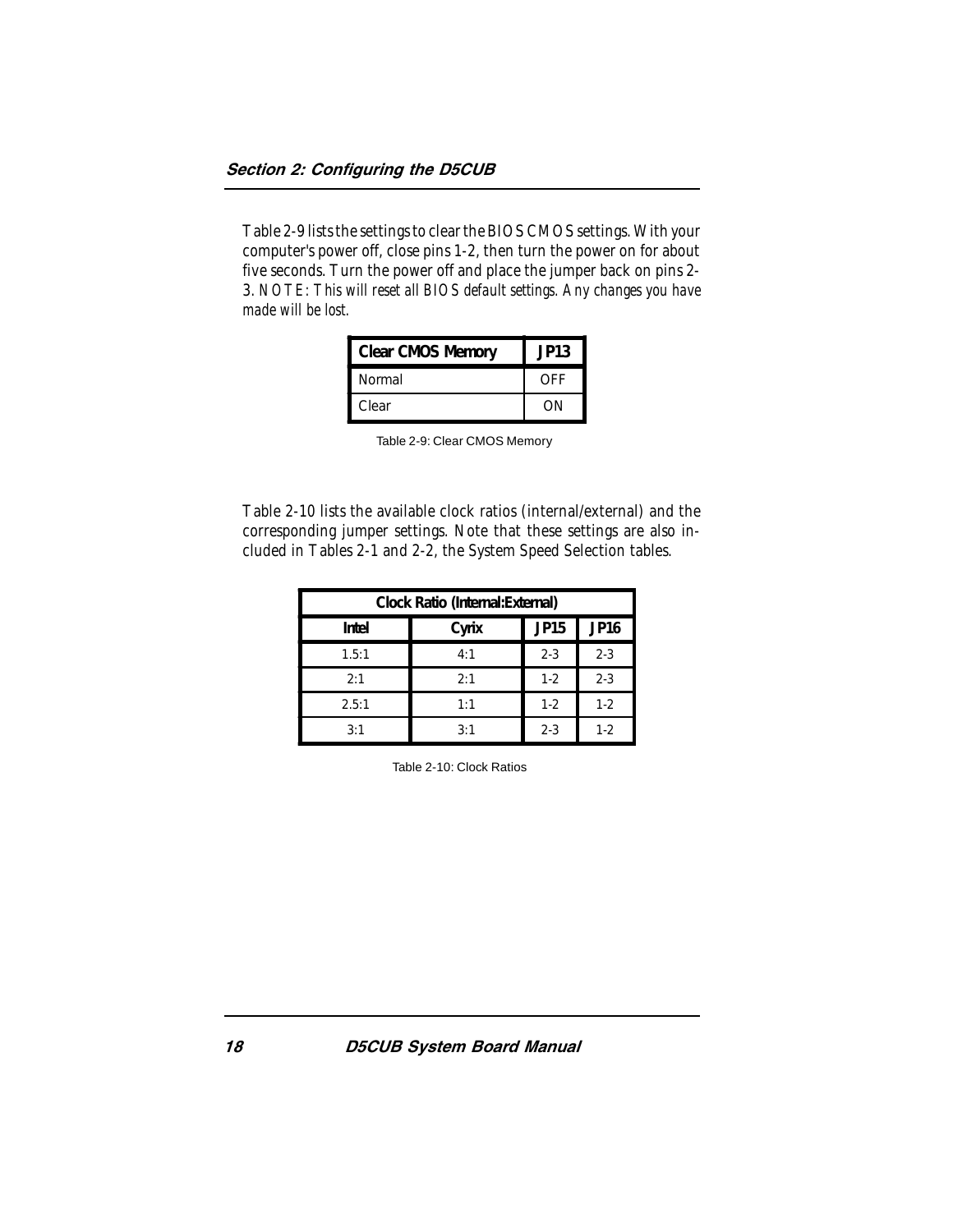Table 2-9 lists the settings to clear the BIOS CMOS settings. With your computer's power off, close pins 1-2, then turn the power on for about five seconds. Turn the power off and place the jumper back on pins 2-3. *NOTE: This will reset all BIOS default settings. Any changes you have made will be lost.*

| Clear CMOS Memory | JP13 |
|---|---|
| Normal | OFF |
| Clear | ON |

Table 2-9: Clear CMOS Memory

Table 2-10 lists the available clock ratios (internal/external) and the corresponding jumper settings. Note that these settings are also included in Tables 2-1 and 2-2, the System Speed Selection tables.

| Clock Ratio (Internal:External) | | | |
|---|---|---|---|
| Intel | Cyrix | JP15 | JP16 |
| 1.5:1 | 4:1 | 2-3 | 2-3 |
| 2:1 | 2:1 | 1-2 | 2-3 |
| 2.5:1 | 1:1 | 1-2 | 1-2 |
| 3:1 | 3:1 | 2-3 | 1-2 |

Table 2-10: Clock Ratios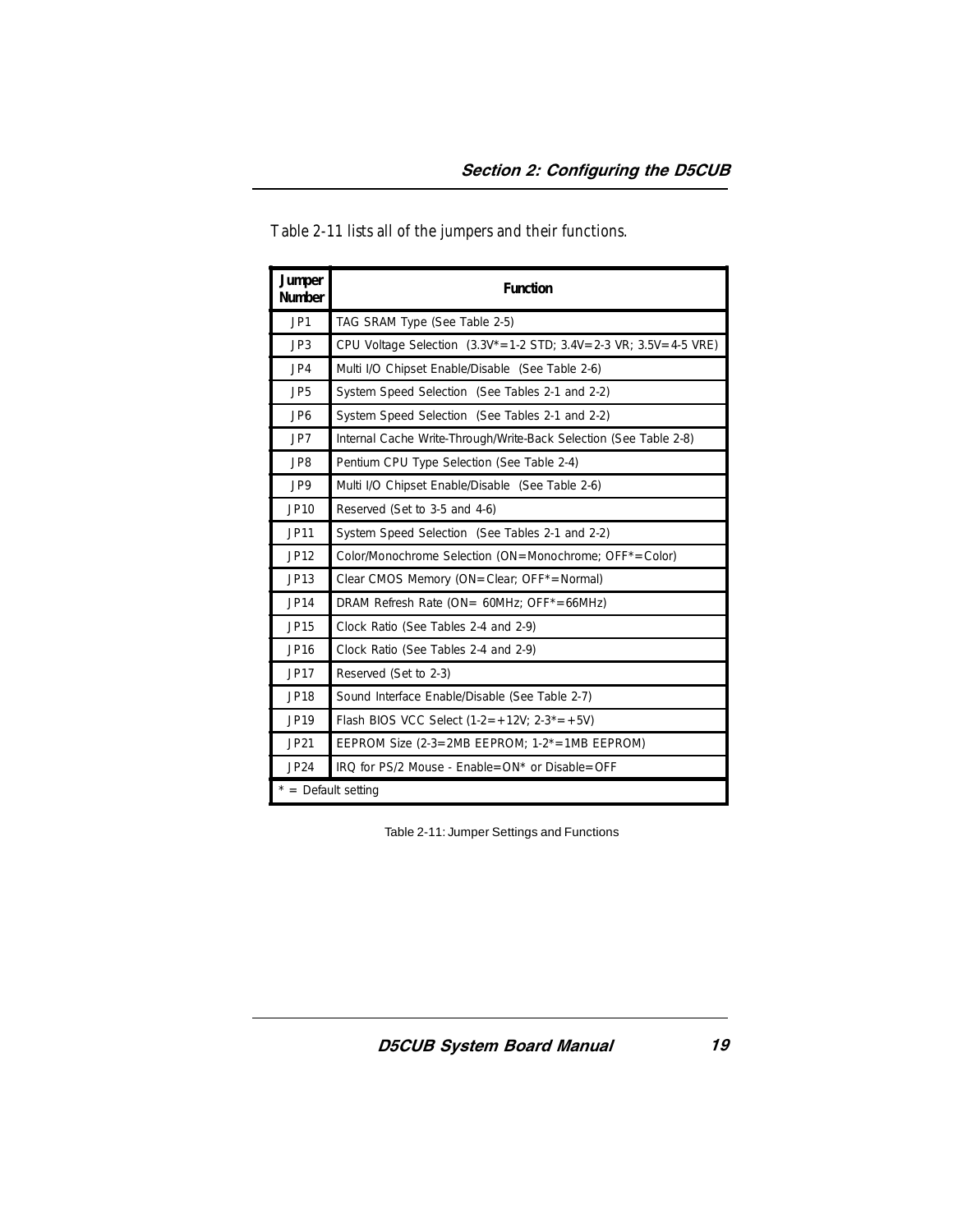Table 2-11 lists all of the jumpers and their functions.

| Jumper Number | Function |
|---|---|
| JP1 | TAG SRAM Type (See Table 2-5) |
| JP3 | CPU Voltage Selection (3.3V*=1-2 STD; 3.4V=2-3 VR; 3.5V=4-5 VRE) |
| JP4 | Multi I/O Chipset Enable/Disable (See Table 2-6) |
| JP5 | System Speed Selection (See Tables 2-1 and 2-2) |
| JP6 | System Speed Selection (See Tables 2-1 and 2-2) |
| JP7 | Internal Cache Write-Through/Write-Back Selection (See Table 2-8) |
| JP8 | Pentium CPU Type Selection (See Table 2-4) |
| JP9 | Multi I/O Chipset Enable/Disable (See Table 2-6) |
| JP10 | Reserved (Set to 3-5 and 4-6) |
| JP11 | System Speed Selection (See Tables 2-1 and 2-2) |
| JP12 | Color/Monochrome Selection (ON=Monochrome; OFF*=Color) |
| JP13 | Clear CMOS Memory (ON=Clear; OFF*=Normal) |
| JP14 | DRAM Refresh Rate (ON= 60MHz; OFF*=66MHz) |
| JP15 | Clock Ratio (See Tables 2-4 and 2-9) |
| JP16 | Clock Ratio (See Tables 2-4 and 2-9) |
| JP17 | Reserved (Set to 2-3) |
| JP18 | Sound Interface Enable/Disable (See Table 2-7) |
| JP19 | Flash BIOS VCC Select (1-2=+12V; 2-3*=+5V) |
| JP21 | EEPROM Size (2-3=2MB EEPROM; 1-2*=1MB EEPROM) |
| JP24 | IRQ for PS/2 Mouse - Enable=ON* or Disable=OFF |
| * = Default setting | |

Table 2-11: Jumper Settings and Functions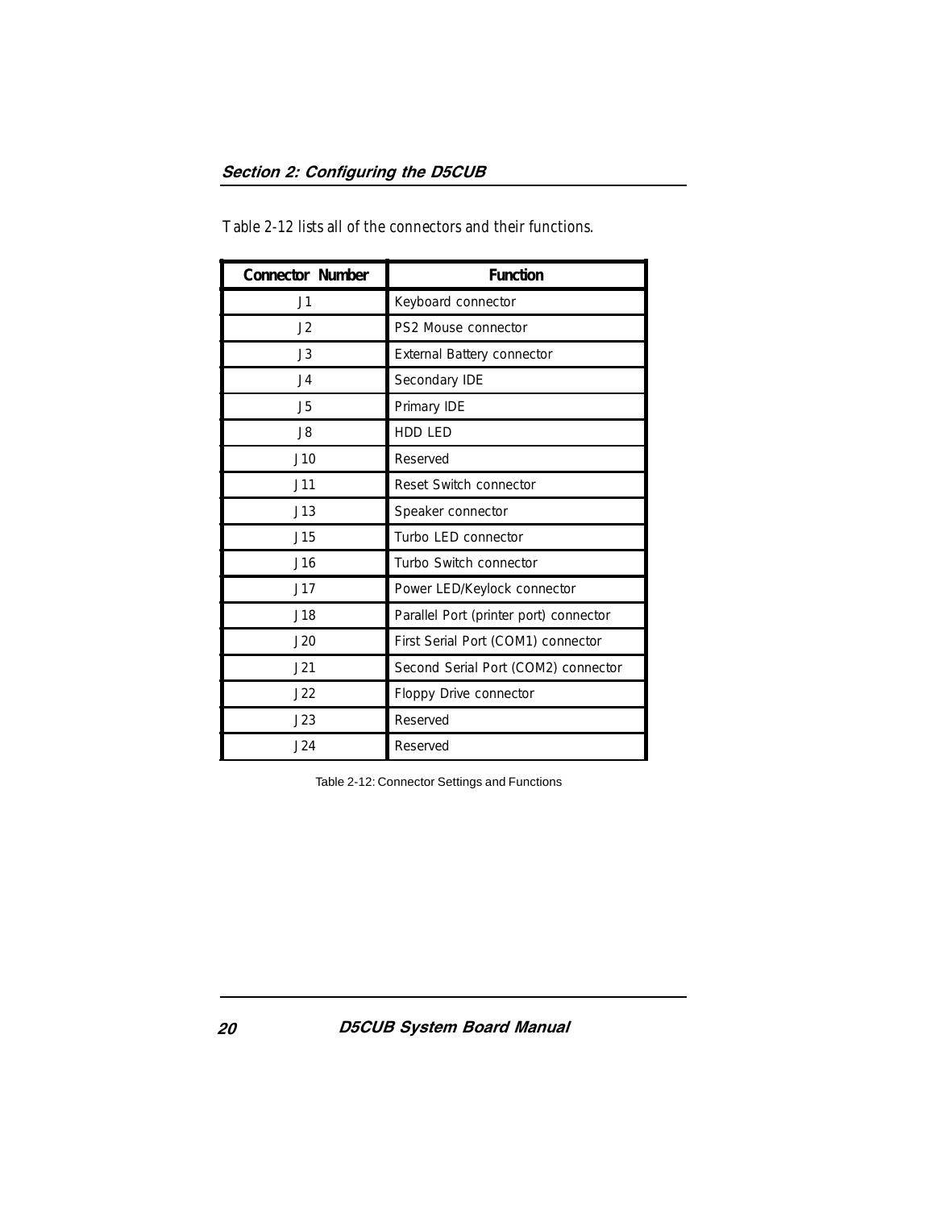Table 2-12 lists all of the connectors and their functions.

| Connector Number | Function |
| --- | --- |
| J1 | Keyboard connector |
| J2 | PS2 Mouse connector |
| J3 | External Battery connector |
| J4 | Secondary IDE |
| J5 | Primary IDE |
| J8 | HDD LED |
| J10 | Reserved |
| J11 | Reset Switch connector |
| J13 | Speaker connector |
| J15 | Turbo LED connector |
| J16 | Turbo Switch connector |
| J17 | Power LED/Keylock connector |
| J18 | Parallel Port (printer port) connector |
| J20 | First Serial Port (COM1) connector |
| J21 | Second Serial Port (COM2) connector |
| J22 | Floppy Drive connector |
| J23 | Reserved |
| J24 | Reserved |

Table 2-12: Connector Settings and Functions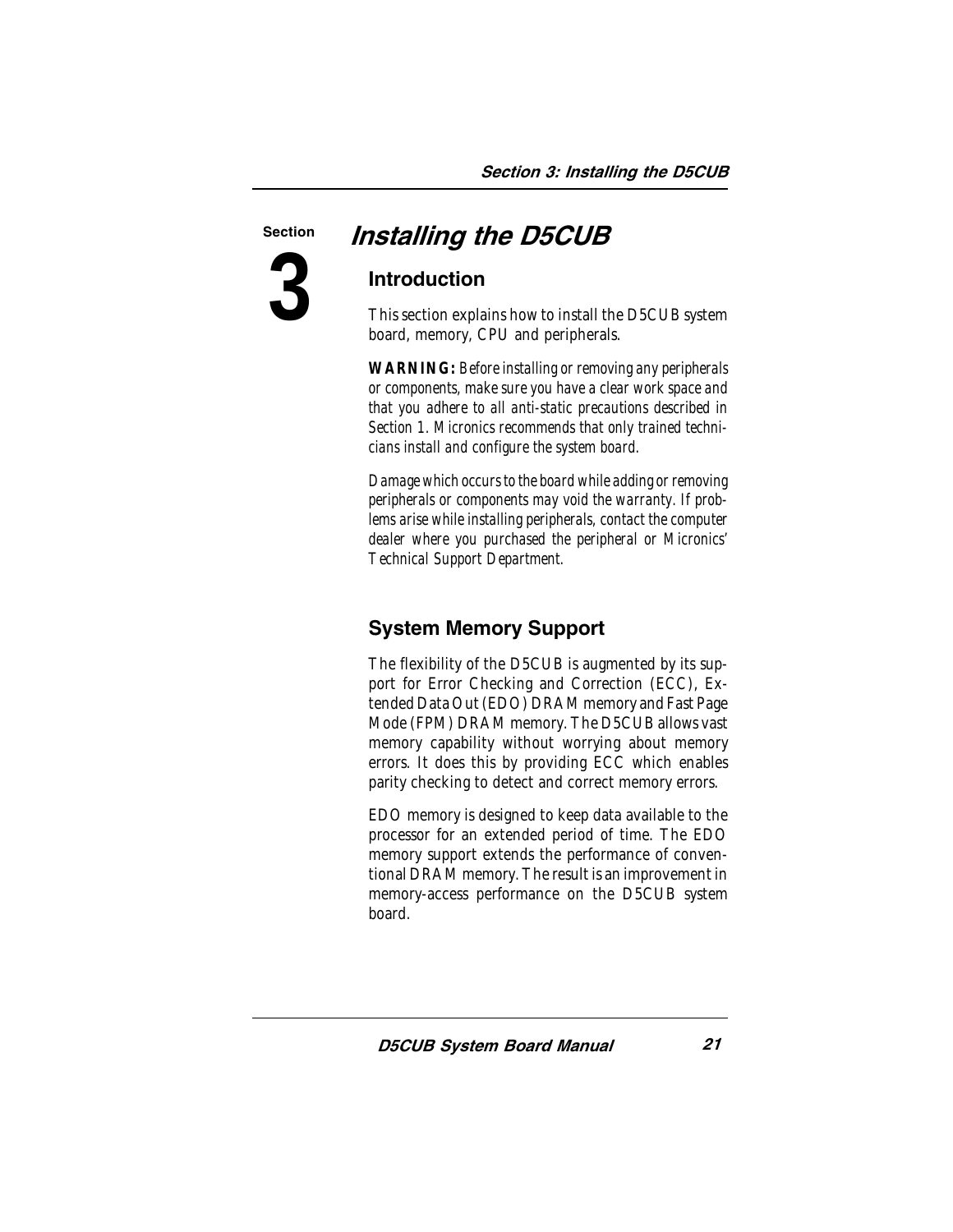Section

# 3

# Installing the D5CUB

## Introduction

This section explains how to install the D5CUB system board, memory, CPU and peripherals.

**WARNING:** *Before installing or removing any peripherals or components, make sure you have a clear work space and that you adhere to all anti-static precautions described in Section 1. Micronics recommends that only trained technicians install and configure the system board.*

*Damage which occurs to the board while adding or removing peripherals or components may void the warranty. If problems arise while installing peripherals, contact the computer dealer where you purchased the peripheral or Micronics' Technical Support Department.*

## System Memory Support

The flexibility of the D5CUB is augmented by its support for Error Checking and Correction (ECC), Extended Data Out (EDO) DRAM memory and Fast Page Mode (FPM) DRAM memory. The D5CUB allows vast memory capability without worrying about memory errors. It does this by providing ECC which enables parity checking to detect and correct memory errors.

EDO memory is designed to keep data available to the processor for an extended period of time. The EDO memory support extends the performance of conventional DRAM memory. The result is an improvement in memory-access performance on the D5CUB system board.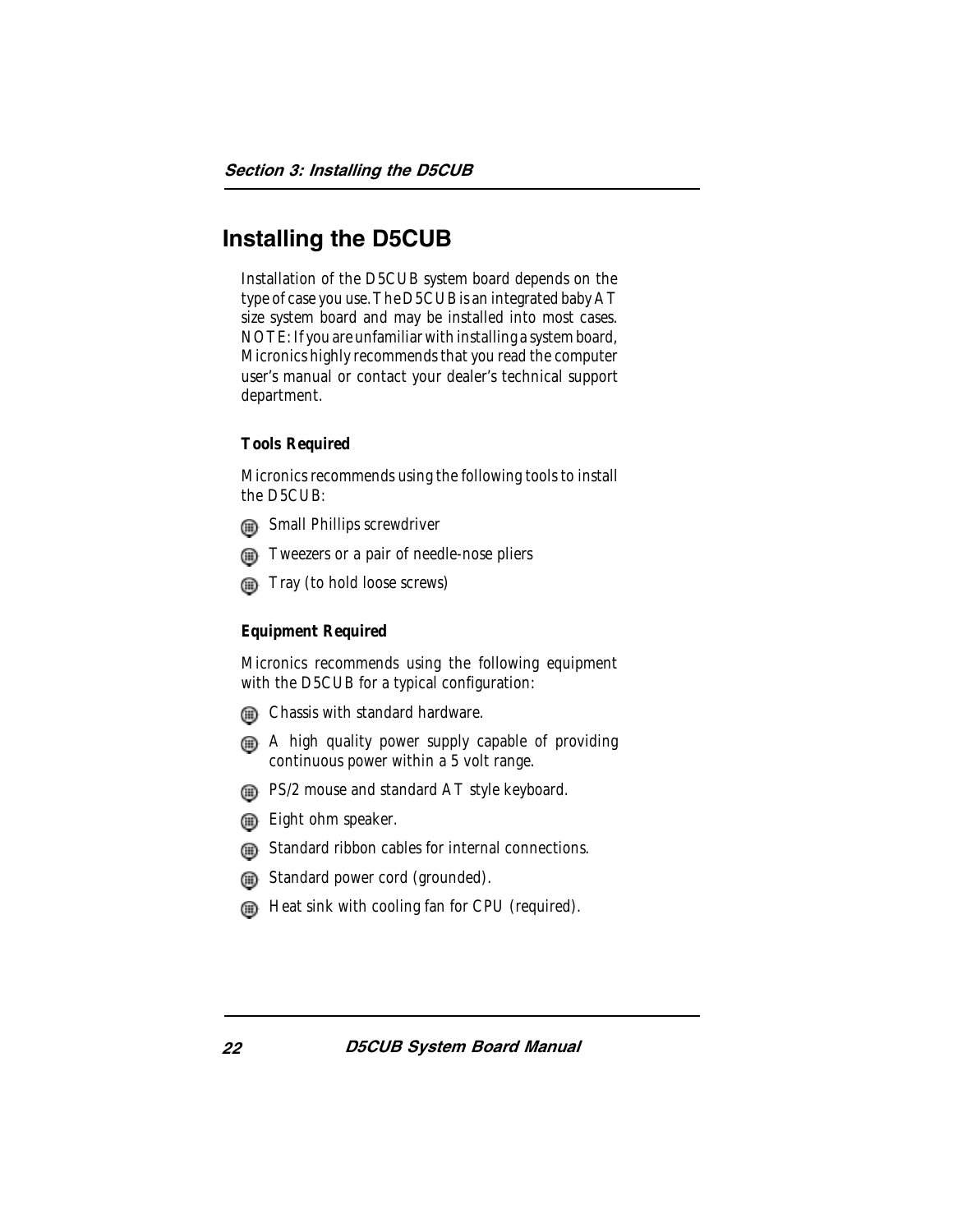# Installing the D5CUB

Installation of the D5CUB system board depends on the type of case you use. The D5CUB is an integrated baby AT size system board and may be installed into most cases. NOTE: If you are unfamiliar with installing a system board, Micronics highly recommends that you read the computer user's manual or contact your dealer's technical support department.

**Tools Required**

Micronics recommends using the following tools to install the D5CUB:

- Small Phillips screwdriver
- Tweezers or a pair of needle-nose pliers
- Tray (to hold loose screws)

**Equipment Required**

Micronics recommends using the following equipment with the D5CUB for a typical configuration:

- Chassis with standard hardware.
- A high quality power supply capable of providing continuous power within a 5 volt range.
- PS/2 mouse and standard AT style keyboard.
- Eight ohm speaker.
- Standard ribbon cables for internal connections.
- Standard power cord (grounded).
- Heat sink with cooling fan for CPU (required).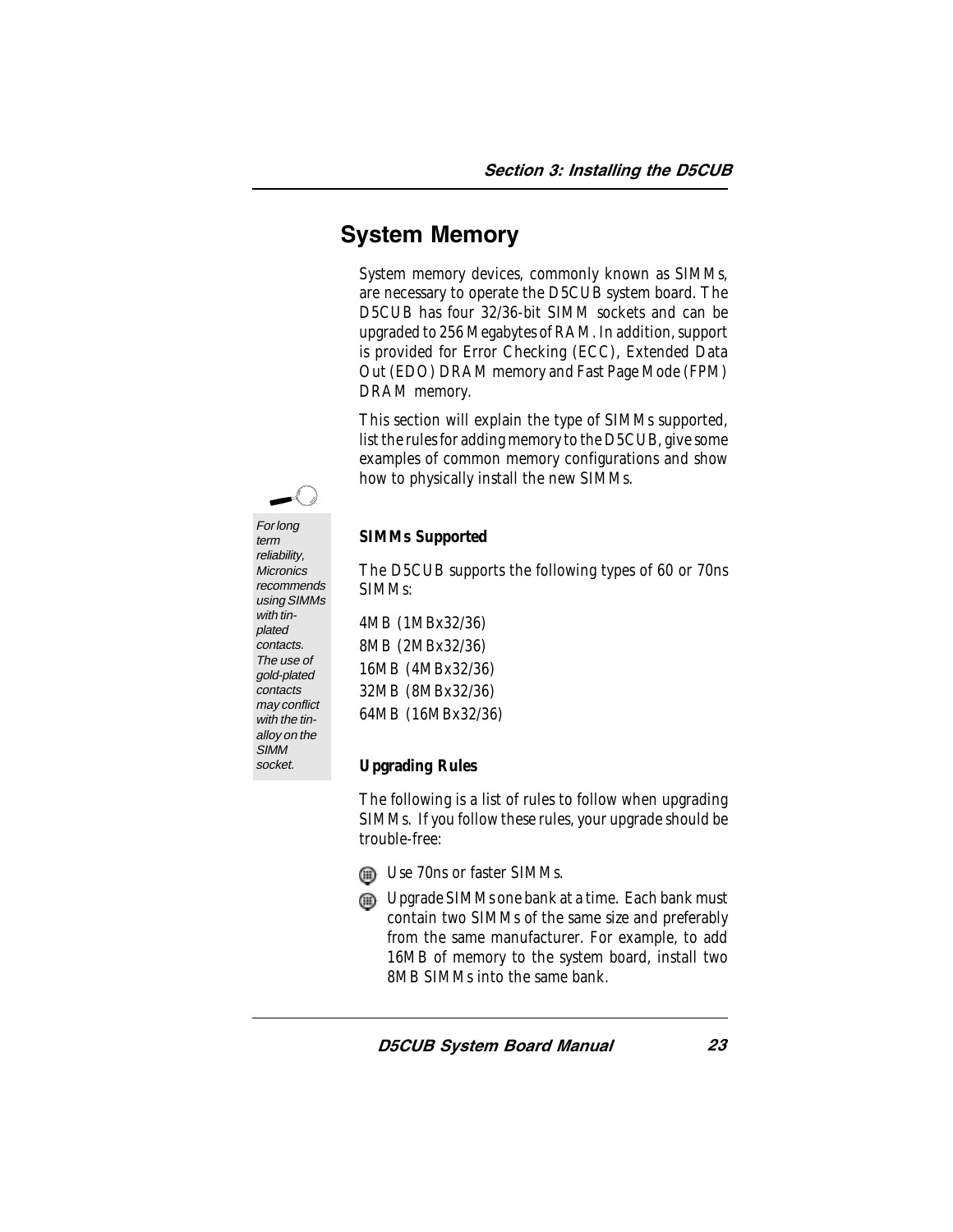## System Memory

System memory devices, commonly known as SIMMs, are necessary to operate the D5CUB system board. The D5CUB has four 32/36-bit SIMM sockets and can be upgraded to 256 Megabytes of RAM. In addition, support is provided for Error Checking (ECC), Extended Data Out (EDO) DRAM memory and Fast Page Mode (FPM) DRAM memory.

This section will explain the type of SIMMs supported, list the rules for adding memory to the D5CUB, give some examples of common memory configurations and show how to physically install the new SIMMs.

*For long term reliability, Micronics recommends using SIMMs with tin-plated contacts. The use of gold-plated contacts may conflict with the tin-alloy on the SIMM socket.*

### SIMMs Supported

The D5CUB supports the following types of 60 or 70ns SIMMs:

4MB (1MBx32/36)
8MB (2MBx32/36)
16MB (4MBx32/36)
32MB (8MBx32/36)
64MB (16MBx32/36)

### Upgrading Rules

The following is a list of rules to follow when upgrading SIMMs. If you follow these rules, your upgrade should be trouble-free:

- Use 70ns or faster SIMMs.
- Upgrade SIMMs one bank at a time. Each bank must contain two SIMMs of the same size and preferably from the same manufacturer. For example, to add 16MB of memory to the system board, install two 8MB SIMMs into the same bank.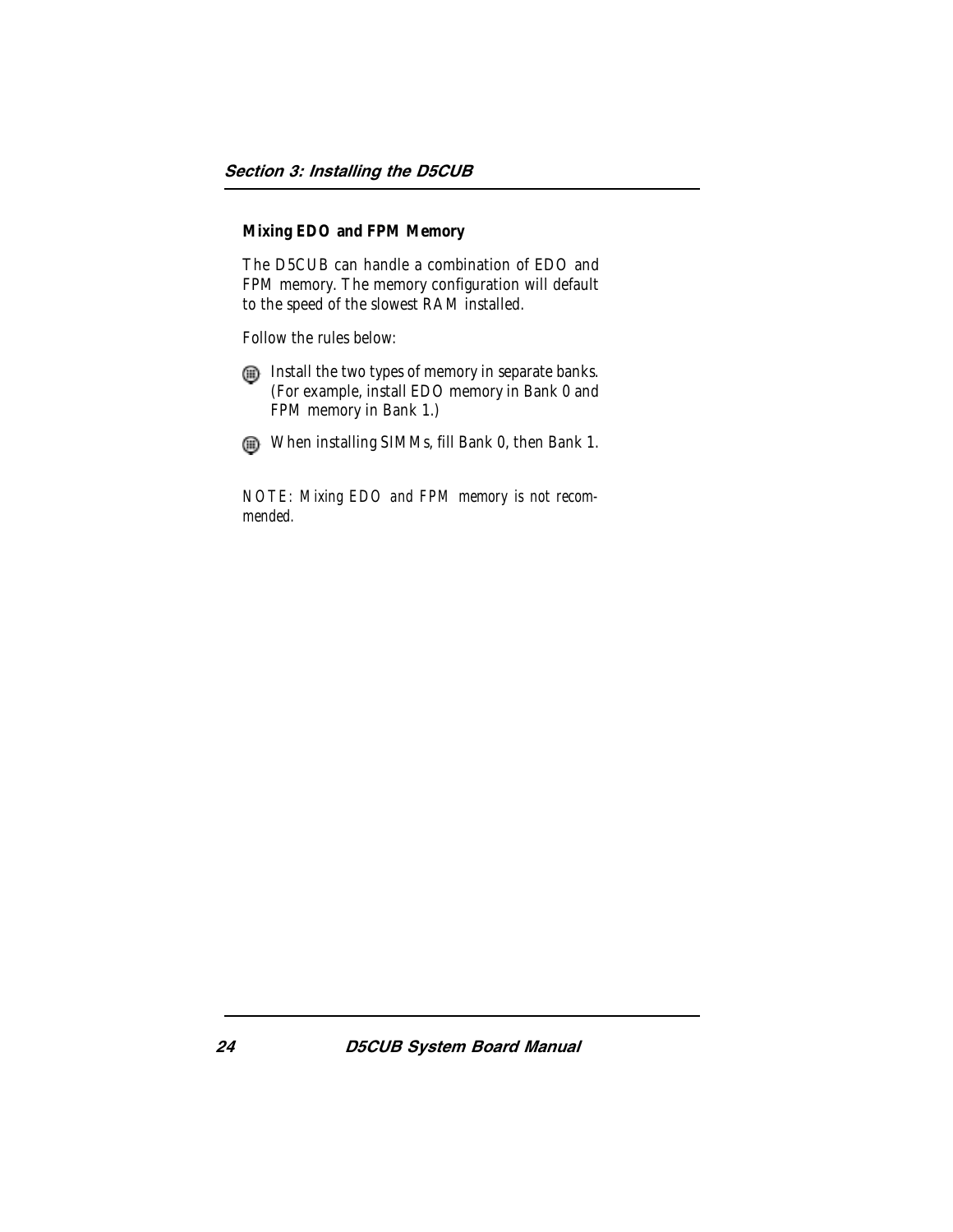### Mixing EDO and FPM Memory

The D5CUB can handle a combination of EDO and FPM memory. The memory configuration will default to the speed of the slowest RAM installed.

Follow the rules below:

- Install the two types of memory in separate banks. (For example, install EDO memory in Bank 0 and FPM memory in Bank 1.)
- When installing SIMMs, fill Bank 0, then Bank 1.

*NOTE: Mixing EDO and FPM memory is not recommended.*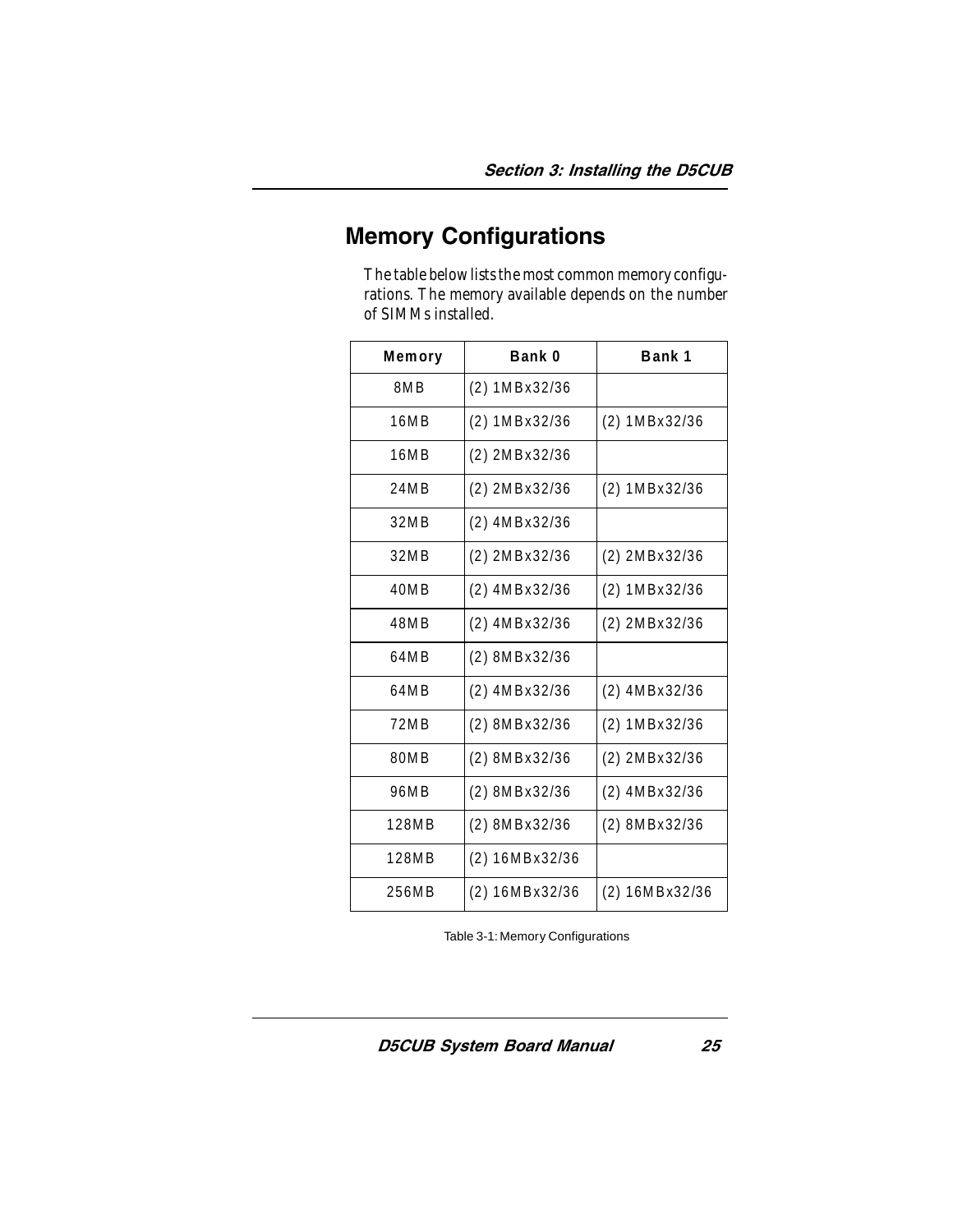# Memory Configurations

The table below lists the most common memory configurations. The memory available depends on the number of SIMMs installed.

| Memory | Bank 0 | Bank 1 |
|---|---|---|
| 8MB | (2) 1MBx32/36 | |
| 16MB | (2) 1MBx32/36 | (2) 1MBx32/36 |
| 16MB | (2) 2MBx32/36 | |
| 24MB | (2) 2MBx32/36 | (2) 1MBx32/36 |
| 32MB | (2) 4MBx32/36 | |
| 32MB | (2) 2MBx32/36 | (2) 2MBx32/36 |
| 40MB | (2) 4MBx32/36 | (2) 1MBx32/36 |
| 48MB | (2) 4MBx32/36 | (2) 2MBx32/36 |
| 64MB | (2) 8MBx32/36 | |
| 64MB | (2) 4MBx32/36 | (2) 4MBx32/36 |
| 72MB | (2) 8MBx32/36 | (2) 1MBx32/36 |
| 80MB | (2) 8MBx32/36 | (2) 2MBx32/36 |
| 96MB | (2) 8MBx32/36 | (2) 4MBx32/36 |
| 128MB | (2) 8MBx32/36 | (2) 8MBx32/36 |
| 128MB | (2) 16MBx32/36 | |
| 256MB | (2) 16MBx32/36 | (2) 16MBx32/36 |

Table 3-1: Memory Configurations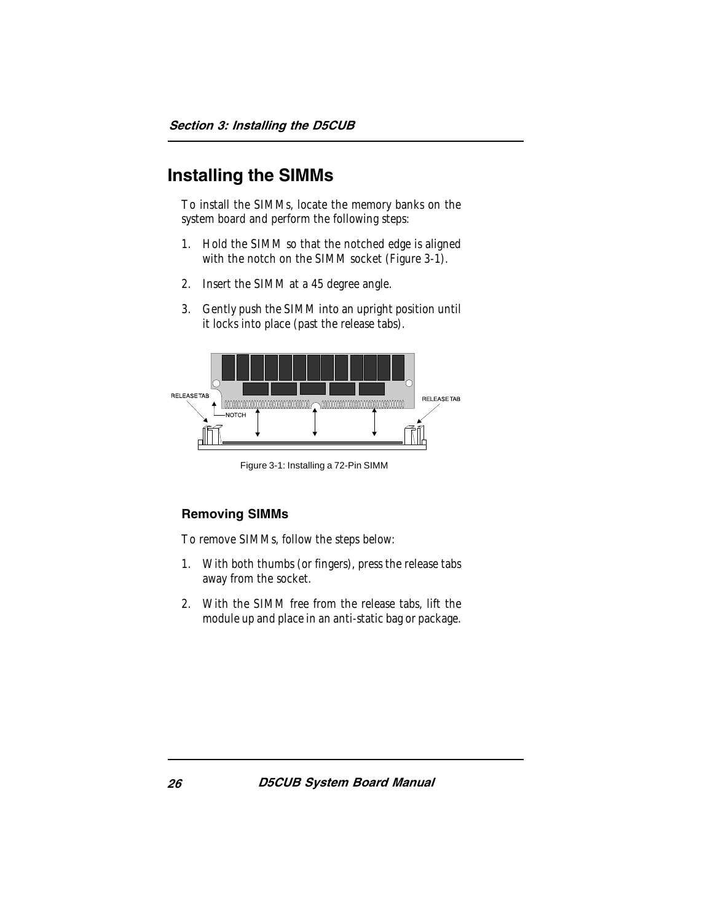## Installing the SIMMs

To install the SIMMs, locate the memory banks on the system board and perform the following steps:

1. Hold the SIMM so that the notched edge is aligned with the notch on the SIMM socket (Figure 3-1).
2. Insert the SIMM at a 45 degree angle.
3. Gently push the SIMM into an upright position until it locks into place (past the release tabs).

Figure 3-1: Installing a 72-Pin SIMM

### Removing SIMMs

To remove SIMMs, follow the steps below:

1. With both thumbs (or fingers), press the release tabs away from the socket.
2. With the SIMM free from the release tabs, lift the module up and place in an anti-static bag or package.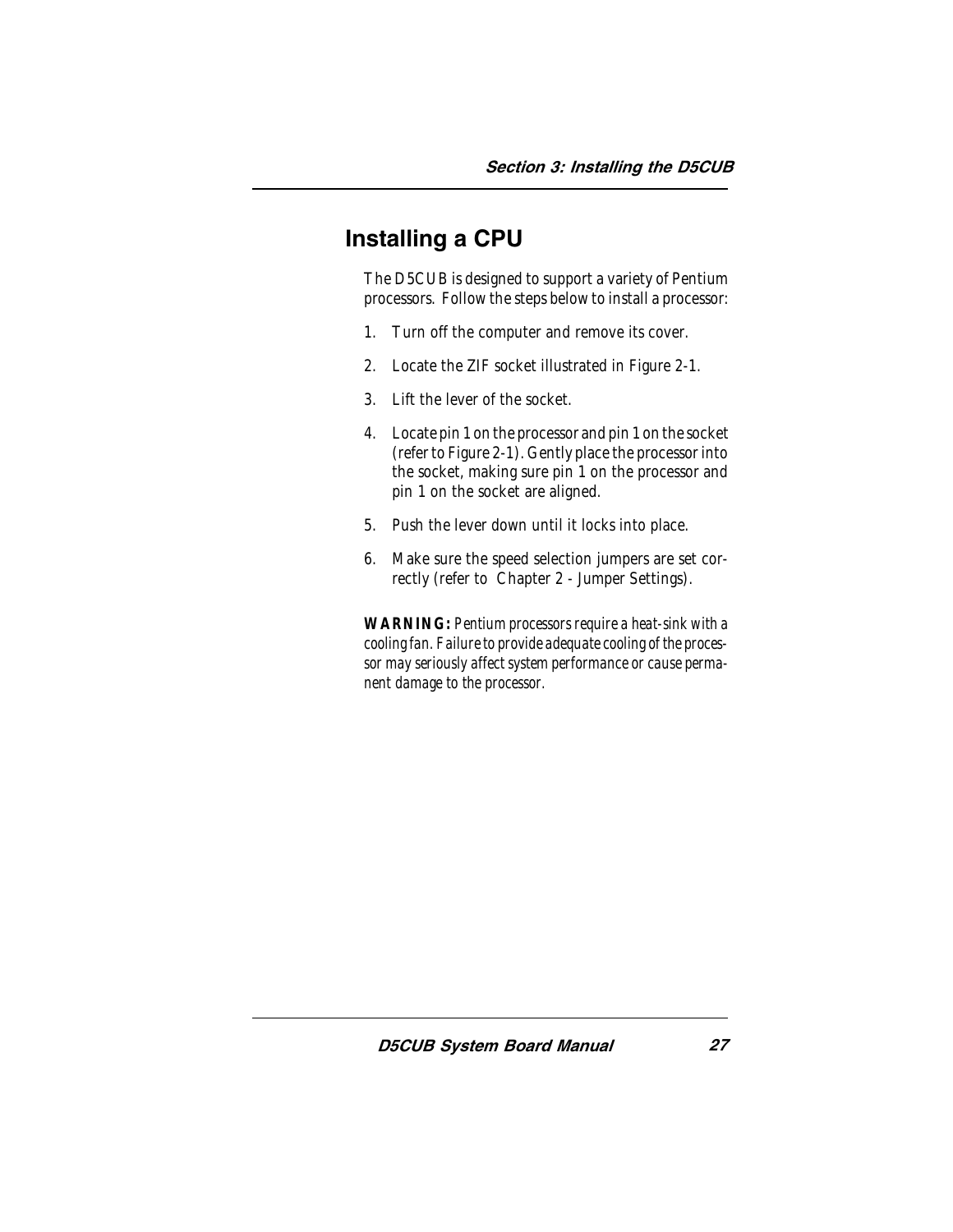# Installing a CPU

The D5CUB is designed to support a variety of Pentium processors. Follow the steps below to install a processor:

1. Turn off the computer and remove its cover.
2. Locate the ZIF socket illustrated in Figure 2-1.
3. Lift the lever of the socket.
4. Locate pin 1 on the processor and pin 1 on the socket (refer to Figure 2-1). Gently place the processor into the socket, making sure pin 1 on the processor and pin 1 on the socket are aligned.
5. Push the lever down until it locks into place.
6. Make sure the speed selection jumpers are set correctly (refer to Chapter 2 - Jumper Settings).

**WARNING:** *Pentium processors require a heat-sink with a cooling fan. Failure to provide adequate cooling of the processor may seriously affect system performance or cause permanent damage to the processor.*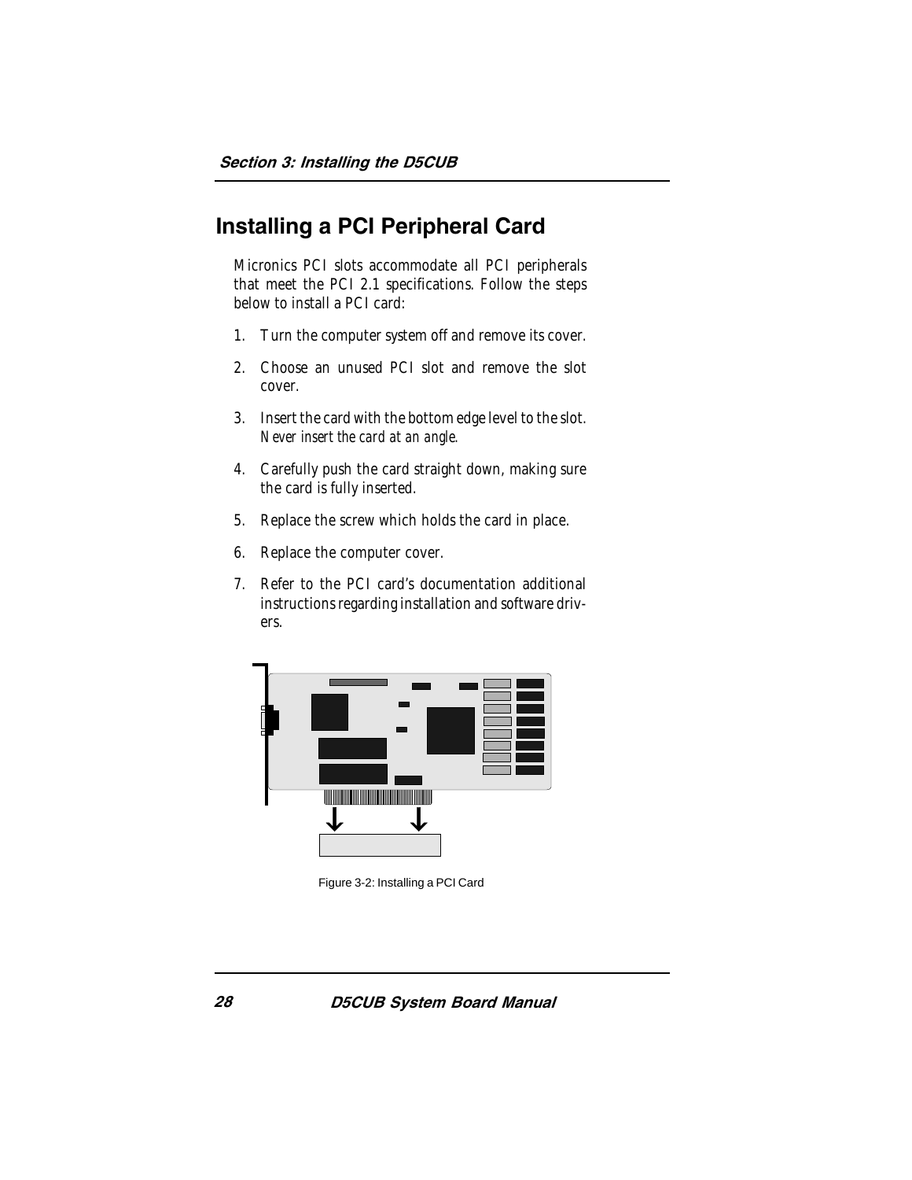## Installing a PCI Peripheral Card

Micronics PCI slots accommodate all PCI peripherals that meet the PCI 2.1 specifications. Follow the steps below to install a PCI card:

1. Turn the computer system off and remove its cover.
2. Choose an unused PCI slot and remove the slot cover.
3. Insert the card with the bottom edge level to the slot. *Never insert the card at an angle.*
4. Carefully push the card straight down, making sure the card is fully inserted.
5. Replace the screw which holds the card in place.
6. Replace the computer cover.
7. Refer to the PCI card's documentation additional instructions regarding installation and software drivers.

Figure 3-2: Installing a PCI Card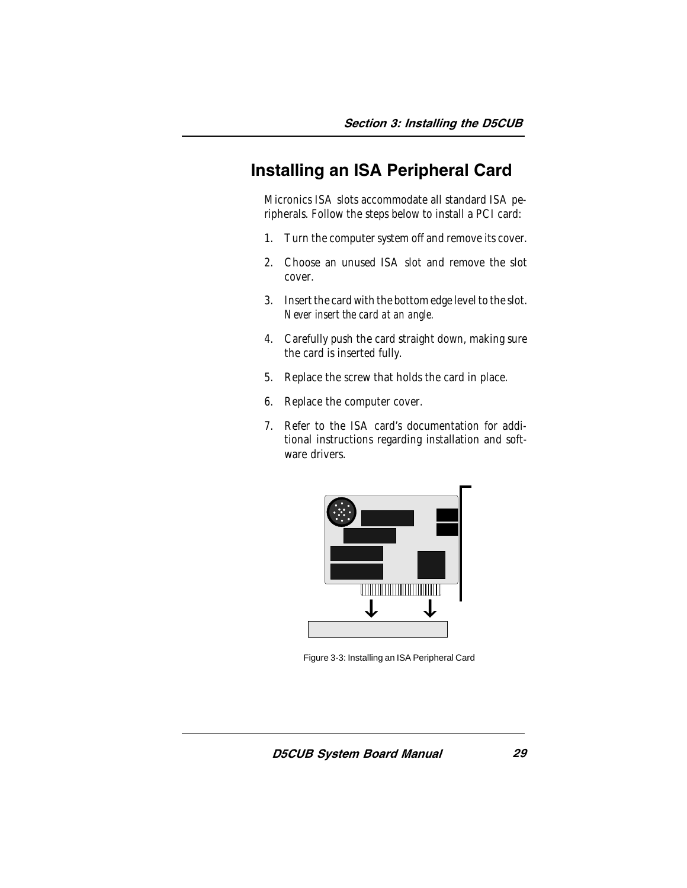## Installing an ISA Peripheral Card

Micronics ISA slots accommodate all standard ISA peripherals. Follow the steps below to install a PCI card:

1. Turn the computer system off and remove its cover.
2. Choose an unused ISA slot and remove the slot cover.
3. Insert the card with the bottom edge level to the slot. *Never insert the card at an angle.*
4. Carefully push the card straight down, making sure the card is inserted fully.
5. Replace the screw that holds the card in place.
6. Replace the computer cover.
7. Refer to the ISA card's documentation for additional instructions regarding installation and software drivers.

Figure 3-3: Installing an ISA Peripheral Card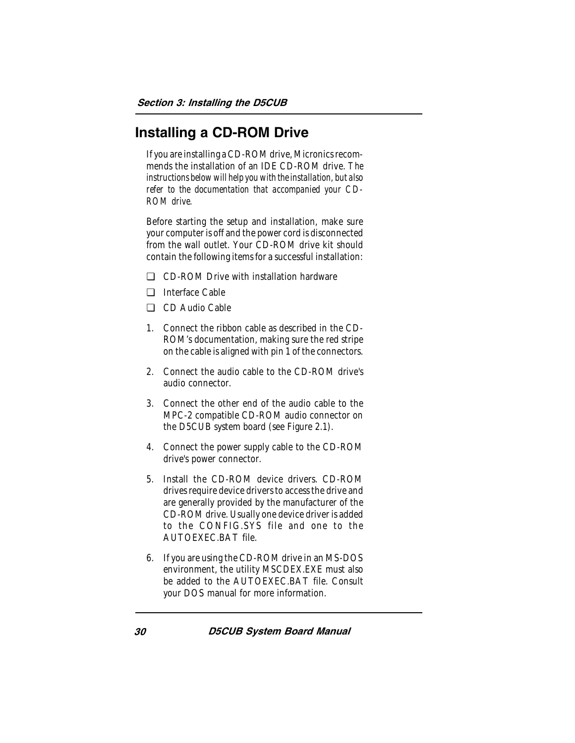# Installing a CD-ROM Drive

If you are installing a CD-ROM drive, Micronics recommends the installation of an IDE CD-ROM drive. The instructions below will help you with the installation, but also refer to the documentation that accompanied your CD-ROM drive.

Before starting the setup and installation, make sure your computer is off and the power cord is disconnected from the wall outlet. Your CD-ROM drive kit should contain the following items for a successful installation:

- ❑ CD-ROM Drive with installation hardware
- ❑ Interface Cable
- ❑ CD Audio Cable

1. Connect the ribbon cable as described in the CD-ROM's documentation, making sure the red stripe on the cable is aligned with pin 1 of the connectors.

2. Connect the audio cable to the CD-ROM drive's audio connector.

3. Connect the other end of the audio cable to the MPC-2 compatible CD-ROM audio connector on the D5CUB system board (see Figure 2.1).

4. Connect the power supply cable to the CD-ROM drive's power connector.

5. Install the CD-ROM device drivers. CD-ROM drives require device drivers to access the drive and are generally provided by the manufacturer of the CD-ROM drive. Usually one device driver is added to the CONFIG.SYS file and one to the AUTOEXEC.BAT file.

6. If you are using the CD-ROM drive in an MS-DOS environment, the utility MSCDEX.EXE must also be added to the AUTOEXEC.BAT file. Consult your DOS manual for more information.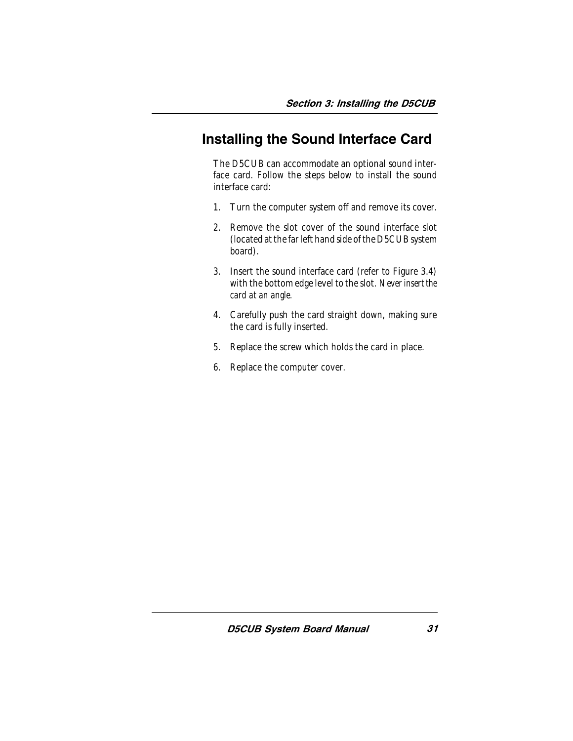## Installing the Sound Interface Card

The D5CUB can accommodate an optional sound interface card. Follow the steps below to install the sound interface card:

1. Turn the computer system off and remove its cover.
2. Remove the slot cover of the sound interface slot (located at the far left hand side of the D5CUB system board).
3. Insert the sound interface card (refer to Figure 3.4) with the bottom edge level to the slot. *Never insert the card at an angle*.
4. Carefully push the card straight down, making sure the card is fully inserted.
5. Replace the screw which holds the card in place.
6. Replace the computer cover.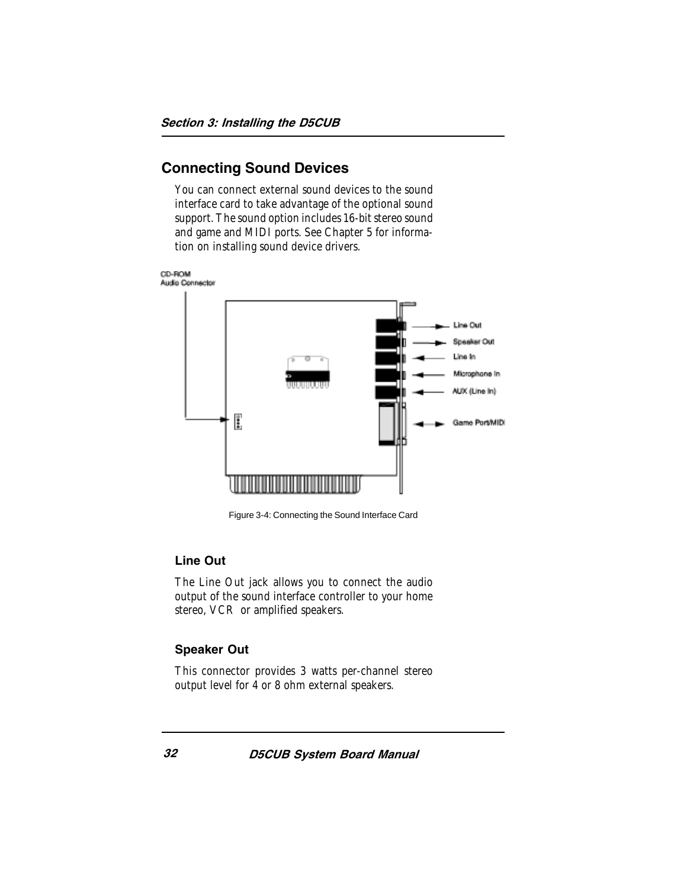## Connecting Sound Devices

You can connect external sound devices to the sound interface card to take advantage of the optional sound support. The sound option includes 16-bit stereo sound and game and MIDI ports. See Chapter 5 for information on installing sound device drivers.

Figure 3-4: Connecting the Sound Interface Card

### Line Out

The Line Out jack allows you to connect the audio output of the sound interface controller to your home stereo, VCR or amplified speakers.

### Speaker Out

This connector provides 3 watts per-channel stereo output level for 4 or 8 ohm external speakers.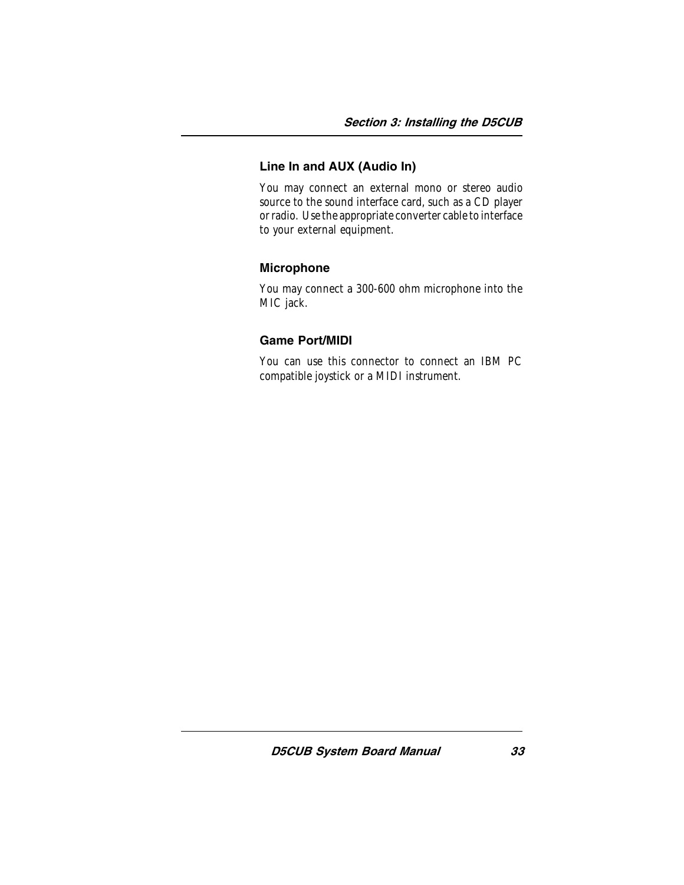### Line In and AUX (Audio In)

You may connect an external mono or stereo audio source to the sound interface card, such as a CD player or radio. Use the appropriate converter cable to interface to your external equipment.

### Microphone

You may connect a 300-600 ohm microphone into the MIC jack.

### Game Port/MIDI

You can use this connector to connect an IBM PC compatible joystick or a MIDI instrument.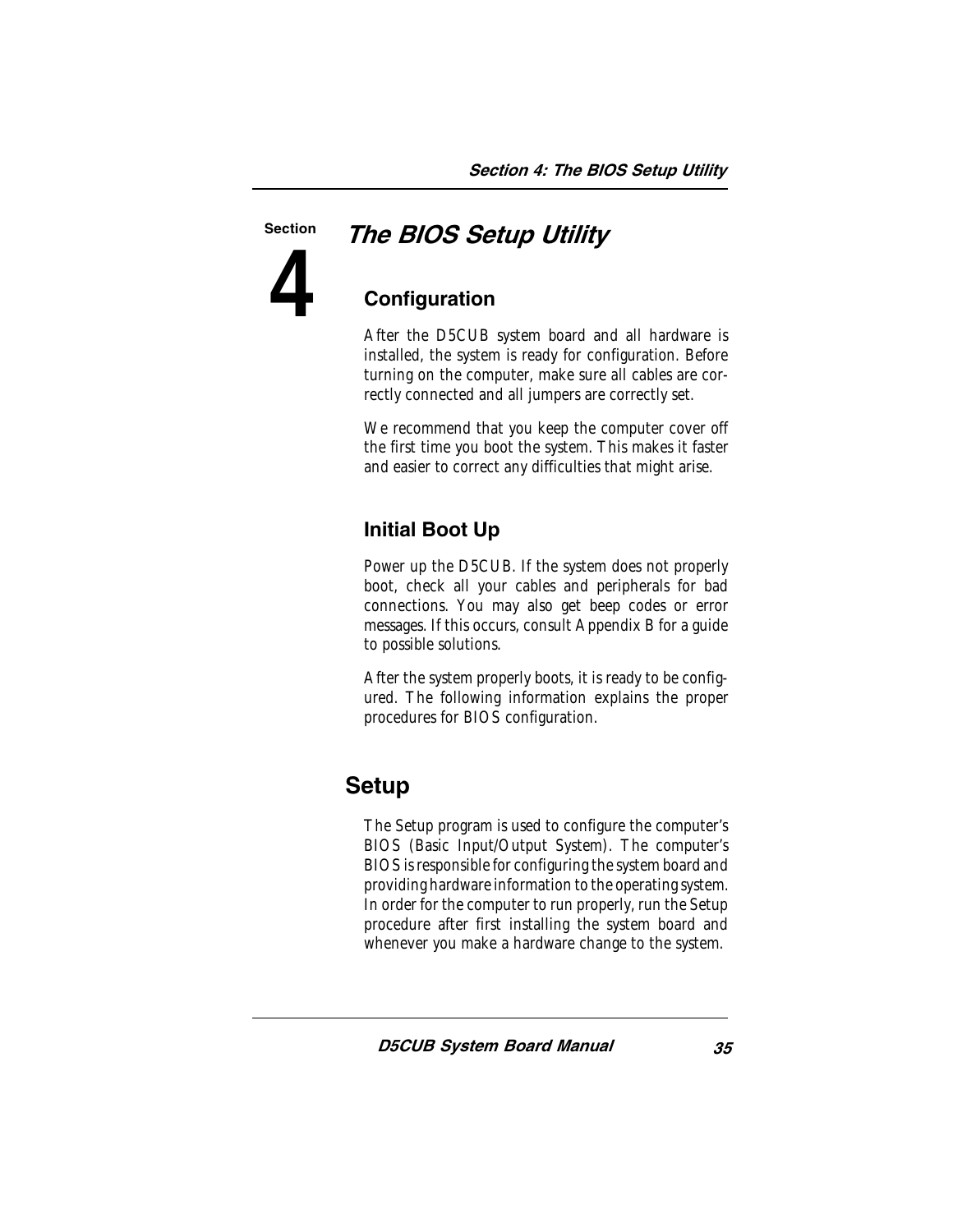Section

# 4

# The BIOS Setup Utility

### Configuration

After the D5CUB system board and all hardware is installed, the system is ready for configuration. Before turning on the computer, make sure all cables are correctly connected and all jumpers are correctly set.

We recommend that you keep the computer cover off the first time you boot the system. This makes it faster and easier to correct any difficulties that might arise.

### Initial Boot Up

Power up the D5CUB. If the system does not properly boot, check all your cables and peripherals for bad connections. You may also get beep codes or error messages. If this occurs, consult Appendix B for a guide to possible solutions.

After the system properly boots, it is ready to be configured. The following information explains the proper procedures for BIOS configuration.

## Setup

The Setup program is used to configure the computer's BIOS (Basic Input/Output System). The computer's BIOS is responsible for configuring the system board and providing hardware information to the operating system. In order for the computer to run properly, run the Setup procedure after first installing the system board and whenever you make a hardware change to the system.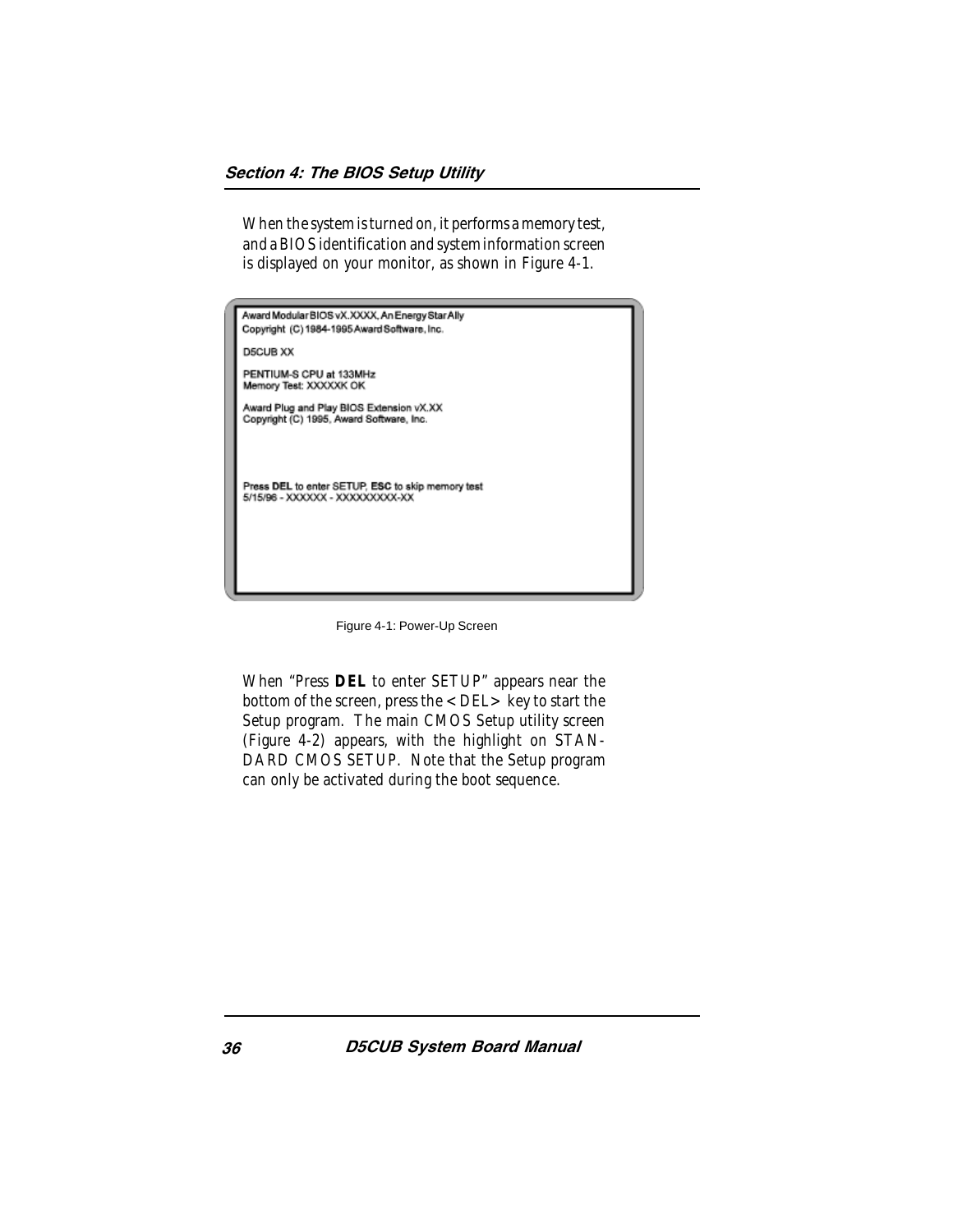When the system is turned on, it performs a memory test, and a BIOS identification and system information screen is displayed on your monitor, as shown in Figure 4-1.

```
Award Modular BIOS vX.XXXX, An Energy Star Ally
Copyright (C) 1984-1995 Award Software, Inc.

D5CUB XX

PENTIUM-S CPU at 133MHz
Memory Test: XXXXXK OK

Award Plug and Play BIOS Extension vX.XX
Copyright (C) 1995, Award Software, Inc.



Press DEL to enter SETUP, ESC to skip memory test
5/15/96 - XXXXXX - XXXXXXXXX-XX
```

Figure 4-1: Power-Up Screen

When "Press **DEL** to enter SETUP" appears near the bottom of the screen, press the <DEL> key to start the Setup program. The main CMOS Setup utility screen (Figure 4-2) appears, with the highlight on STANDARD CMOS SETUP. Note that the Setup program can only be activated during the boot sequence.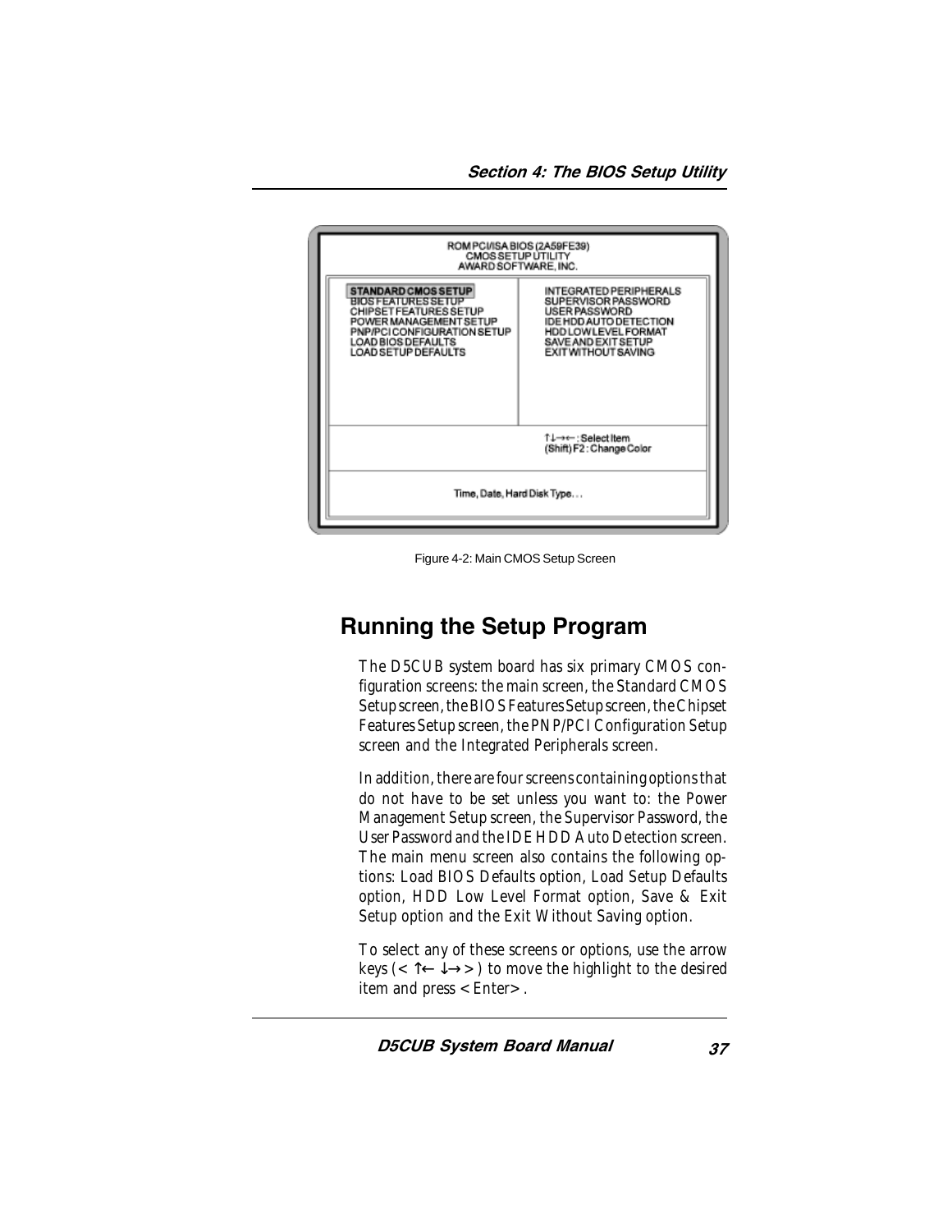```
ROM PCI/ISA BIOS (2A59FE39)
CMOS SETUP UTILITY
AWARD SOFTWARE, INC.

STANDARD CMOS SETUP              INTEGRATED PERIPHERALS
BIOS FEATURES SETUP              SUPERVISOR PASSWORD
CHIPSET FEATURES SETUP           USER PASSWORD
POWER MANAGEMENT SETUP           IDE HDD AUTO DETECTION
PNP/PCI CONFIGURATION SETUP      HDD LOW LEVEL FORMAT
LOAD BIOS DEFAULTS               SAVE AND EXIT SETUP
LOAD SETUP DEFAULTS              EXIT WITHOUT SAVING

                                 ↑↓→← : Select Item
                                 (Shift) F2 : Change Color

Time, Date, Hard Disk Type. . .
```

Figure 4-2: Main CMOS Setup Screen

## Running the Setup Program

The D5CUB system board has six primary CMOS configuration screens: the main screen, the Standard CMOS Setup screen, the BIOS Features Setup screen, the Chipset Features Setup screen, the PNP/PCI Configuration Setup screen and the Integrated Peripherals screen.

In addition, there are four screens containing options that do not have to be set unless you want to: the Power Management Setup screen, the Supervisor Password, the User Password and the IDE HDD Auto Detection screen. The main menu screen also contains the following options: Load BIOS Defaults option, Load Setup Defaults option, HDD Low Level Format option, Save & Exit Setup option and the Exit Without Saving option.

To select any of these screens or options, use the arrow keys (< ↑← ↓→ > ) to move the highlight to the desired item and press < Enter> .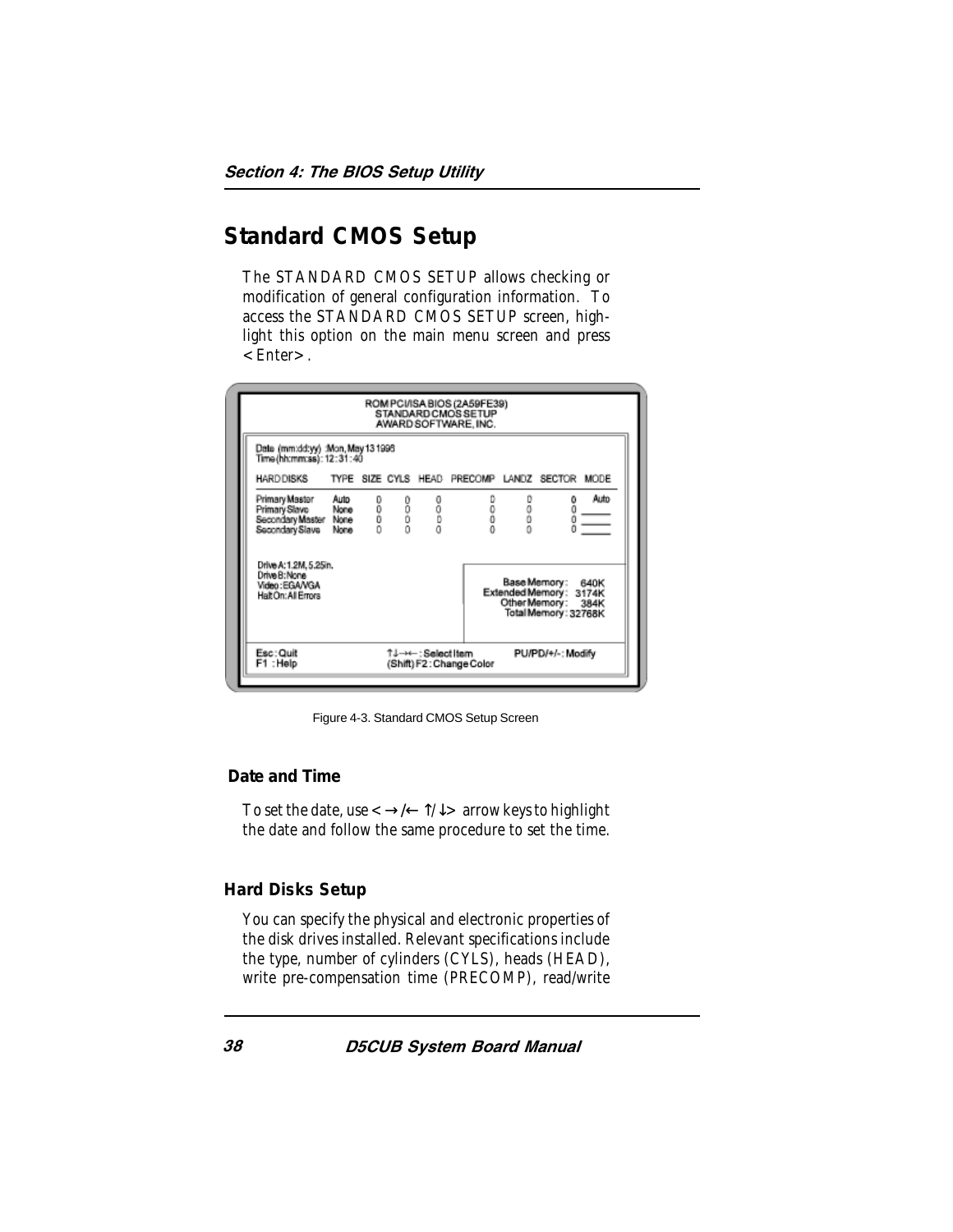## Standard CMOS Setup

The STANDARD CMOS SETUP allows checking or modification of general configuration information. To access the STANDARD CMOS SETUP screen, highlight this option on the main menu screen and press <Enter>.

```
                    ROM PCI/ISA BIOS (2A59FE39)
                       STANDARD CMOS SETUP
                      AWARD SOFTWARE, INC.

Date (mm:dd:yy) :Mon, May 13 1996
Time (hh:mm:ss) : 12 : 31 : 40

HARD DISKS         TYPE  SIZE  CYLS  HEAD  PRECOMP  LANDZ  SECTOR  MODE

Primary Master     Auto   0     0     0       0       0       0    Auto
Primary Slave      None   0     0     0       0       0       0    ____
Secondary Master   None   0     0     0       0       0       0    ____
Secondary Slave    None   0     0     0       0       0       0    ____

Drive A: 1.2M, 5.25in.
Drive B: None                                  Base Memory:    640K
Video : EGA/VGA                            Extended Memory:   3174K
Halt On: All Errors                           Other Memory:    384K
                                              Total Memory: 32768K

Esc : Quit          ↑↓→← : Select Item          PU/PD/+/- : Modify
F1  : Help          (Shift) F2 : Change Color
```

Figure 4-3. Standard CMOS Setup Screen

### Date and Time

To set the date, use < →/← ↑/↓> arrow keys to highlight the date and follow the same procedure to set the time.

### Hard Disks Setup

You can specify the physical and electronic properties of the disk drives installed. Relevant specifications include the type, number of cylinders (CYLS), heads (HEAD), write pre-compensation time (PRECOMP), read/write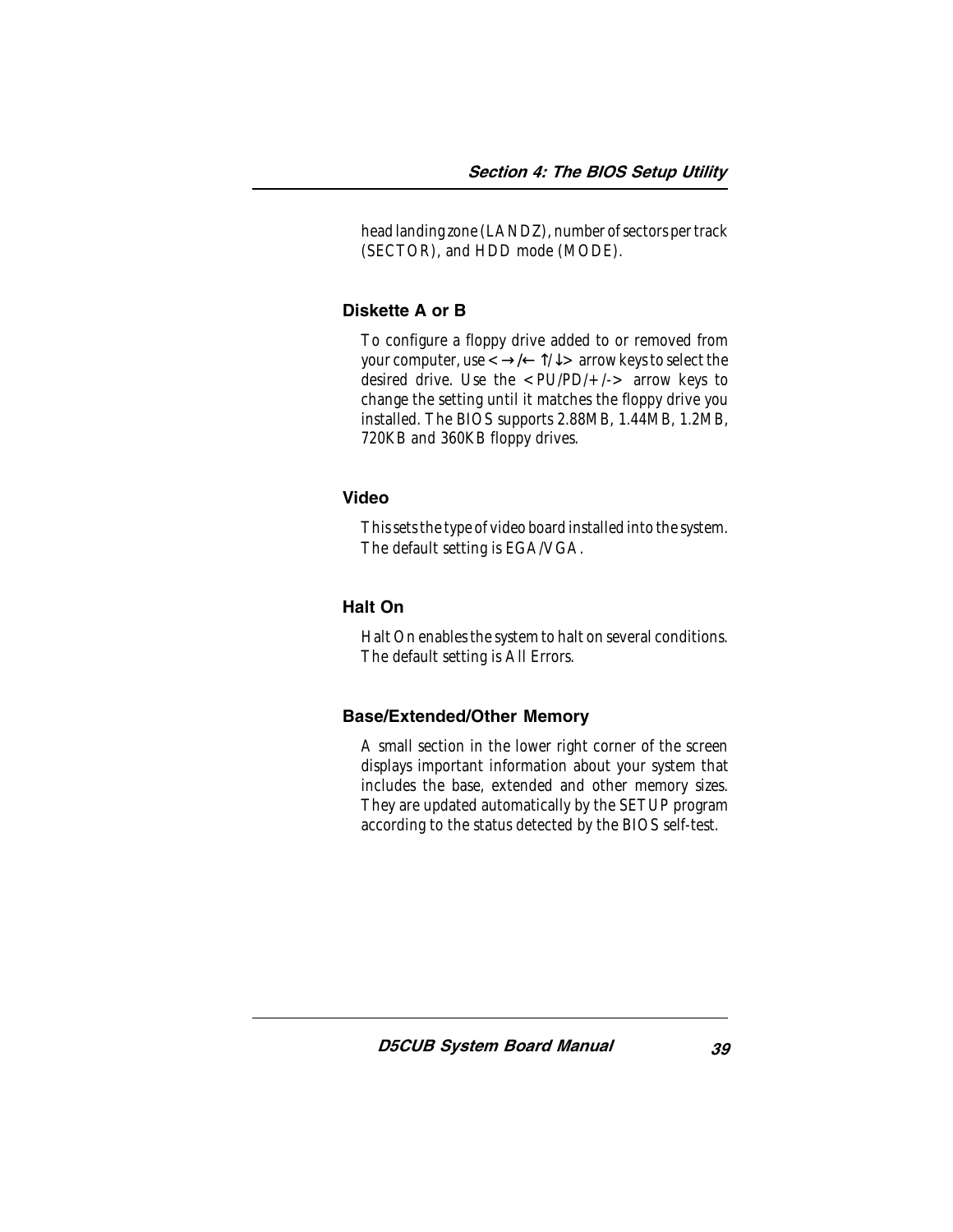head landing zone (LANDZ), number of sectors per track (SECTOR), and HDD mode (MODE).

### Diskette A or B

To configure a floppy drive added to or removed from your computer, use <→/← ↑/↓> arrow keys to select the desired drive. Use the <PU/PD/+/-> arrow keys to change the setting until it matches the floppy drive you installed. The BIOS supports 2.88MB, 1.44MB, 1.2MB, 720KB and 360KB floppy drives.

### Video

This sets the type of video board installed into the system. The default setting is EGA/VGA.

### Halt On

Halt On enables the system to halt on several conditions. The default setting is All Errors.

### Base/Extended/Other Memory

A small section in the lower right corner of the screen displays important information about your system that includes the base, extended and other memory sizes. They are updated automatically by the SETUP program according to the status detected by the BIOS self-test.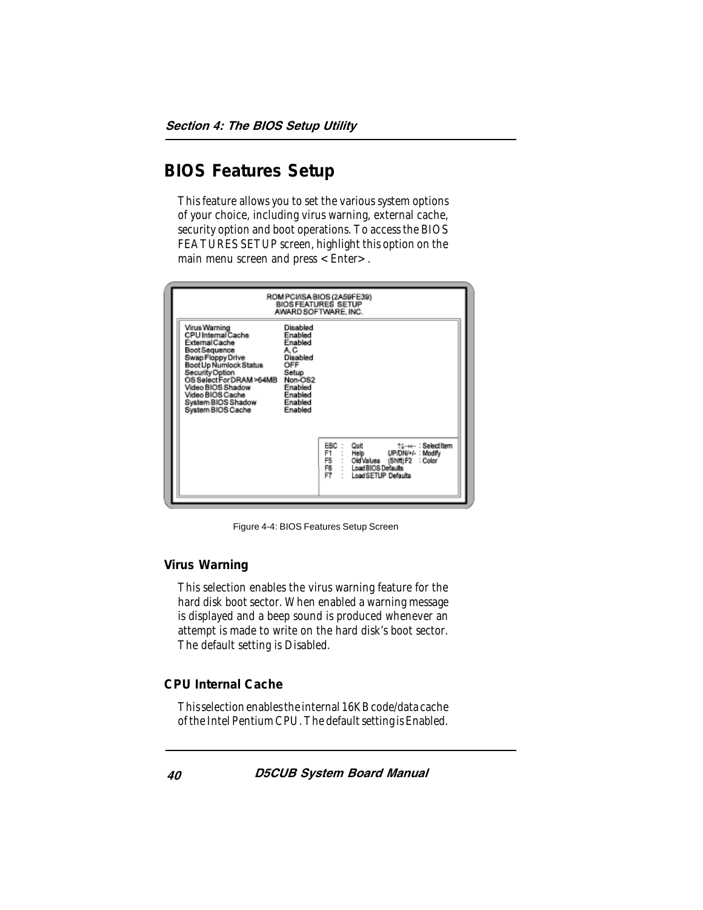## BIOS Features Setup

This feature allows you to set the various system options of your choice, including virus warning, external cache, security option and boot operations. To access the BIOS FEATURES SETUP screen, highlight this option on the main menu screen and press <Enter>.

```
ROM PCI/ISA BIOS (2A59FE39)
BIOS FEATURES SETUP
AWARD SOFTWARE, INC.

Virus Warning              Disabled
CPU Internal Cache         Enabled
External Cache             Enabled
Boot Sequence              A, C
Swap Floppy Drive          Disabled
Boot Up Numlock Status     OFF
Security Option            Setup
OS Select For DRAM >64MB   Non-OS2
Video BIOS Shadow          Enabled
Video BIOS Cache           Enabled
System BIOS Shadow         Enabled
System BIOS Cache          Enabled

ESC : Quit                ↑↓→← : Select Item
F1  : Help          UP/DN/+/- : Modify
F5  : Old Values    (Shift) F2 : Color
F6  : Load BIOS Defaults
F7  : Load SETUP Defaults
```

Figure 4-4: BIOS Features Setup Screen

### Virus Warning

This selection enables the virus warning feature for the hard disk boot sector. When enabled a warning message is displayed and a beep sound is produced whenever an attempt is made to write on the hard disk's boot sector. The default setting is Disabled.

### CPU Internal Cache

This selection enables the internal 16KB code/data cache of the Intel Pentium CPU. The default setting is Enabled.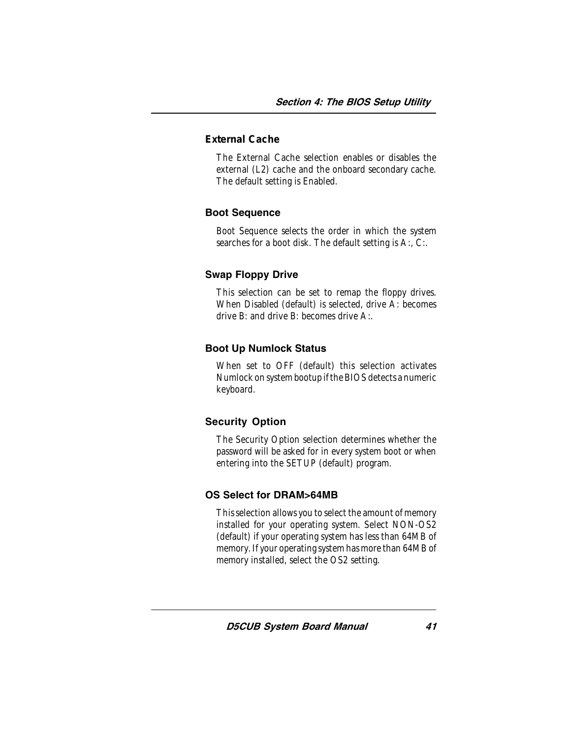### External Cache

The External Cache selection enables or disables the external (L2) cache and the onboard secondary cache. The default setting is Enabled.

### Boot Sequence

Boot Sequence selects the order in which the system searches for a boot disk. The default setting is A:, C:.

### Swap Floppy Drive

This selection can be set to remap the floppy drives. When Disabled (default) is selected, drive A: becomes drive B: and drive B: becomes drive A:.

### Boot Up Numlock Status

When set to OFF (default) this selection activates Numlock on system bootup if the BIOS detects a numeric keyboard.

### Security Option

The Security Option selection determines whether the password will be asked for in every system boot or when entering into the SETUP (default) program.

### OS Select for DRAM>64MB

This selection allows you to select the amount of memory installed for your operating system. Select NON-OS2 (default) if your operating system has less than 64MB of memory. If your operating system has more than 64MB of memory installed, select the OS2 setting.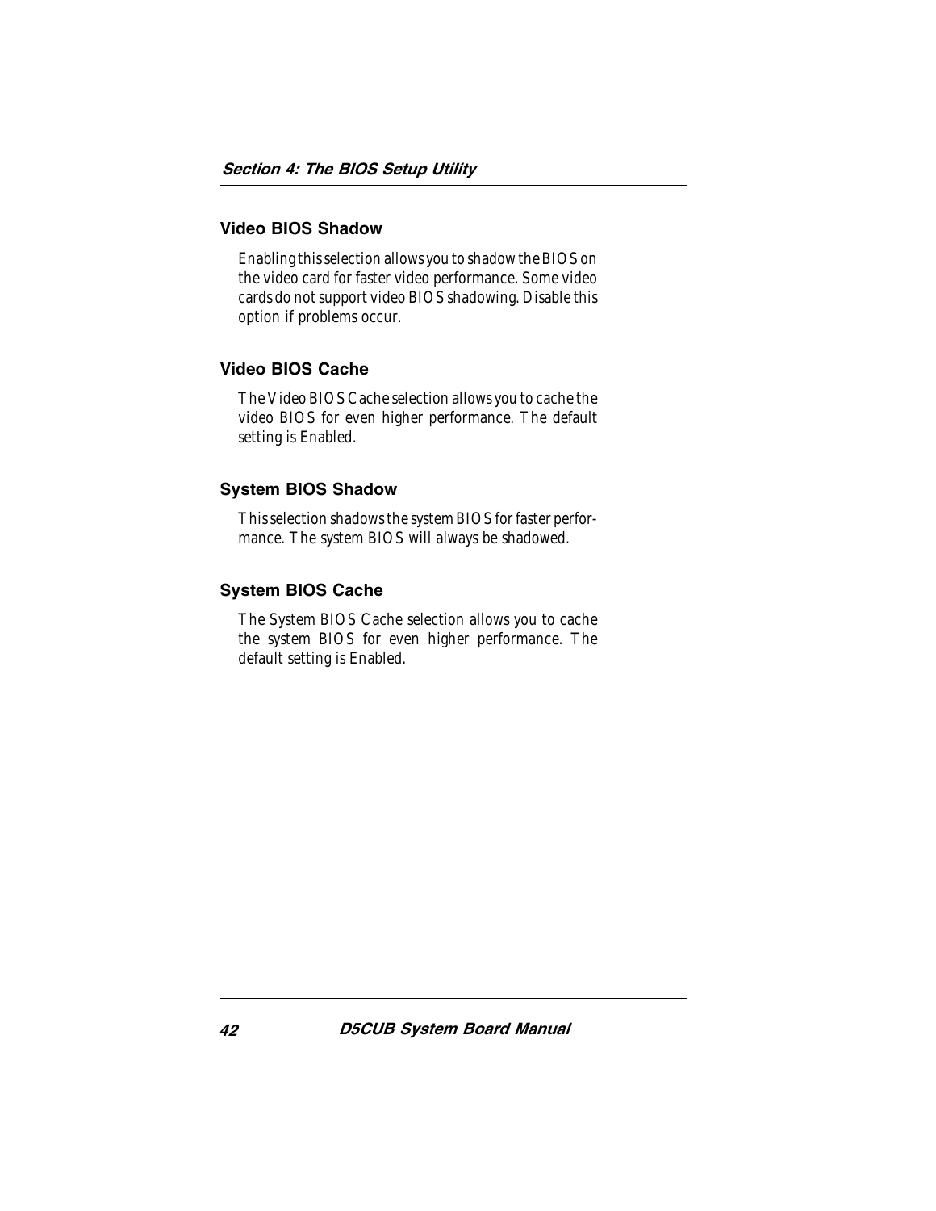### Video BIOS Shadow

Enabling this selection allows you to shadow the BIOS on the video card for faster video performance. Some video cards do not support video BIOS shadowing. Disable this option if problems occur.

### Video BIOS Cache

The Video BIOS Cache selection allows you to cache the video BIOS for even higher performance. The default setting is Enabled.

### System BIOS Shadow

This selection shadows the system BIOS for faster performance. The system BIOS will always be shadowed.

### System BIOS Cache

The System BIOS Cache selection allows you to cache the system BIOS for even higher performance. The default setting is Enabled.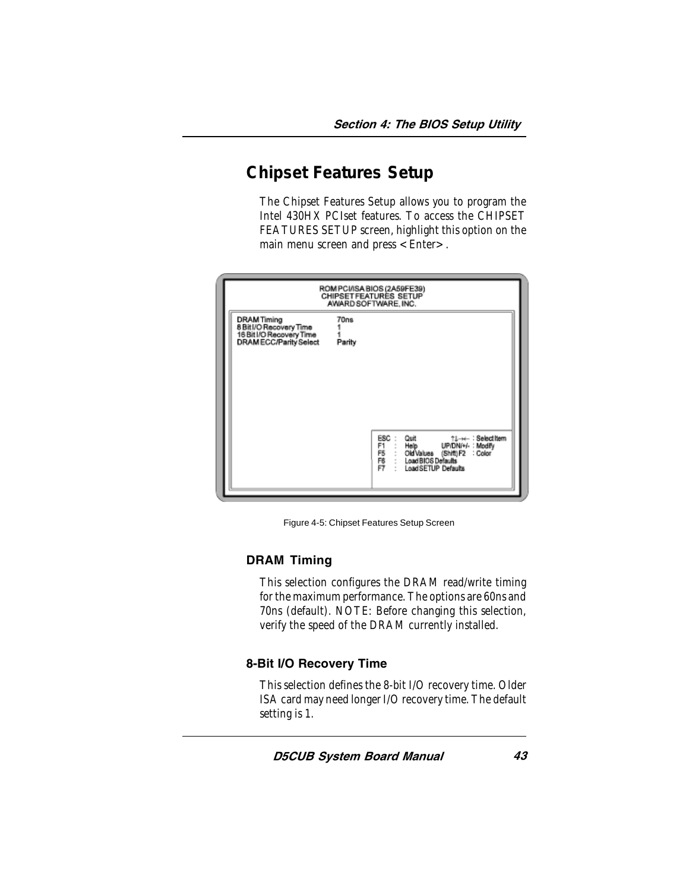## Chipset Features Setup

The Chipset Features Setup allows you to program the Intel 430HX PCIset features. To access the CHIPSET FEATURES SETUP screen, highlight this option on the main menu screen and press <Enter>.

```
ROM PCI/ISA BIOS (2A59FE39)
CHIPSET FEATURES SETUP
AWARD SOFTWARE, INC.

DRAM Timing                 70ns
8 Bit I/O Recovery Time     1
16 Bit I/O Recovery Time    1
DRAM ECC/Parity Select      Parity

ESC : Quit          ↑↓→← : Select Item
F1  : Help          UP/DN/+/- : Modify
F5  : Old Values    (Shift) F2 : Color
F6  : Load BIOS Defaults
F7  : Load SETUP Defaults
```

Figure 4-5: Chipset Features Setup Screen

### DRAM Timing

This selection configures the DRAM read/write timing for the maximum performance. The options are 60ns and 70ns (default). NOTE: Before changing this selection, verify the speed of the DRAM currently installed.

### 8-Bit I/O Recovery Time

This selection defines the 8-bit I/O recovery time. Older ISA card may need longer I/O recovery time. The default setting is 1.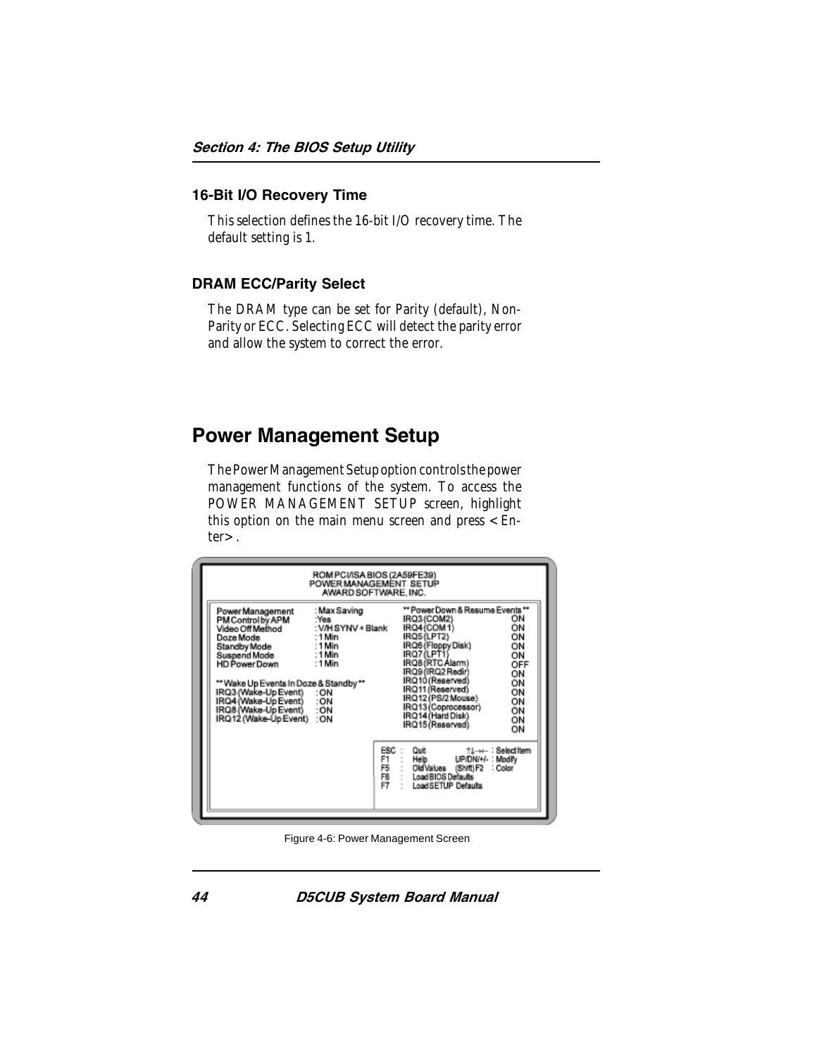### 16-Bit I/O Recovery Time

This selection defines the 16-bit I/O recovery time. The default setting is 1.

### DRAM ECC/Parity Select

The DRAM type can be set for Parity (default), Non-Parity or ECC. Selecting ECC will detect the parity error and allow the system to correct the error.

## Power Management Setup

The Power Management Setup option controls the power management functions of the system. To access the POWER MANAGEMENT SETUP screen, highlight this option on the main menu screen and press <Enter>.

```
                 ROM PCI/ISA BIOS (2A59FE39)
                  POWER MANAGEMENT  SETUP
                    AWARD SOFTWARE, INC.

Power Management      : Max Saving           ** Power Down & Resume Events **
PM Control by APM     :Yes                   IRQ3 (COM2)               ON
Video Off Method      : V/H SYNV + Blank     IRQ4 (COM 1)              ON
Doze Mode             : 1 Min                IRQ5 (LPT2)               ON
Standby Mode          : 1 Min                IRQ6 (Floppy Disk)        ON
Suspend Mode          : 1 Min                IRQ7 (LPT1)               ON
HD Power Down         : 1 Min                IRQ8 (RTC Alarm)          OFF
                                             IRQ9 (IRQ2 Redir)         ON
** Wake Up Events In Doze & Standby **       IRQ10 (Reserved)          ON
IRQ3 (Wake-Up Event)    : ON                 IRQ11 (Reserved)          ON
IRQ4 (Wake-Up Event)    : ON                 IRQ12 (PS/2 Mouse)        ON
IRQ8 (Wake-Up Event)    : ON                 IRQ13 (Coprocessor)       ON
IRQ12 (Wake-Up Event)   : ON                 IRQ14 (Hard Disk)         ON
                                             IRQ15 (Reserved)          ON

                                  ESC  :  Quit         ↑↓→← : Select Item
                                  F1   :  Help       UP/DN/+/- : Modify
                                  F5   :  Old Values  (Shift) F2 : Color
                                  F6   :  Load BIOS Defaults
                                  F7   :  Load SETUP Defaults
```

Figure 4-6: Power Management Screen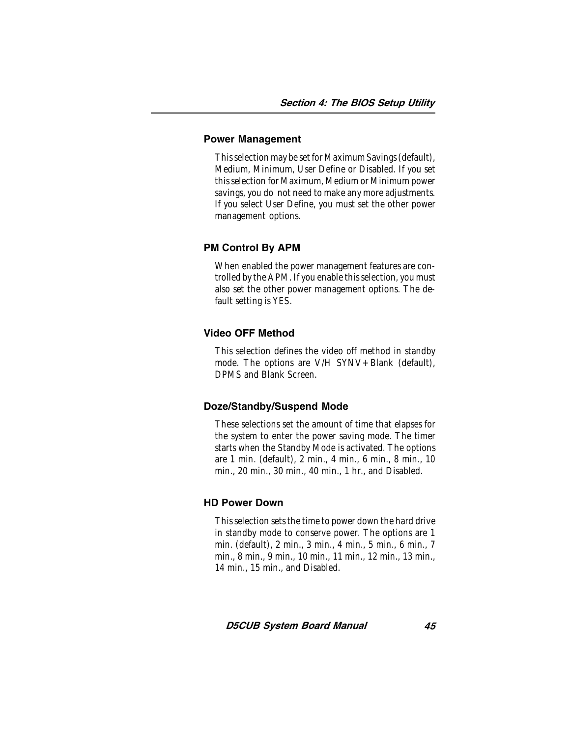### Power Management

This selection may be set for Maximum Savings (default), Medium, Minimum, User Define or Disabled. If you set this selection for Maximum, Medium or Minimum power savings, you do not need to make any more adjustments. If you select User Define, you must set the other power management options.

### PM Control By APM

When enabled the power management features are controlled by the APM. If you enable this selection, you must also set the other power management options. The default setting is YES.

### Video OFF Method

This selection defines the video off method in standby mode. The options are V/H SYNV+Blank (default), DPMS and Blank Screen.

### Doze/Standby/Suspend Mode

These selections set the amount of time that elapses for the system to enter the power saving mode. The timer starts when the Standby Mode is activated. The options are 1 min. (default), 2 min., 4 min., 6 min., 8 min., 10 min., 20 min., 30 min., 40 min., 1 hr., and Disabled.

### HD Power Down

This selection sets the time to power down the hard drive in standby mode to conserve power. The options are 1 min. (default), 2 min., 3 min., 4 min., 5 min., 6 min., 7 min., 8 min., 9 min., 10 min., 11 min., 12 min., 13 min., 14 min., 15 min., and Disabled.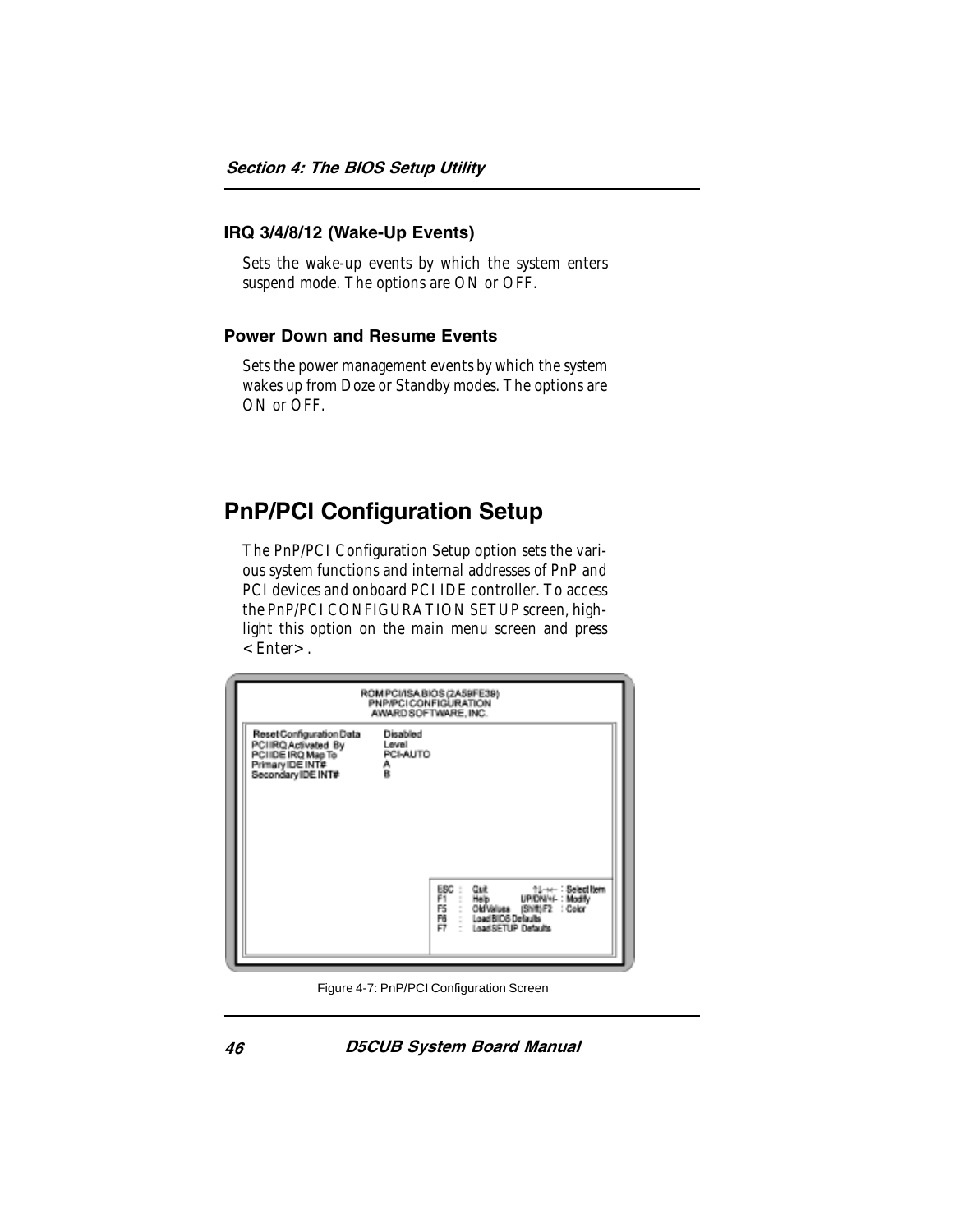### IRQ 3/4/8/12 (Wake-Up Events)

Sets the wake-up events by which the system enters suspend mode. The options are ON or OFF.

### Power Down and Resume Events

Sets the power management events by which the system wakes up from Doze or Standby modes. The options are ON or OFF.

## PnP/PCI Configuration Setup

The PnP/PCI Configuration Setup option sets the various system functions and internal addresses of PnP and PCI devices and onboard PCI IDE controller. To access the PnP/PCI CONFIGURATION SETUP screen, highlight this option on the main menu screen and press <Enter>.

```
ROM PCI/ISA BIOS (2A59FE39)
PNP/PCI CONFIGURATION
AWARD SOFTWARE, INC.

Reset Configuration Data    Disabled
PCI IRQ Activated By        Level
PCI IDE IRQ Map To          PCI-AUTO
Primary IDE INT#            A
Secondary IDE INT#          B

ESC : Quit            ↑↓→← : Select Item
F1  : Help       UP/DN/+/- : Modify
F5  : Old Values  (Shift)F2 : Color
F6  : Load BIOS Defaults
F7  : Load SETUP Defaults
```

Figure 4-7: PnP/PCI Configuration Screen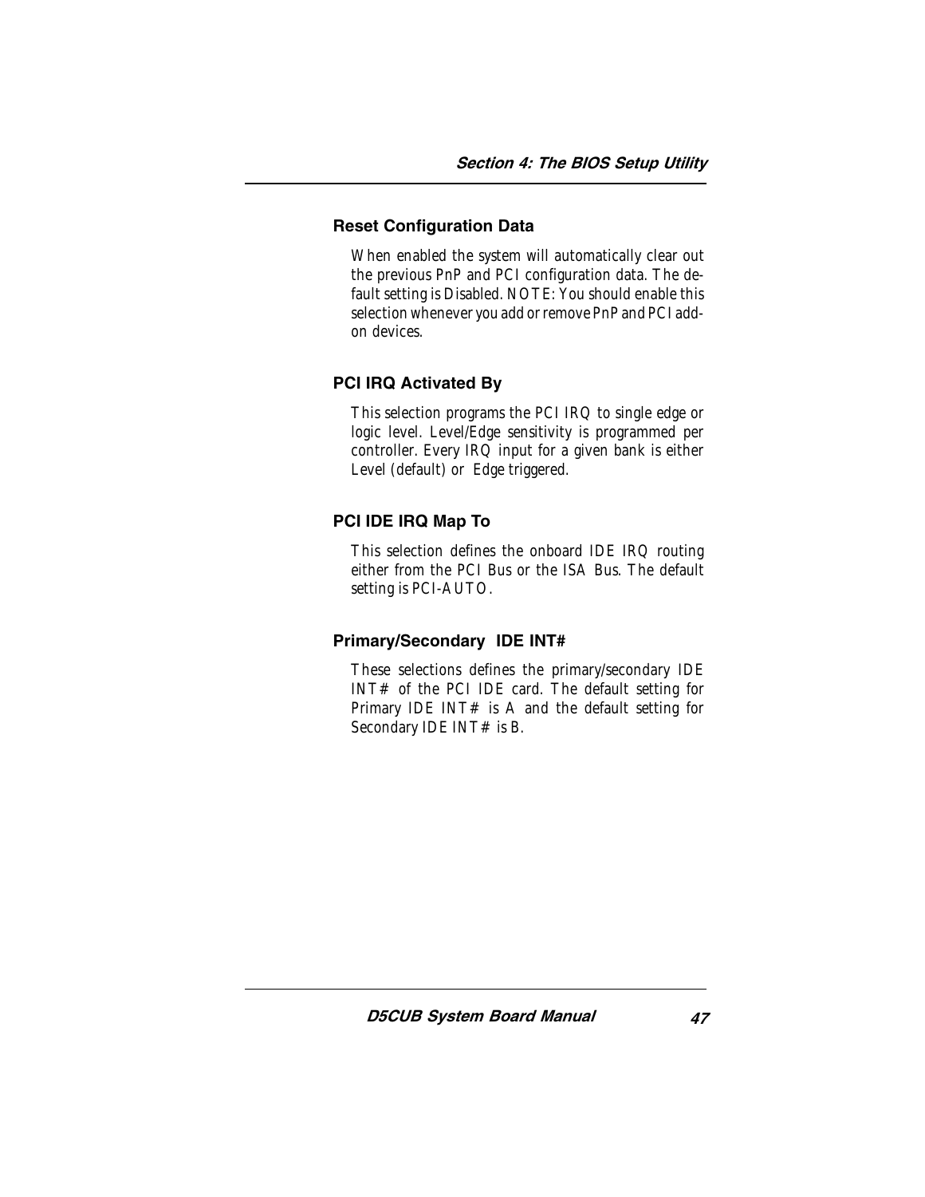### Reset Configuration Data

When enabled the system will automatically clear out the previous PnP and PCI configuration data. The default setting is Disabled. NOTE: You should enable this selection whenever you add or remove PnP and PCI add-on devices.

### PCI IRQ Activated By

This selection programs the PCI IRQ to single edge or logic level. Level/Edge sensitivity is programmed per controller. Every IRQ input for a given bank is either Level (default) or Edge triggered.

### PCI IDE IRQ Map To

This selection defines the onboard IDE IRQ routing either from the PCI Bus or the ISA Bus. The default setting is PCI-AUTO.

### Primary/Secondary IDE INT#

These selections defines the primary/secondary IDE INT# of the PCI IDE card. The default setting for Primary IDE INT# is A and the default setting for Secondary IDE INT# is B.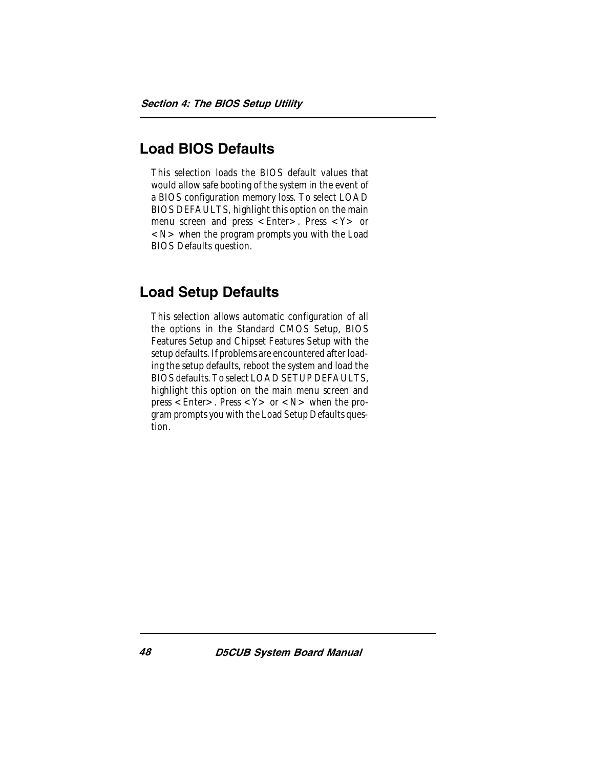## Load BIOS Defaults

This selection loads the BIOS default values that would allow safe booting of the system in the event of a BIOS configuration memory loss. To select LOAD BIOS DEFAULTS, highlight this option on the main menu screen and press <Enter>. Press <Y> or <N> when the program prompts you with the Load BIOS Defaults question.

## Load Setup Defaults

This selection allows automatic configuration of all the options in the Standard CMOS Setup, BIOS Features Setup and Chipset Features Setup with the setup defaults. If problems are encountered after loading the setup defaults, reboot the system and load the BIOS defaults. To select LOAD SETUP DEFAULTS, highlight this option on the main menu screen and press <Enter>. Press <Y> or <N> when the program prompts you with the Load Setup Defaults question.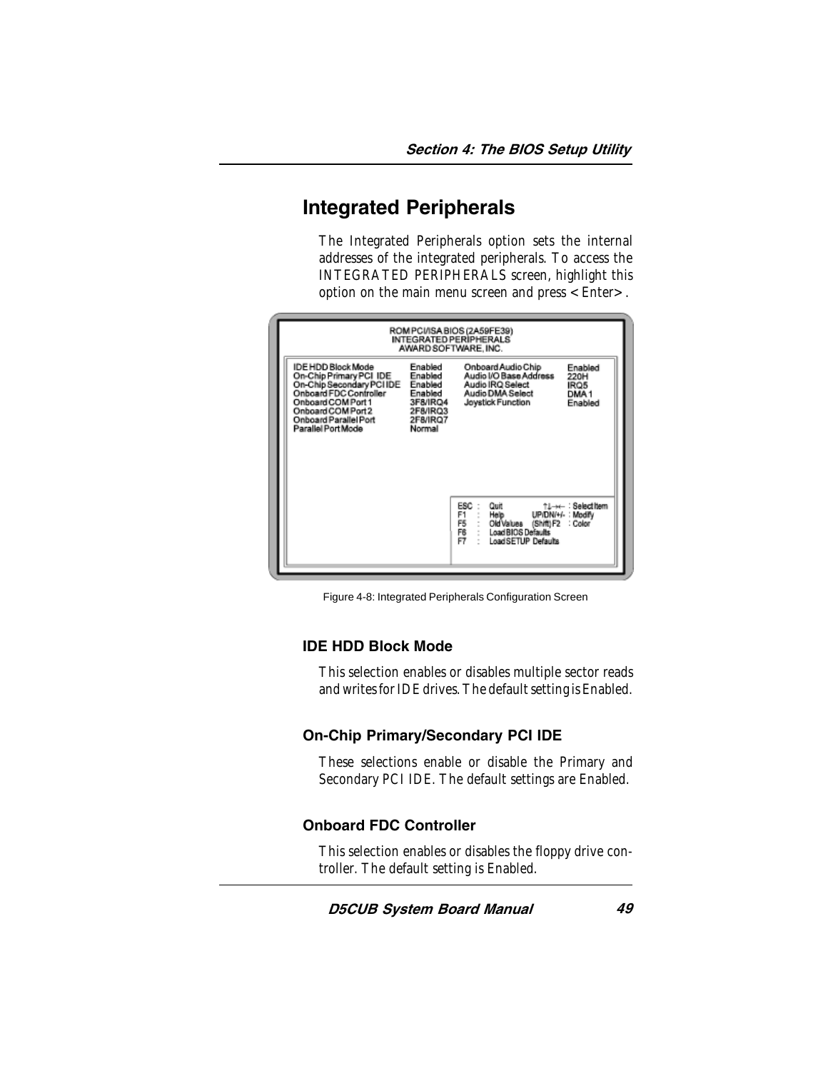# Integrated Peripherals

The Integrated Peripherals option sets the internal addresses of the integrated peripherals. To access the INTEGRATED PERIPHERALS screen, highlight this option on the main menu screen and press <Enter>.

```
ROM PCI/ISA BIOS (2A59FE39)
INTEGRATED PERIPHERALS
AWARD SOFTWARE, INC.

IDE HDD Block Mode          Enabled     Onboard Audio Chip         Enabled
On-Chip Primary PCI IDE     Enabled     Audio I/O Base Address     220H
On-Chip Secondary PCI IDE   Enabled     Audio IRQ Select           IRQ5
Onboard FDC Controller      Enabled     Audio DMA Select           DMA 1
Onboard COM Port 1          3F8/IRQ4    Joystick Function          Enabled
Onboard COM Port 2          2F8/IRQ3
Onboard Parallel Port       2F8/IRQ7
Parallel Port Mode          Normal

                                        ESC : Quit           ↑↓→← : Select Item
                                        F1  : Help       UP/DN/+/- : Modify
                                        F5  : Old Values  (Shift) F2 : Color
                                        F6  : Load BIOS Defaults
                                        F7  : Load SETUP Defaults
```

Figure 4-8: Integrated Peripherals Configuration Screen

### IDE HDD Block Mode

This selection enables or disables multiple sector reads and writes for IDE drives. The default setting is Enabled.

### On-Chip Primary/Secondary PCI IDE

These selections enable or disable the Primary and Secondary PCI IDE. The default settings are Enabled.

### Onboard FDC Controller

This selection enables or disables the floppy drive controller. The default setting is Enabled.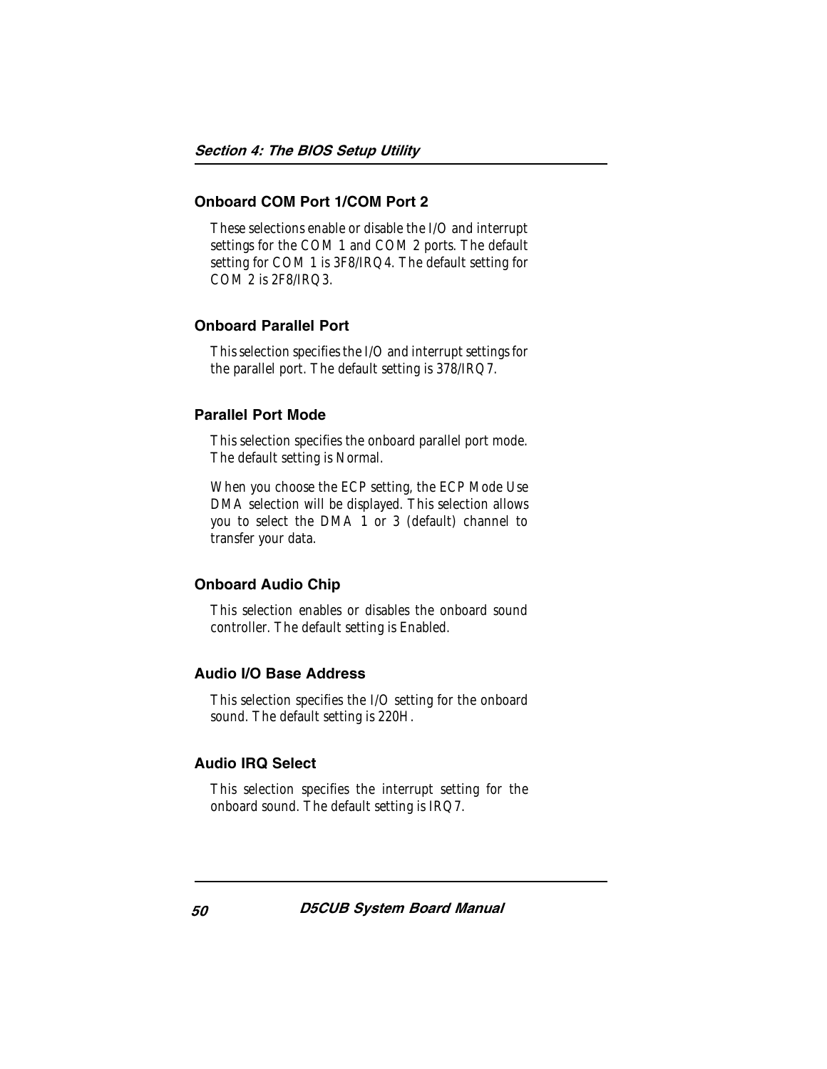### Onboard COM Port 1/COM Port 2

These selections enable or disable the I/O and interrupt settings for the COM 1 and COM 2 ports. The default setting for COM 1 is 3F8/IRQ4. The default setting for COM 2 is 2F8/IRQ3.

### Onboard Parallel Port

This selection specifies the I/O and interrupt settings for the parallel port. The default setting is 378/IRQ7.

### Parallel Port Mode

This selection specifies the onboard parallel port mode. The default setting is Normal.

When you choose the ECP setting, the ECP Mode Use DMA selection will be displayed. This selection allows you to select the DMA 1 or 3 (default) channel to transfer your data.

### Onboard Audio Chip

This selection enables or disables the onboard sound controller. The default setting is Enabled.

### Audio I/O Base Address

This selection specifies the I/O setting for the onboard sound. The default setting is 220H.

### Audio IRQ Select

This selection specifies the interrupt setting for the onboard sound. The default setting is IRQ7.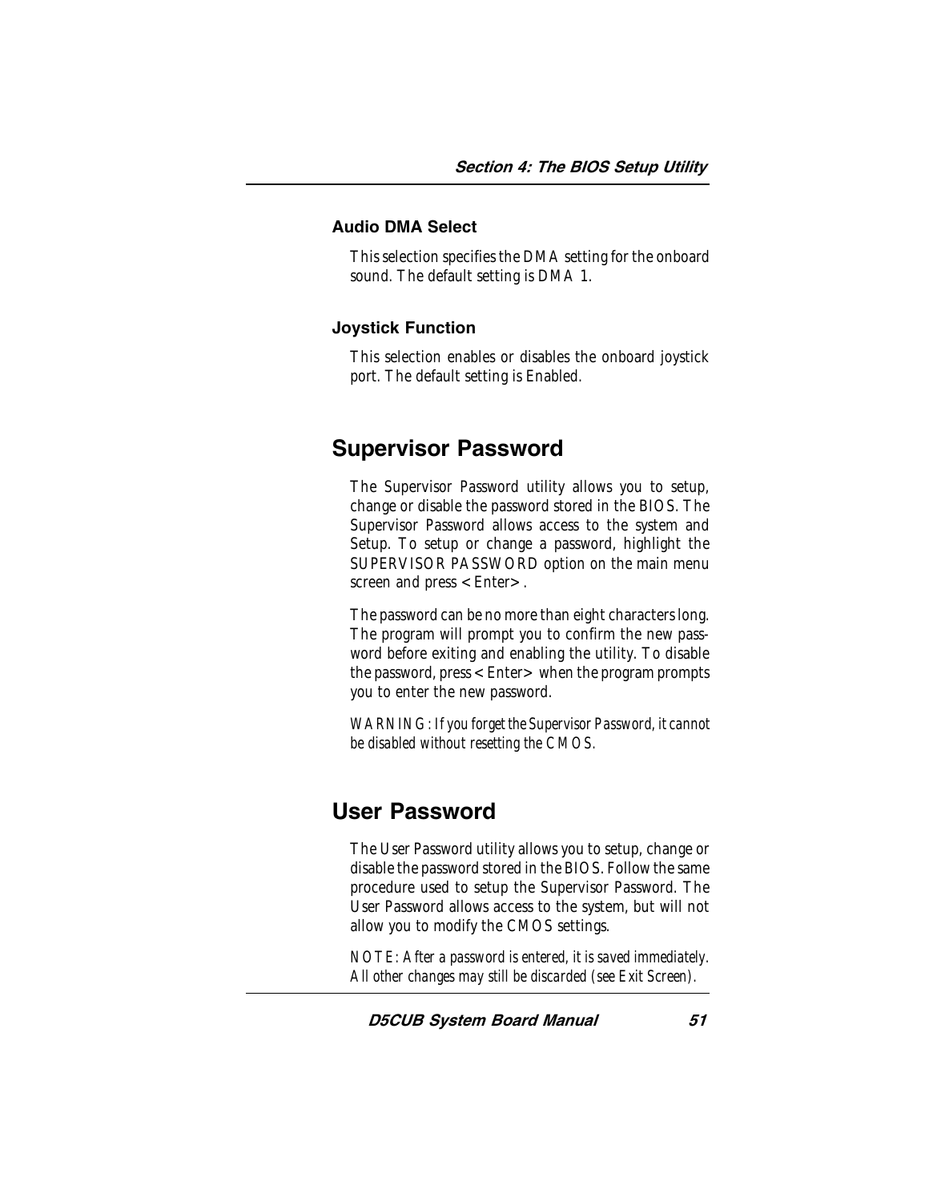### Audio DMA Select

This selection specifies the DMA setting for the onboard sound. The default setting is DMA 1.

### Joystick Function

This selection enables or disables the onboard joystick port. The default setting is Enabled.

## Supervisor Password

The Supervisor Password utility allows you to setup, change or disable the password stored in the BIOS. The Supervisor Password allows access to the system and Setup. To setup or change a password, highlight the SUPERVISOR PASSWORD option on the main menu screen and press <Enter>.

The password can be no more than eight characters long. The program will prompt you to confirm the new password before exiting and enabling the utility. To disable the password, press <Enter> when the program prompts you to enter the new password.

*WARNING: If you forget the Supervisor Password, it cannot be disabled without resetting the CMOS.*

## User Password

The User Password utility allows you to setup, change or disable the password stored in the BIOS. Follow the same procedure used to setup the Supervisor Password. The User Password allows access to the system, but will not allow you to modify the CMOS settings.

*NOTE: After a password is entered, it is saved immediately. All other changes may still be discarded (see Exit Screen).*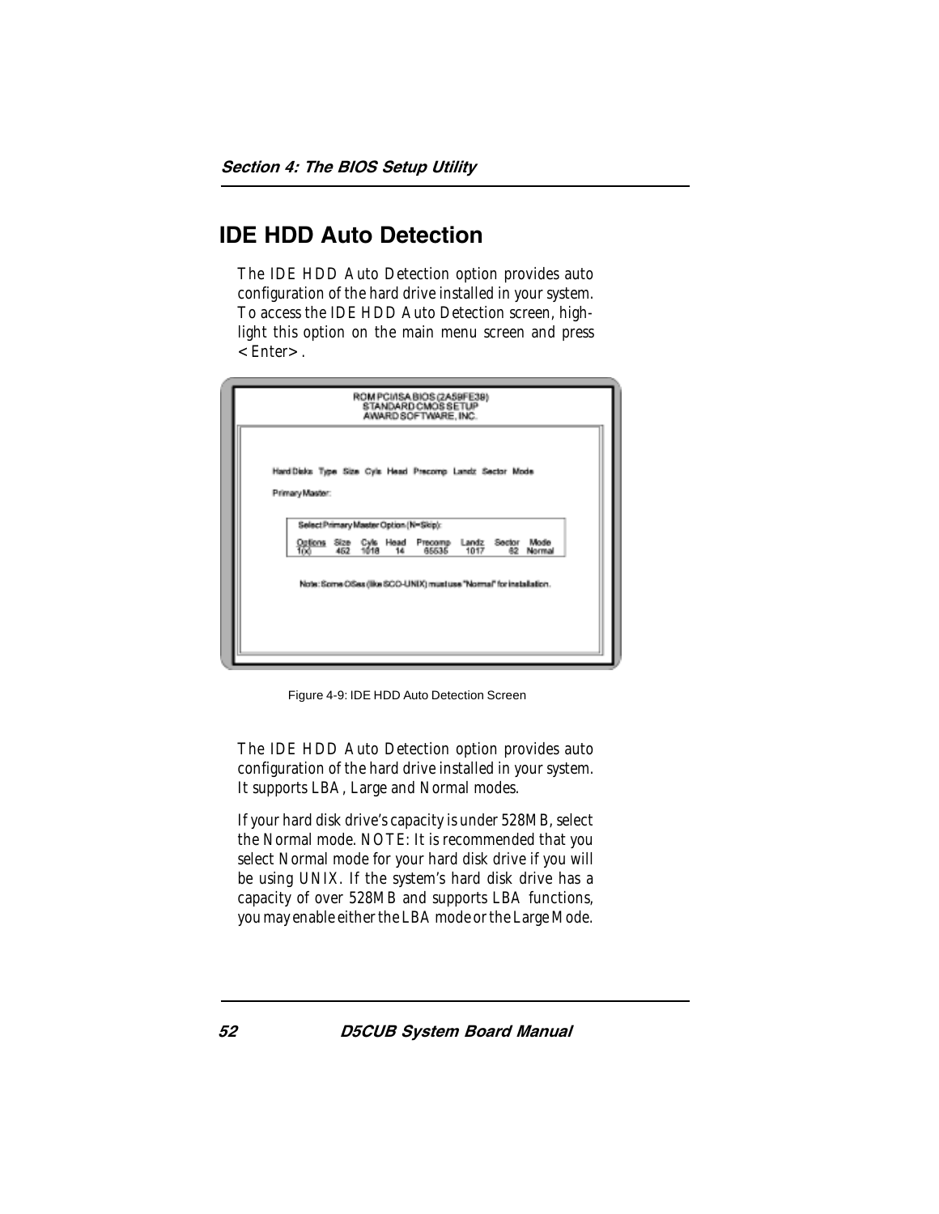# IDE HDD Auto Detection

The IDE HDD Auto Detection option provides auto configuration of the hard drive installed in your system. To access the IDE HDD Auto Detection screen, highlight this option on the main menu screen and press <Enter>.

```
ROM PCI/ISA BIOS (2A59FE39)
STANDARD CMOS SETUP
AWARD SOFTWARE, INC.

Hard Disks  Type  Size  Cyls  Head  Precomp  Landz  Sector  Mode

Primary Master:

  Select Primary Master Option (N=Skip):

  Options  Size  Cyls  Head  Precomp  Landz  Sector  Mode
  1(x)     452   1018  14    65535    1017   62      Normal

Note: Some OSes (like SCO-UNIX) must use "Normal" for installation.
```

Figure 4-9: IDE HDD Auto Detection Screen

The IDE HDD Auto Detection option provides auto configuration of the hard drive installed in your system. It supports LBA, Large and Normal modes.

If your hard disk drive's capacity is under 528MB, select the Normal mode. NOTE: It is recommended that you select Normal mode for your hard disk drive if you will be using UNIX. If the system's hard disk drive has a capacity of over 528MB and supports LBA functions, you may enable either the LBA mode or the Large Mode.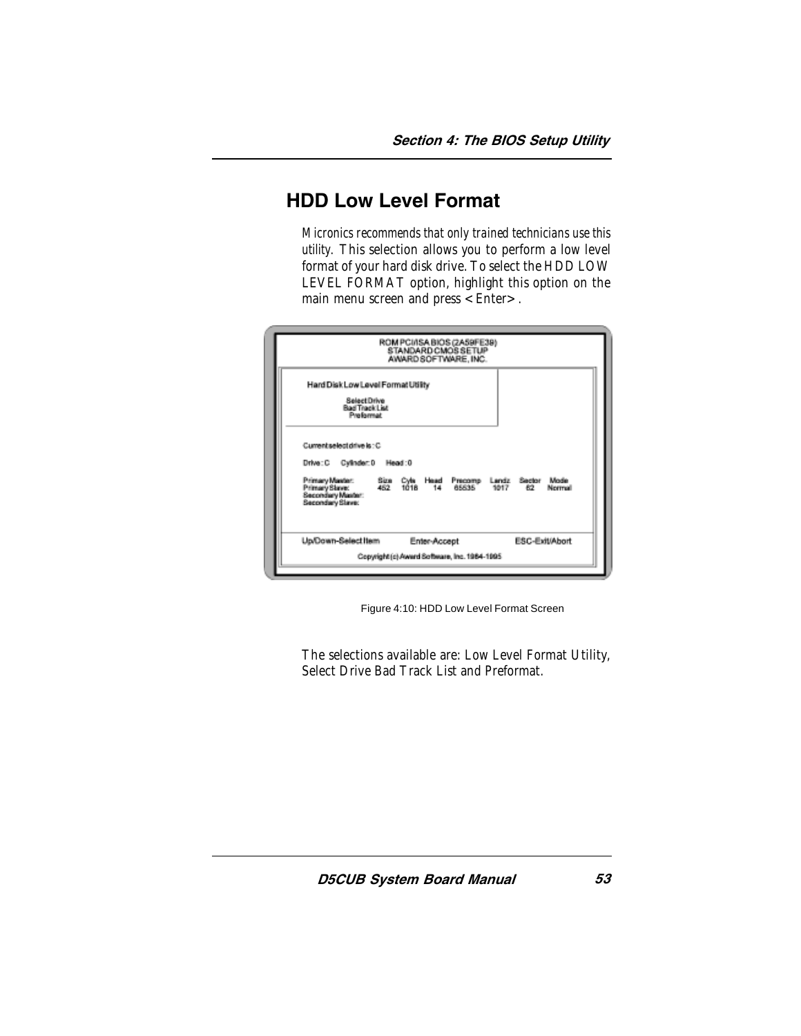## HDD Low Level Format

Micronics recommends that only trained technicians use this utility. This selection allows you to perform a low level format of your hard disk drive. To select the HDD LOW LEVEL FORMAT option, highlight this option on the main menu screen and press <Enter>.

```
                    ROM PCI/ISA BIOS (2A59FE39)
                       STANDARD CMOS SETUP
                      AWARD SOFTWARE, INC.

   Hard Disk Low Level Format Utility

          Select Drive
          Bad Track List
           Preformat

   Current select drive is : C

   Drive : C    Cylinder : 0    Head : 0

   Primary Master:     Size  Cyls  Head  Precomp  Landz  Sector  Mode
   Primary Slave:      452   1018   14   65535    1017    62     Normal
   Secondary Master:
   Secondary Slave:

   Up/Down-Select Item         Enter-Accept              ESC-Exit/Abort
              Copyright (c) Award Software, Inc. 1984-1995
```

Figure 4:10: HDD Low Level Format Screen

The selections available are: Low Level Format Utility, Select Drive Bad Track List and Preformat.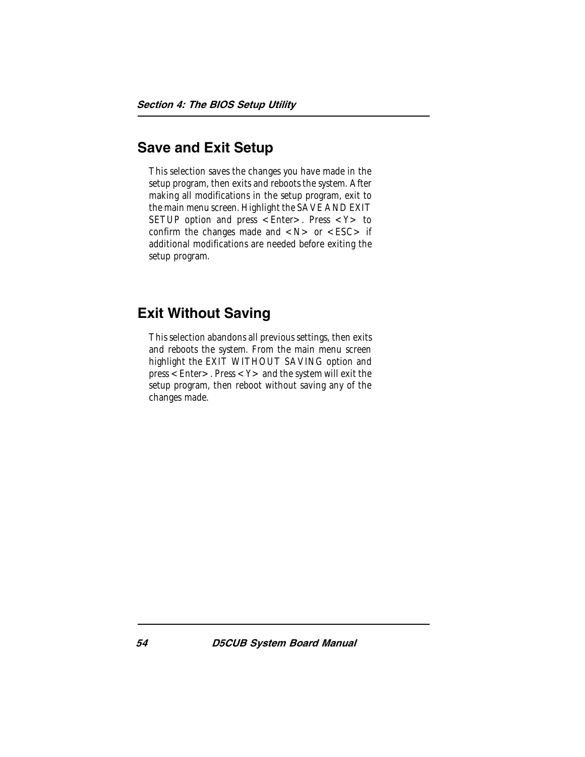## Save and Exit Setup

This selection saves the changes you have made in the setup program, then exits and reboots the system. After making all modifications in the setup program, exit to the main menu screen. Highlight the SAVE AND EXIT SETUP option and press <Enter>. Press <Y> to confirm the changes made and <N> or <ESC> if additional modifications are needed before exiting the setup program.

## Exit Without Saving

This selection abandons all previous settings, then exits and reboots the system. From the main menu screen highlight the EXIT WITHOUT SAVING option and press <Enter>. Press <Y> and the system will exit the setup program, then reboot without saving any of the changes made.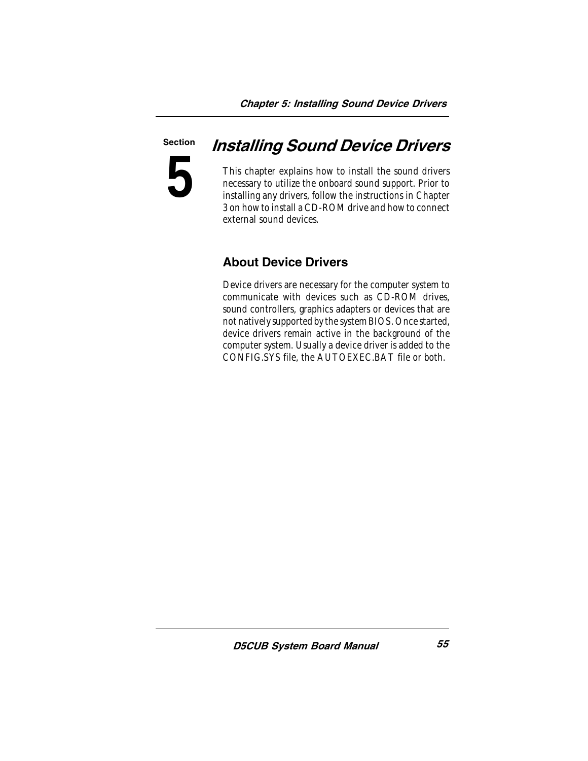Section

**5**

# Installing Sound Device Drivers

This chapter explains how to install the sound drivers necessary to utilize the onboard sound support. Prior to installing any drivers, follow the instructions in Chapter 3 on how to install a CD-ROM drive and how to connect external sound devices.

## About Device Drivers

Device drivers are necessary for the computer system to communicate with devices such as CD-ROM drives, sound controllers, graphics adapters or devices that are not natively supported by the system BIOS. Once started, device drivers remain active in the background of the computer system. Usually a device driver is added to the CONFIG.SYS file, the AUTOEXEC.BAT file or both.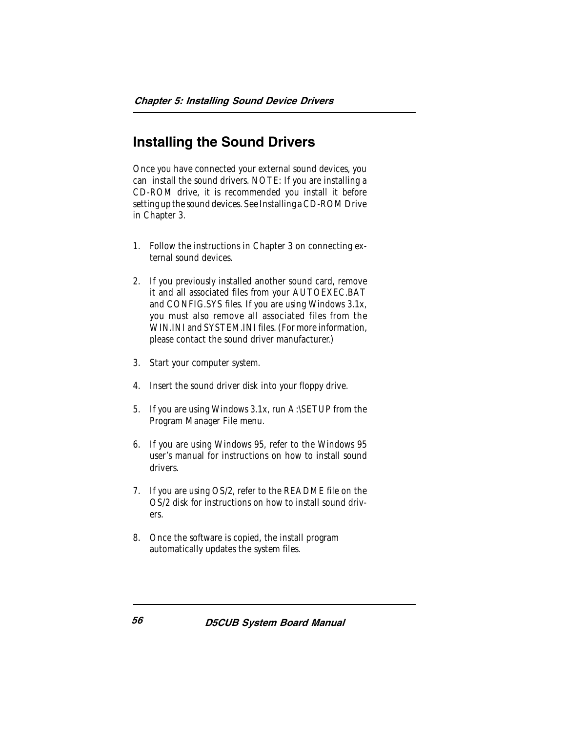# Installing the Sound Drivers

Once you have connected your external sound devices, you can install the sound drivers. NOTE: If you are installing a CD-ROM drive, it is recommended you install it before setting up the sound devices. See Installing a CD-ROM Drive in Chapter 3.

1. Follow the instructions in Chapter 3 on connecting external sound devices.

2. If you previously installed another sound card, remove it and all associated files from your AUTOEXEC.BAT and CONFIG.SYS files. If you are using Windows 3.1x, you must also remove all associated files from the WIN.INI and SYSTEM.INI files. (For more information, please contact the sound driver manufacturer.)

3. Start your computer system.

4. Insert the sound driver disk into your floppy drive.

5. If you are using Windows 3.1x, run A:\SETUP from the Program Manager File menu.

6. If you are using Windows 95, refer to the Windows 95 user's manual for instructions on how to install sound drivers.

7. If you are using OS/2, refer to the README file on the OS/2 disk for instructions on how to install sound drivers.

8. Once the software is copied, the install program automatically updates the system files.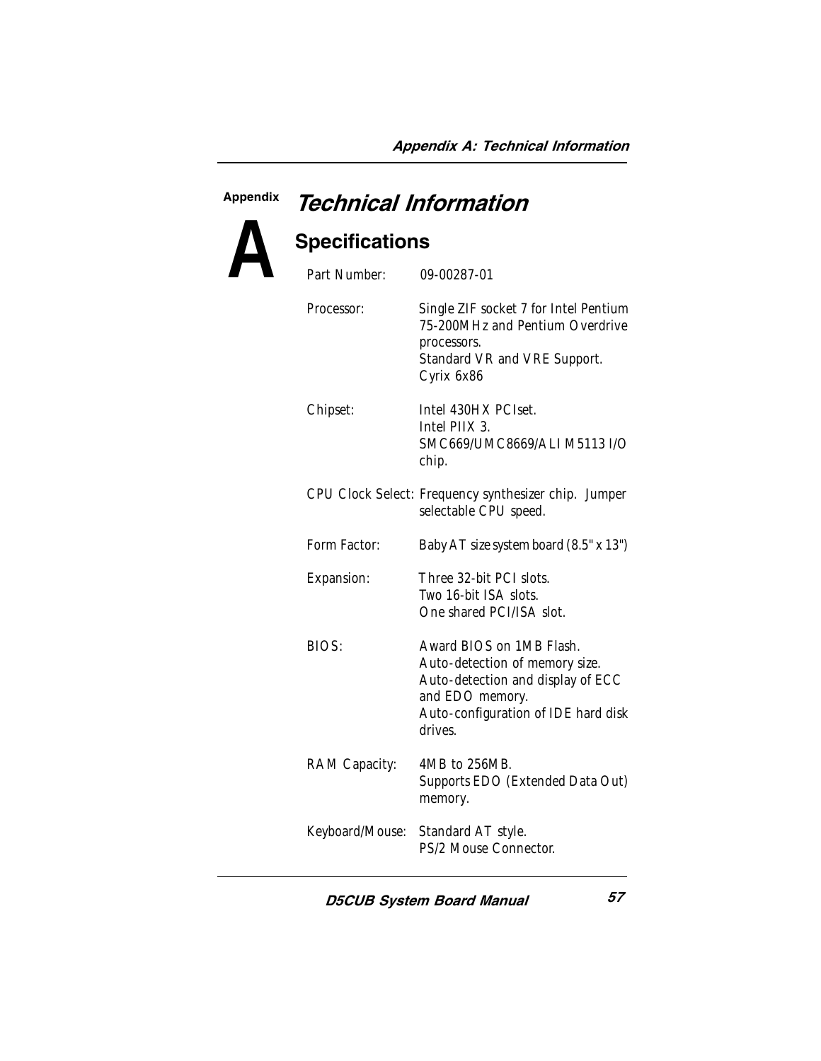# Appendix A Technical Information

## Specifications

| | |
|---|---|
| Part Number: | 09-00287-01 |
| Processor: | Single ZIF socket 7 for Intel Pentium 75-200MHz and Pentium Overdrive processors.<br>Standard VR and VRE Support.<br>Cyrix 6x86 |
| Chipset: | Intel 430HX PCIset.<br>Intel PIIX 3.<br>SMC669/UMC8669/ALI M5113 I/O chip. |
| CPU Clock Select: | Frequency synthesizer chip. Jumper selectable CPU speed. |
| Form Factor: | Baby AT size system board (8.5" x 13") |
| Expansion: | Three 32-bit PCI slots.<br>Two 16-bit ISA slots.<br>One shared PCI/ISA slot. |
| BIOS: | Award BIOS on 1MB Flash.<br>Auto-detection of memory size.<br>Auto-detection and display of ECC and EDO memory.<br>Auto-configuration of IDE hard disk drives. |
| RAM Capacity: | 4MB to 256MB.<br>Supports EDO (Extended Data Out) memory. |
| Keyboard/Mouse: | Standard AT style.<br>PS/2 Mouse Connector. |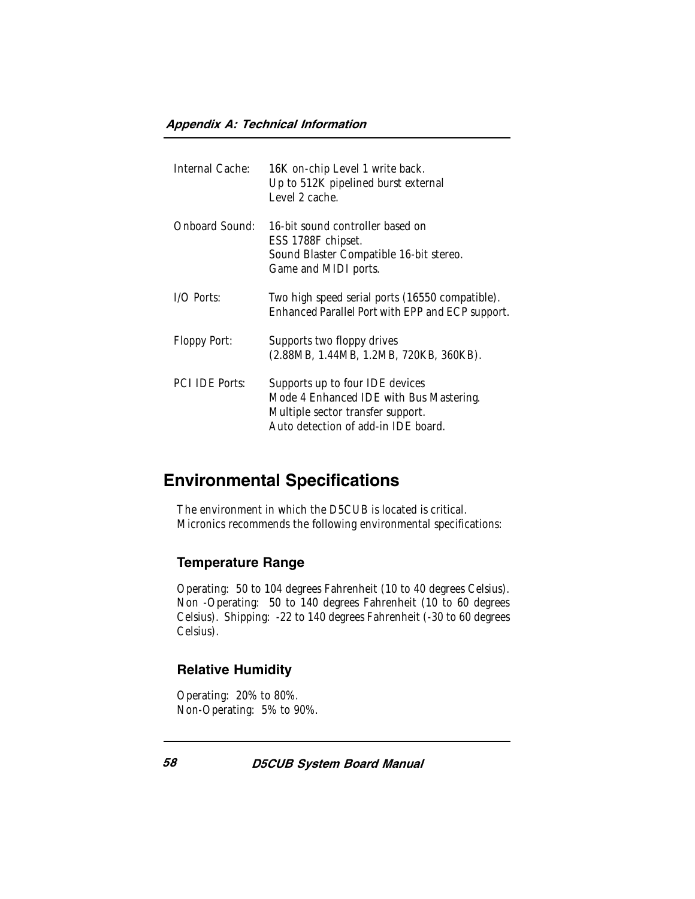| | |
|---|---|
| Internal Cache: | 16K on-chip Level 1 write back.<br>Up to 512K pipelined burst external<br>Level 2 cache. |
| Onboard Sound: | 16-bit sound controller based on<br>ESS 1788F chipset.<br>Sound Blaster Compatible 16-bit stereo.<br>Game and MIDI ports. |
| I/O Ports: | Two high speed serial ports (16550 compatible).<br>Enhanced Parallel Port with EPP and ECP support. |
| Floppy Port: | Supports two floppy drives<br>(2.88MB, 1.44MB, 1.2MB, 720KB, 360KB). |
| PCI IDE Ports: | Supports up to four IDE devices<br>Mode 4 Enhanced IDE with Bus Mastering.<br>Multiple sector transfer support.<br>Auto detection of add-in IDE board. |

## Environmental Specifications

The environment in which the D5CUB is located is critical. Micronics recommends the following environmental specifications:

### Temperature Range

Operating: 50 to 104 degrees Fahrenheit (10 to 40 degrees Celsius). Non -Operating: 50 to 140 degrees Fahrenheit (10 to 60 degrees Celsius). Shipping: -22 to 140 degrees Fahrenheit (-30 to 60 degrees Celsius).

### Relative Humidity

Operating: 20% to 80%.
Non-Operating: 5% to 90%.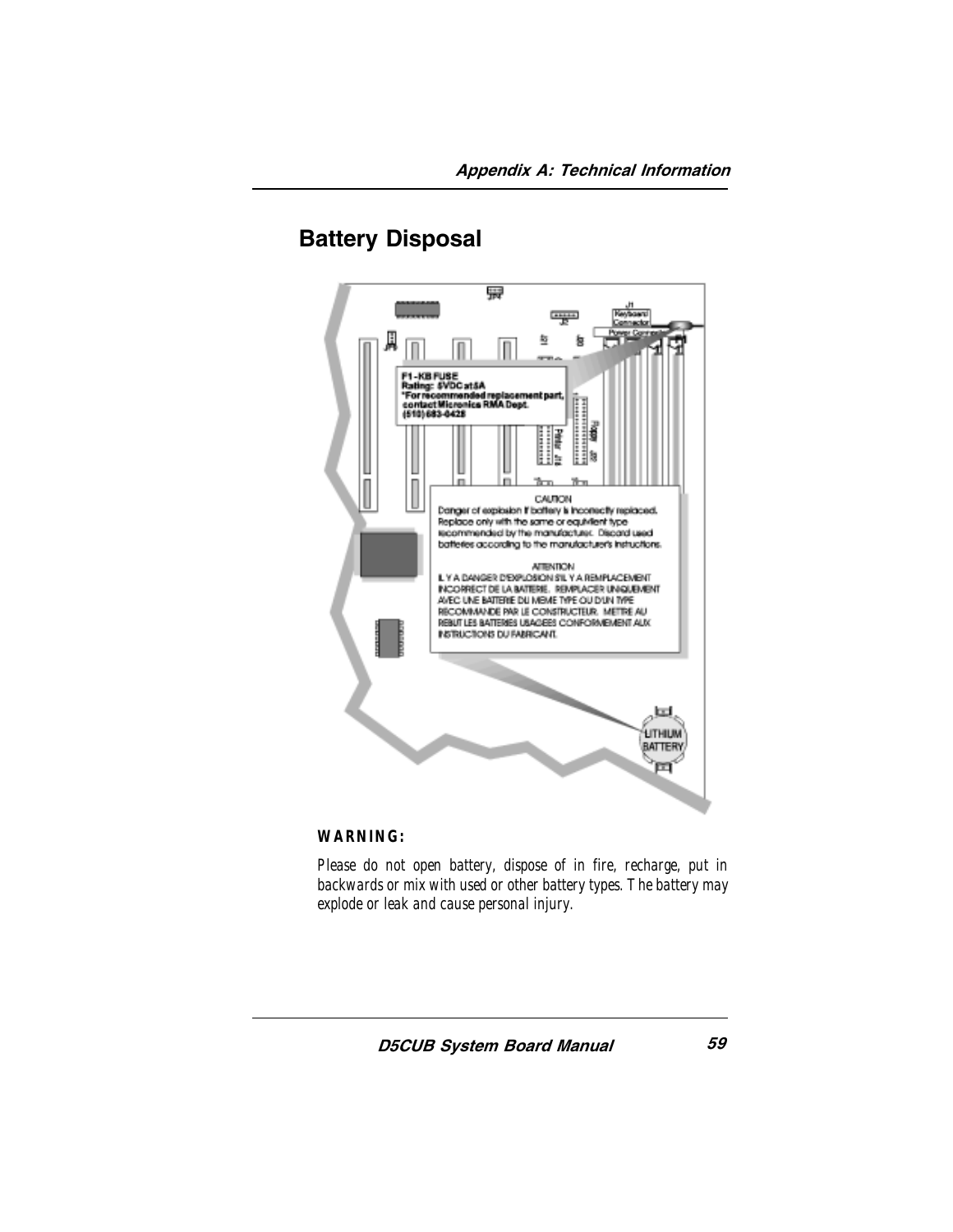## Battery Disposal

F1 - KB FUSE
Rating: 5VDC at 5A
*For recommended replacement part, contact Micronics RMA Dept.
(510) 683-0428

CAUTION
Danger of explosion if battery is incorrectly replaced. Replace only with the same or equivalent type recommended by the manufacturer. Discard used batteries according to the manufacturer's instructions.

ATTENTION
IL Y A DANGER D'EXPLOSION S'IL Y A REMPLACEMENT INCORRECT DE LA BATTERIE. REMPLACER UNIQUEMENT AVEC UNE BATTERIE DU MEME TYPE OU D'UN TYPE RECOMMANDE PAR LE CONSTRUCTEUR. METTRE AU REBUT LES BATTERIES USAGEES CONFORMEMENT AUX INSTRUCTIONS DU FABRICANT.

LITHIUM BATTERY

**WARNING:**

*Please do not open battery, dispose of in fire, recharge, put in backwards or mix with used or other battery types. The battery may explode or leak and cause personal injury.*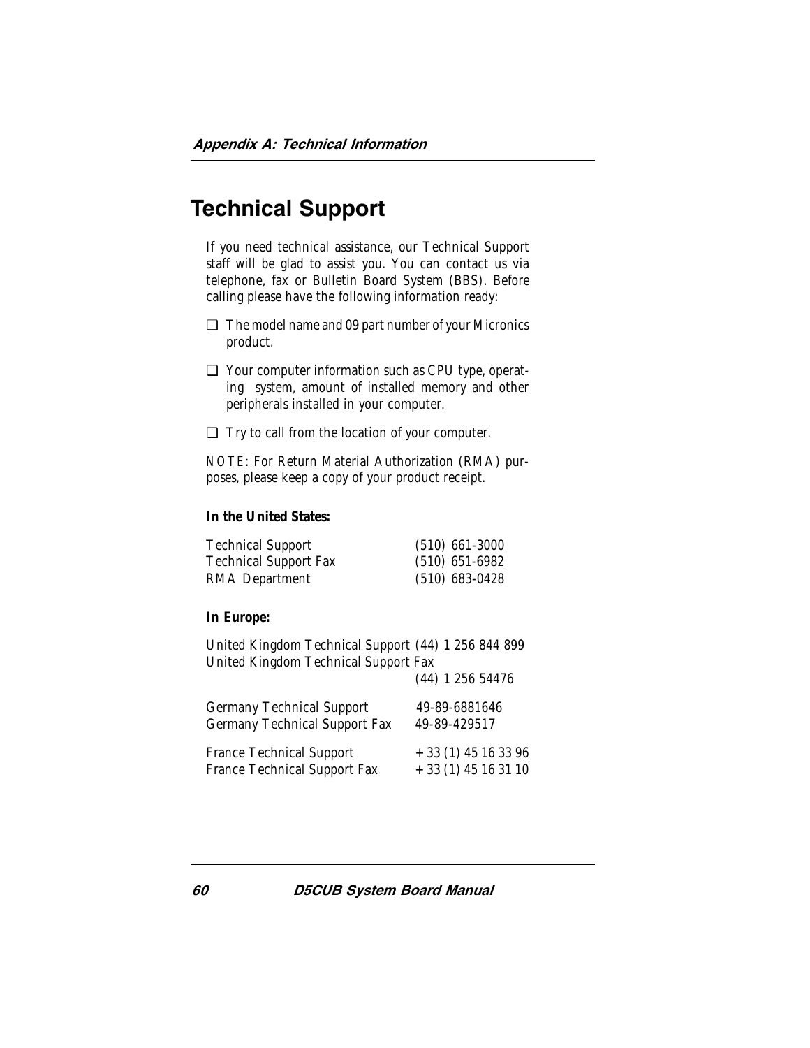# Technical Support

If you need technical assistance, our Technical Support staff will be glad to assist you. You can contact us via telephone, fax or Bulletin Board System (BBS). Before calling please have the following information ready:

- ❑ The model name and 09 part number of your Micronics product.
- ❑ Your computer information such as CPU type, operating system, amount of installed memory and other peripherals installed in your computer.
- ❑ Try to call from the location of your computer.

NOTE: For Return Material Authorization (RMA) purposes, please keep a copy of your product receipt.

**In the United States:**

| | |
|---|---|
| Technical Support | (510) 661-3000 |
| Technical Support Fax | (510) 651-6982 |
| RMA Department | (510) 683-0428 |

**In Europe:**

| | |
|---|---|
| United Kingdom Technical Support | (44) 1 256 844 899 |
| United Kingdom Technical Support Fax | (44) 1 256 54476 |
| Germany Technical Support | 49-89-6881646 |
| Germany Technical Support Fax | 49-89-429517 |
| France Technical Support | + 33 (1) 45 16 33 96 |
| France Technical Support Fax | + 33 (1) 45 16 31 10 |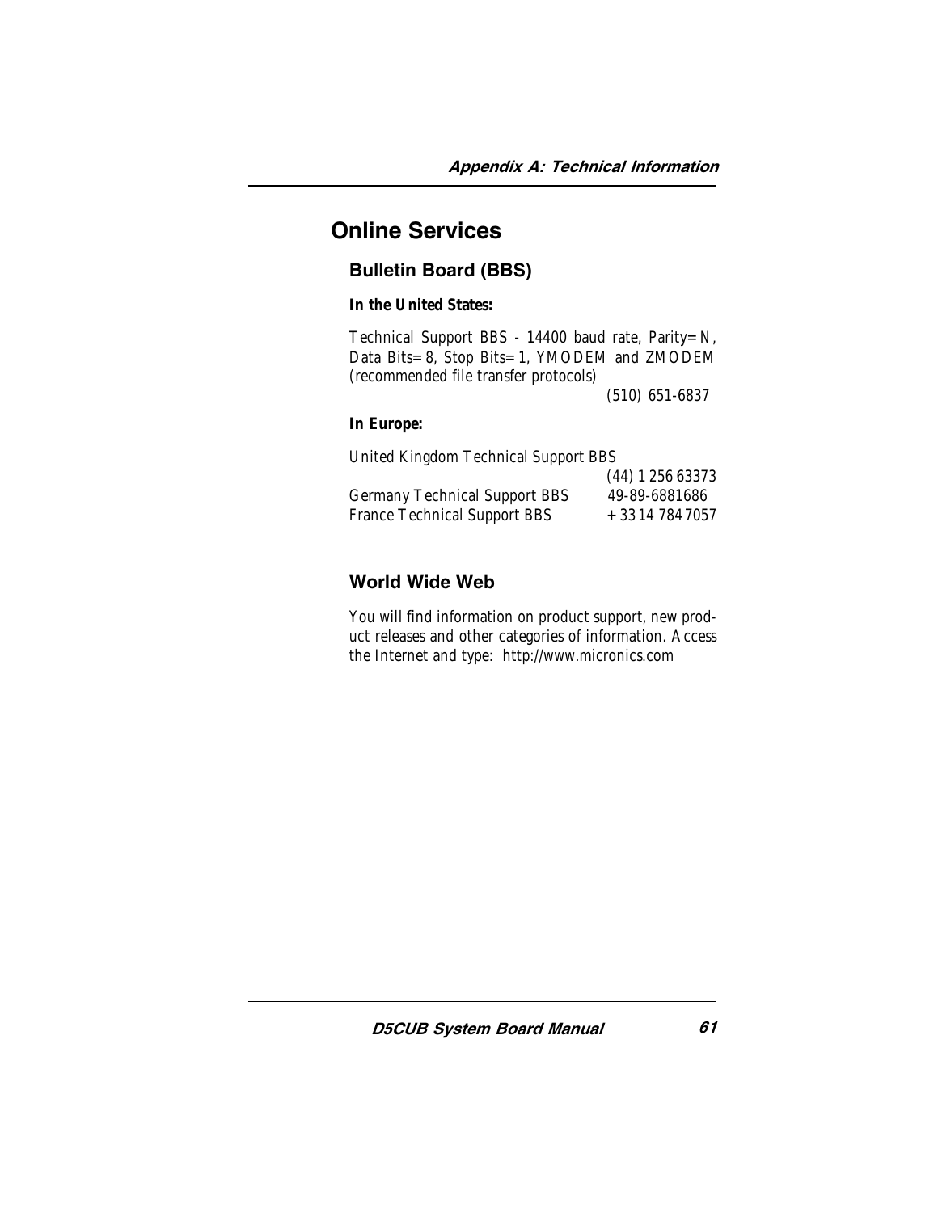# Online Services

## Bulletin Board (BBS)

**In the United States:**

Technical Support BBS - 14400 baud rate, Parity=N, Data Bits=8, Stop Bits=1, YMODEM and ZMODEM (recommended file transfer protocols)

(510) 651-6837

**In Europe:**

United Kingdom Technical Support BBS

(44) 1 256 63373

Germany Technical Support BBS 49-89-6881686

France Technical Support BBS +33 14 784 7057

## World Wide Web

You will find information on product support, new product releases and other categories of information. Access the Internet and type: http://www.micronics.com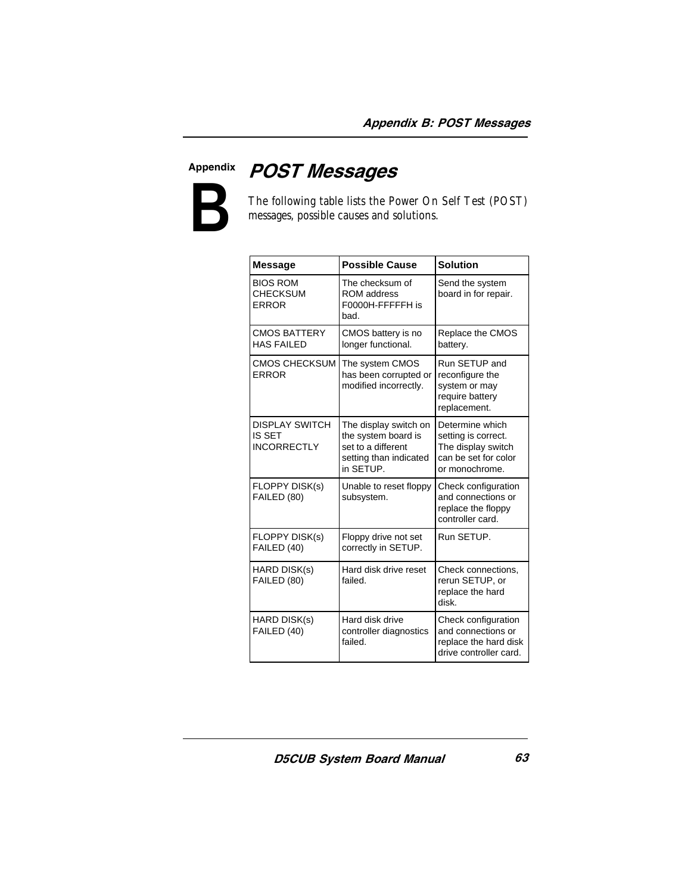# Appendix B

## POST Messages

The following table lists the Power On Self Test (POST) messages, possible causes and solutions.

| Message | Possible Cause | Solution |
|---|---|---|
| BIOS ROM CHECKSUM ERROR | The checksum of ROM address F0000H-FFFFFH is bad. | Send the system board in for repair. |
| CMOS BATTERY HAS FAILED | CMOS battery is no longer functional. | Replace the CMOS battery. |
| CMOS CHECKSUM ERROR | The system CMOS has been corrupted or modified incorrectly. | Run SETUP and reconfigure the system or may require battery replacement. |
| DISPLAY SWITCH IS SET INCORRECTLY | The display switch on the system board is set to a different setting than indicated in SETUP. | Determine which setting is correct. The display switch can be set for color or monochrome. |
| FLOPPY DISK(s) FAILED (80) | Unable to reset floppy subsystem. | Check configuration and connections or replace the floppy controller card. |
| FLOPPY DISK(s) FAILED (40) | Floppy drive not set correctly in SETUP. | Run SETUP. |
| HARD DISK(s) FAILED (80) | Hard disk drive reset failed. | Check connections, rerun SETUP, or replace the hard disk. |
| HARD DISK(s) FAILED (40) | Hard disk drive controller diagnostics failed. | Check configuration and connections or replace the hard disk drive controller card. |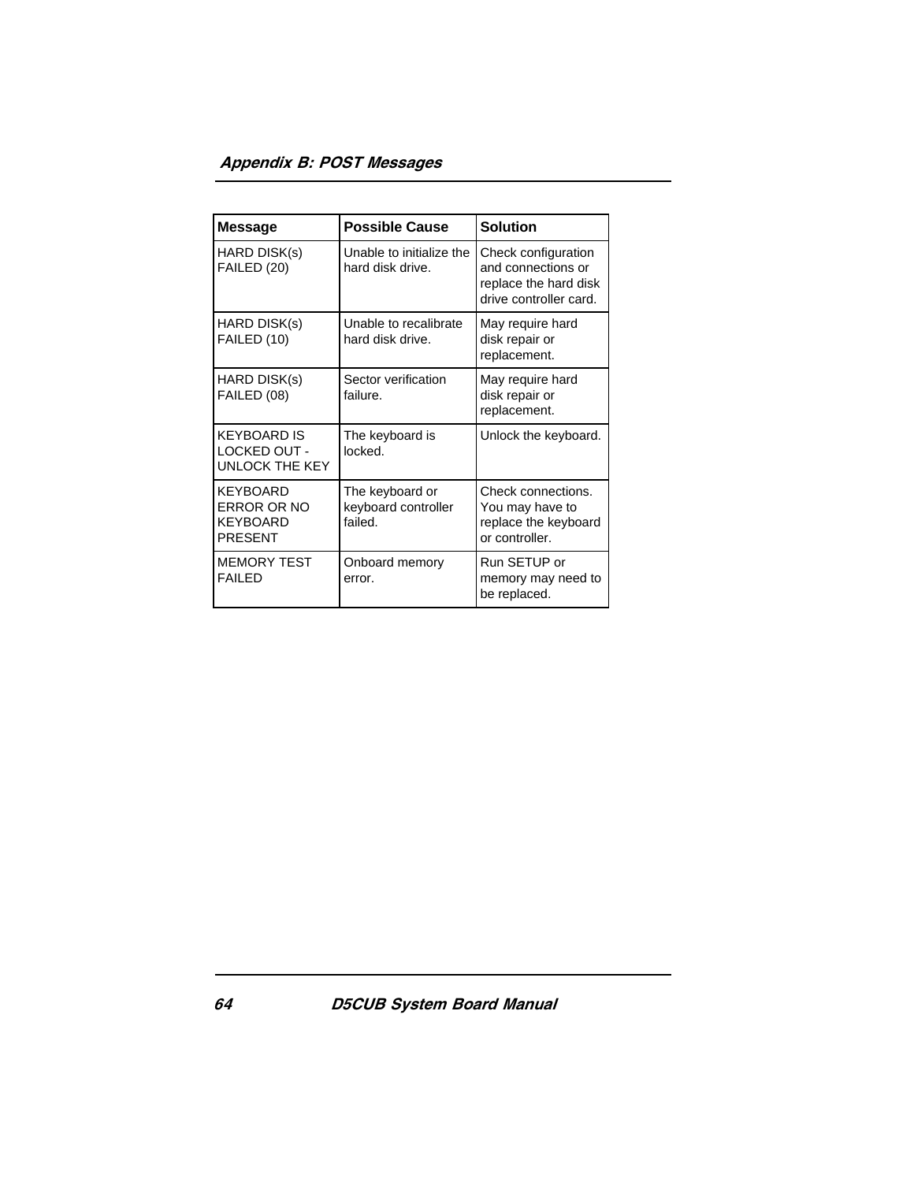| Message | Possible Cause | Solution |
| --- | --- | --- |
| HARD DISK(s) FAILED (20) | Unable to initialize the hard disk drive. | Check configuration and connections or replace the hard disk drive controller card. |
| HARD DISK(s) FAILED (10) | Unable to recalibrate hard disk drive. | May require hard disk repair or replacement. |
| HARD DISK(s) FAILED (08) | Sector verification failure. | May require hard disk repair or replacement. |
| KEYBOARD IS LOCKED OUT - UNLOCK THE KEY | The keyboard is locked. | Unlock the keyboard. |
| KEYBOARD ERROR OR NO KEYBOARD PRESENT | The keyboard or keyboard controller failed. | Check connections. You may have to replace the keyboard or controller. |
| MEMORY TEST FAILED | Onboard memory error. | Run SETUP or memory may need to be replaced. |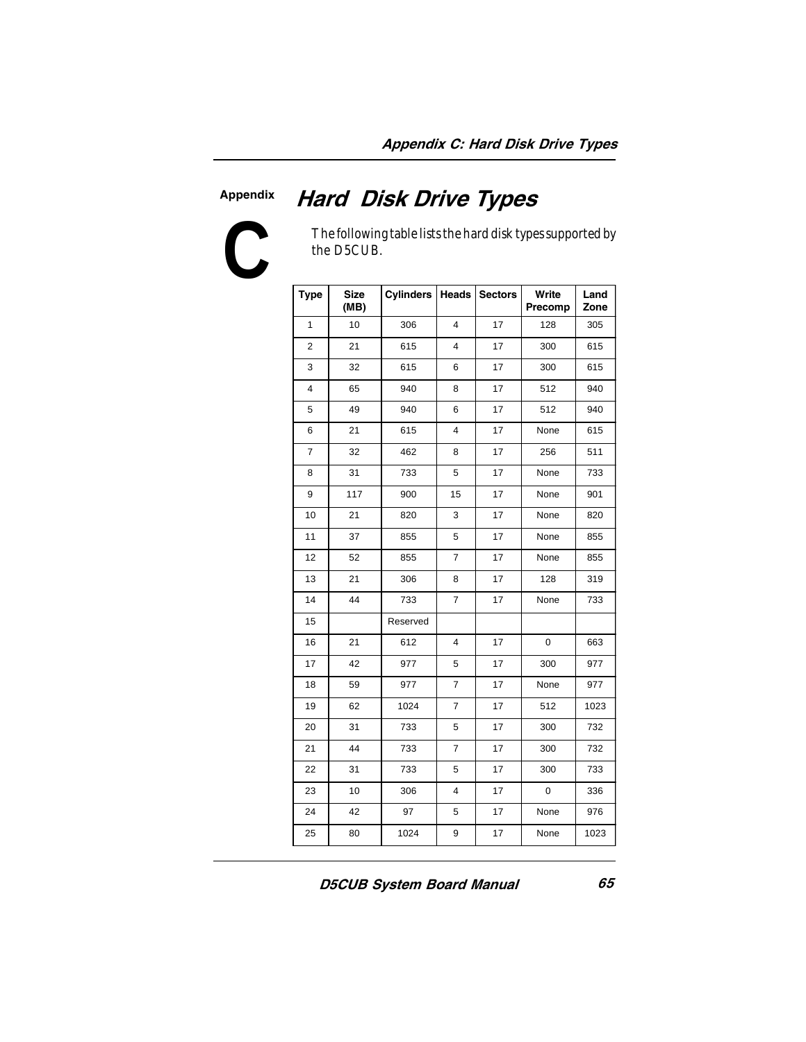# Appendix C: Hard Disk Drive Types

The following table lists the hard disk types supported by the D5CUB.

| Type | Size (MB) | Cylinders | Heads | Sectors | Write Precomp | Land Zone |
|---|---|---|---|---|---|---|
| 1 | 10 | 306 | 4 | 17 | 128 | 305 |
| 2 | 21 | 615 | 4 | 17 | 300 | 615 |
| 3 | 32 | 615 | 6 | 17 | 300 | 615 |
| 4 | 65 | 940 | 8 | 17 | 512 | 940 |
| 5 | 49 | 940 | 6 | 17 | 512 | 940 |
| 6 | 21 | 615 | 4 | 17 | None | 615 |
| 7 | 32 | 462 | 8 | 17 | 256 | 511 |
| 8 | 31 | 733 | 5 | 17 | None | 733 |
| 9 | 117 | 900 | 15 | 17 | None | 901 |
| 10 | 21 | 820 | 3 | 17 | None | 820 |
| 11 | 37 | 855 | 5 | 17 | None | 855 |
| 12 | 52 | 855 | 7 | 17 | None | 855 |
| 13 | 21 | 306 | 8 | 17 | 128 | 319 |
| 14 | 44 | 733 | 7 | 17 | None | 733 |
| 15 | | Reserved | | | | |
| 16 | 21 | 612 | 4 | 17 | 0 | 663 |
| 17 | 42 | 977 | 5 | 17 | 300 | 977 |
| 18 | 59 | 977 | 7 | 17 | None | 977 |
| 19 | 62 | 1024 | 7 | 17 | 512 | 1023 |
| 20 | 31 | 733 | 5 | 17 | 300 | 732 |
| 21 | 44 | 733 | 7 | 17 | 300 | 732 |
| 22 | 31 | 733 | 5 | 17 | 300 | 733 |
| 23 | 10 | 306 | 4 | 17 | 0 | 336 |
| 24 | 42 | 97 | 5 | 17 | None | 976 |
| 25 | 80 | 1024 | 9 | 17 | None | 1023 |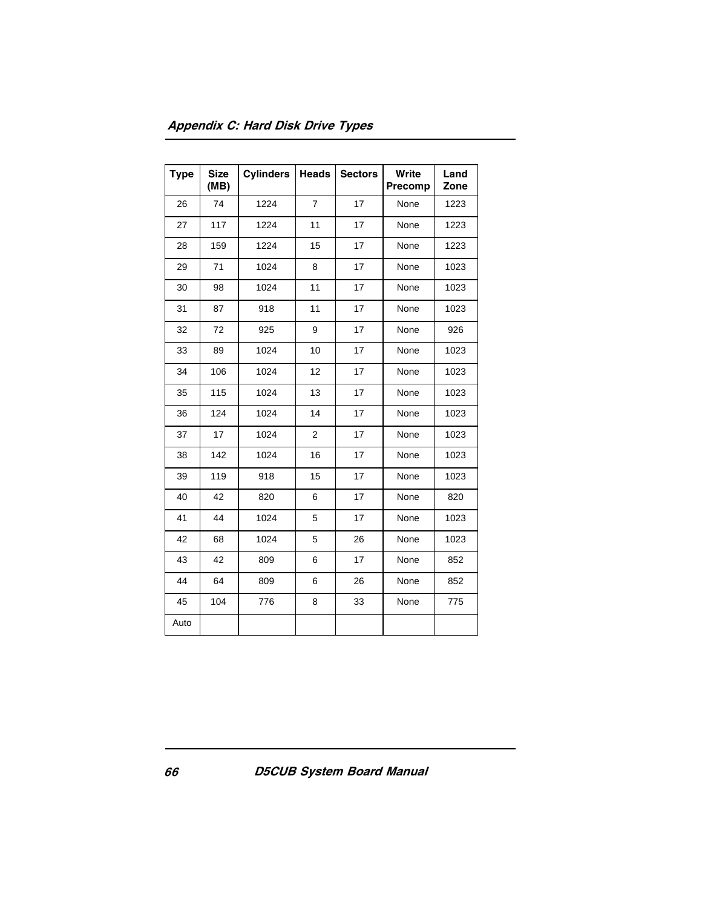## Appendix C: Hard Disk Drive Types

| Type | Size (MB) | Cylinders | Heads | Sectors | Write Precomp | Land Zone |
|---|---|---|---|---|---|---|
| 26 | 74 | 1224 | 7 | 17 | None | 1223 |
| 27 | 117 | 1224 | 11 | 17 | None | 1223 |
| 28 | 159 | 1224 | 15 | 17 | None | 1223 |
| 29 | 71 | 1024 | 8 | 17 | None | 1023 |
| 30 | 98 | 1024 | 11 | 17 | None | 1023 |
| 31 | 87 | 918 | 11 | 17 | None | 1023 |
| 32 | 72 | 925 | 9 | 17 | None | 926 |
| 33 | 89 | 1024 | 10 | 17 | None | 1023 |
| 34 | 106 | 1024 | 12 | 17 | None | 1023 |
| 35 | 115 | 1024 | 13 | 17 | None | 1023 |
| 36 | 124 | 1024 | 14 | 17 | None | 1023 |
| 37 | 17 | 1024 | 2 | 17 | None | 1023 |
| 38 | 142 | 1024 | 16 | 17 | None | 1023 |
| 39 | 119 | 918 | 15 | 17 | None | 1023 |
| 40 | 42 | 820 | 6 | 17 | None | 820 |
| 41 | 44 | 1024 | 5 | 17 | None | 1023 |
| 42 | 68 | 1024 | 5 | 26 | None | 1023 |
| 43 | 42 | 809 | 6 | 17 | None | 852 |
| 44 | 64 | 809 | 6 | 26 | None | 852 |
| 45 | 104 | 776 | 8 | 33 | None | 775 |
| Auto | | | | | | |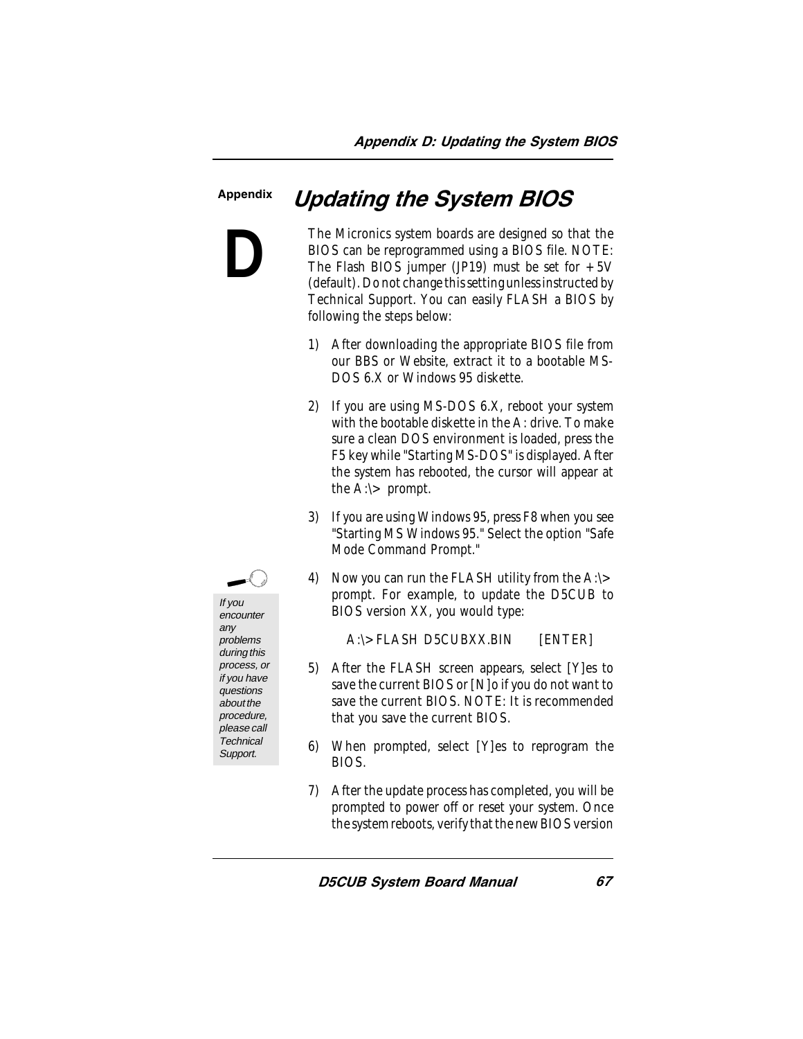Appendix

# D

# Updating the System BIOS

The Micronics system boards are designed so that the BIOS can be reprogrammed using a BIOS file. NOTE: The Flash BIOS jumper (JP19) must be set for +5V (default). Do not change this setting unless instructed by Technical Support. You can easily FLASH a BIOS by following the steps below:

1) After downloading the appropriate BIOS file from our BBS or Website, extract it to a bootable MS-DOS 6.X or Windows 95 diskette.

2) If you are using MS-DOS 6.X, reboot your system with the bootable diskette in the A: drive. To make sure a clean DOS environment is loaded, press the F5 key while "Starting MS-DOS" is displayed. After the system has rebooted, the cursor will appear at the A:\> prompt.

3) If you are using Windows 95, press F8 when you see "Starting MS Windows 95." Select the option "Safe Mode Command Prompt."

4) Now you can run the FLASH utility from the A:\> prompt. For example, to update the D5CUB to BIOS version XX, you would type:

   A:\> FLASH D5CUBXX.BIN [ENTER]

5) After the FLASH screen appears, select [Y]es to save the current BIOS or [N]o if you do not want to save the current BIOS. NOTE: It is recommended that you save the current BIOS.

6) When prompted, select [Y]es to reprogram the BIOS.

7) After the update process has completed, you will be prompted to power off or reset your system. Once the system reboots, verify that the new BIOS version

*If you encounter any problems during this process, or if you have questions about the procedure, please call Technical Support.*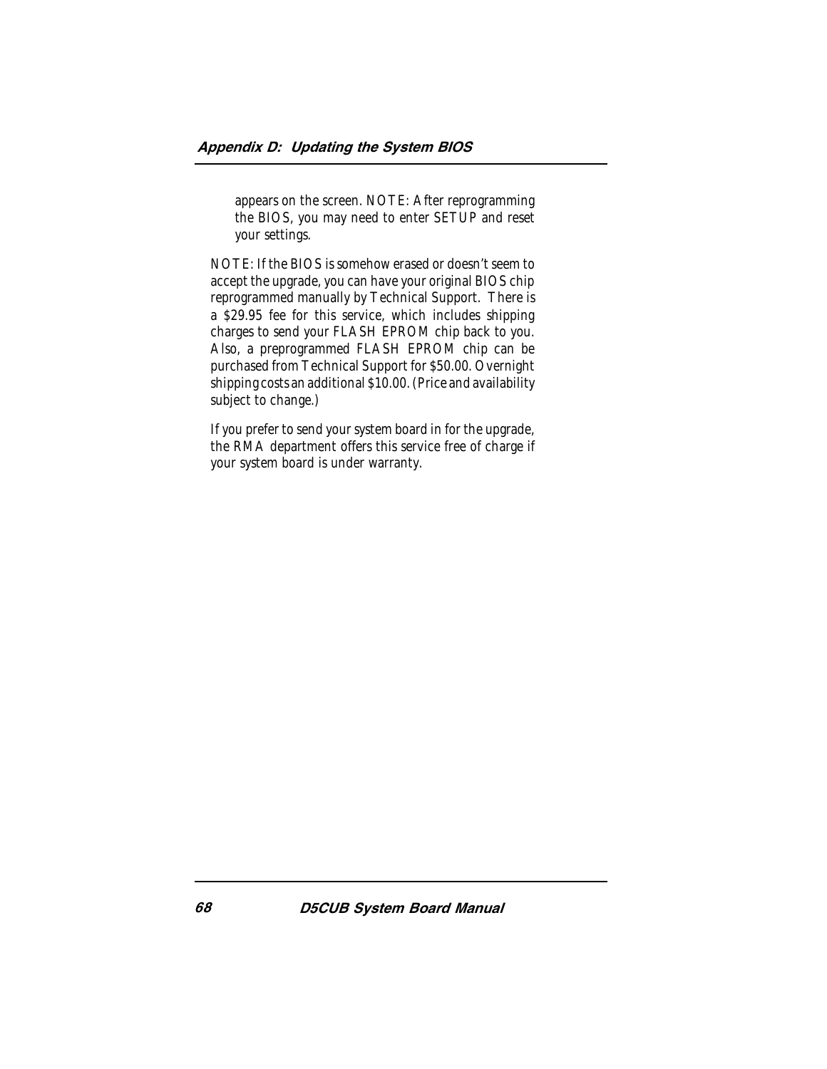appears on the screen. NOTE: After reprogramming the BIOS, you may need to enter SETUP and reset your settings.

NOTE: If the BIOS is somehow erased or doesn't seem to accept the upgrade, you can have your original BIOS chip reprogrammed manually by Technical Support. There is a $29.95 fee for this service, which includes shipping charges to send your FLASH EPROM chip back to you. Also, a preprogrammed FLASH EPROM chip can be purchased from Technical Support for $50.00. Overnight shipping costs an additional $10.00. (Price and availability subject to change.)

If you prefer to send your system board in for the upgrade, the RMA department offers this service free of charge if your system board is under warranty.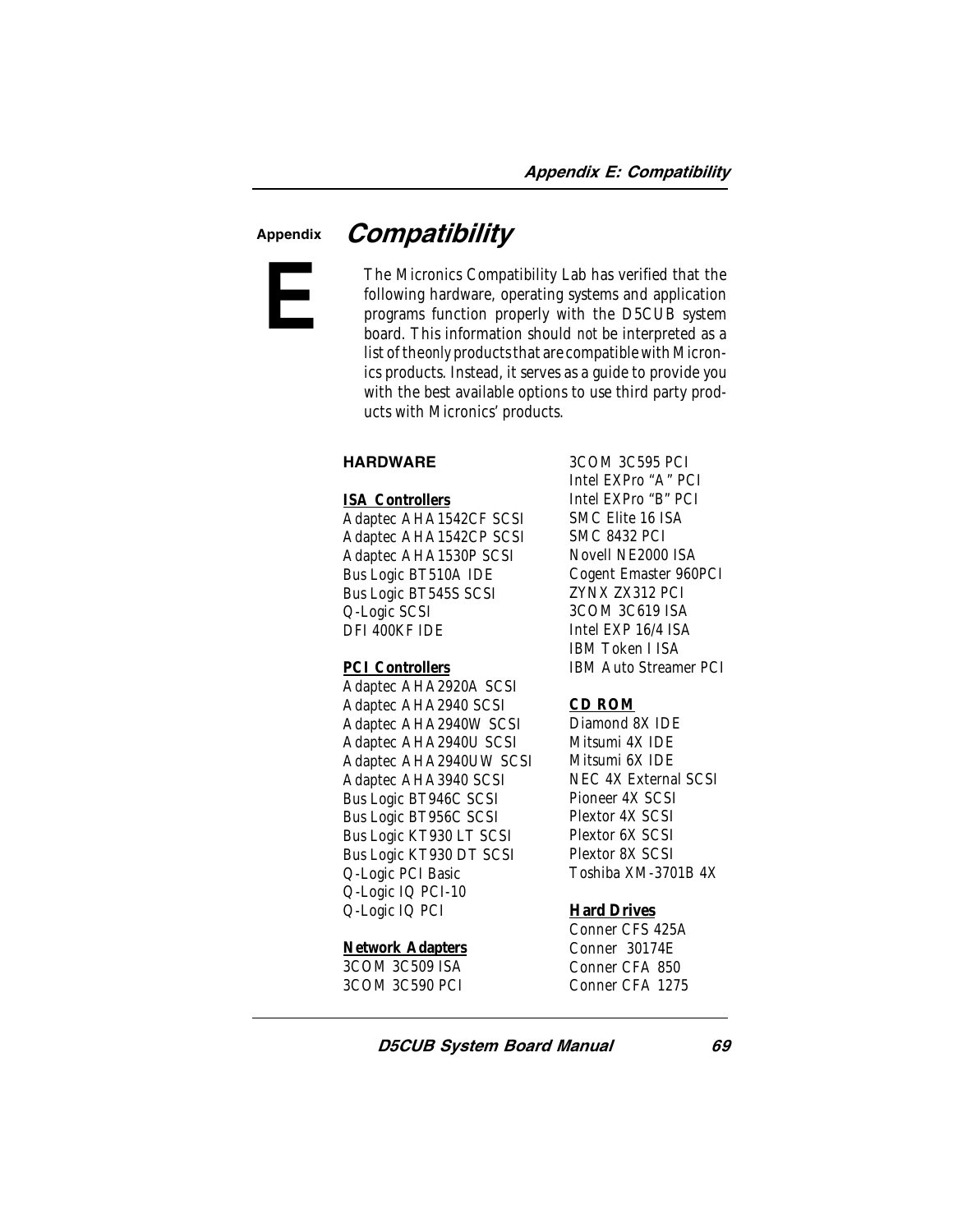# Appendix E Compatibility

The Micronics Compatibility Lab has verified that the following hardware, operating systems and application programs function properly with the D5CUB system board. This information should *not* be interpreted as a list of the *only* products that are compatible with Micronics products. Instead, it serves as a guide to provide you with the best available options to use third party products with Micronics' products.

## HARDWARE

**ISA Controllers**

Adaptec AHA1542CF SCSI
Adaptec AHA1542CP SCSI
Adaptec AHA1530P SCSI
Bus Logic BT510A IDE
Bus Logic BT545S SCSI
Q-Logic SCSI
DFI 400KF IDE

**PCI Controllers**

Adaptec AHA2920A SCSI
Adaptec AHA2940 SCSI
Adaptec AHA2940W SCSI
Adaptec AHA2940U SCSI
Adaptec AHA2940UW SCSI
Adaptec AHA3940 SCSI
Bus Logic BT946C SCSI
Bus Logic BT956C SCSI
Bus Logic KT930 LT SCSI
Bus Logic KT930 DT SCSI
Q-Logic PCI Basic
Q-Logic IQ PCI-10
Q-Logic IQ PCI

**Network Adapters**

3COM 3C509 ISA
3COM 3C590 PCI
3COM 3C595 PCI
Intel EXPro "A" PCI
Intel EXPro "B" PCI
SMC Elite 16 ISA
SMC 8432 PCI
Novell NE2000 ISA
Cogent Emaster 960PCI
ZYNX ZX312 PCI
3COM 3C619 ISA
Intel EXP 16/4 ISA
IBM Token I ISA
IBM Auto Streamer PCI

**CD ROM**

Diamond 8X IDE
Mitsumi 4X IDE
Mitsumi 6X IDE
NEC 4X External SCSI
Pioneer 4X SCSI
Plextor 4X SCSI
Plextor 6X SCSI
Plextor 8X SCSI
Toshiba XM-3701B 4X

**Hard Drives**

Conner CFS 425A
Conner 30174E
Conner CFA 850
Conner CFA 1275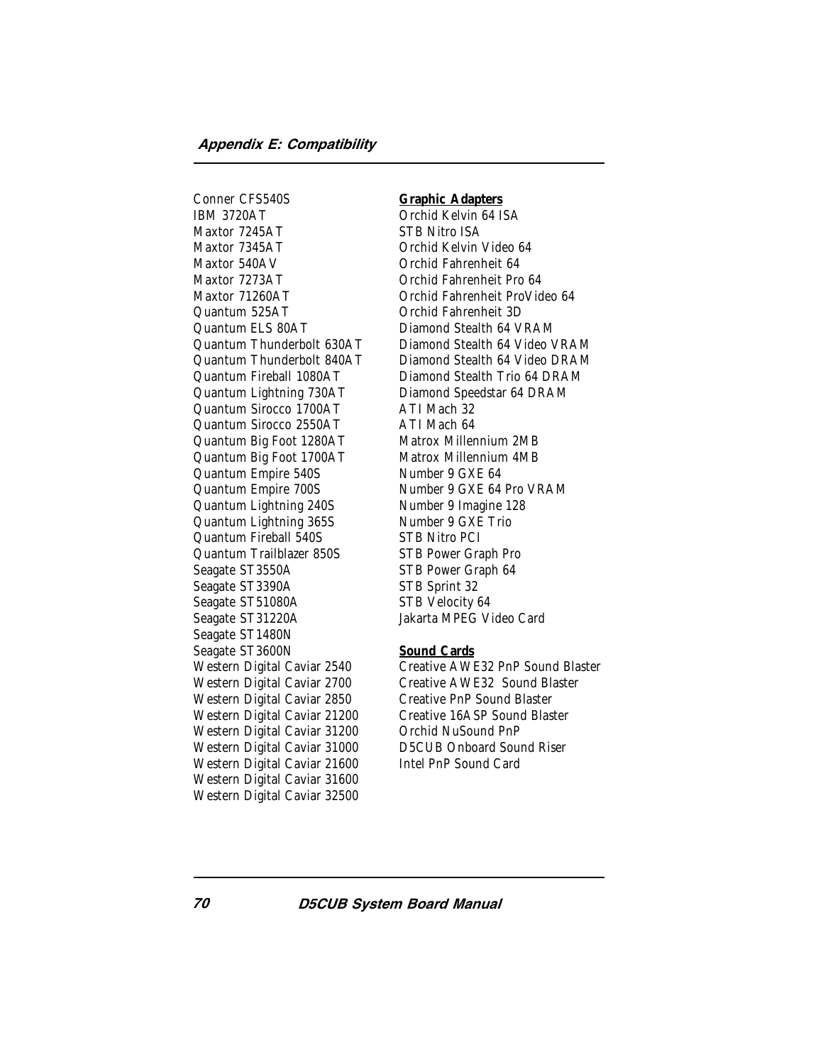Conner CFS540S
IBM 3720AT
Maxtor 7245AT
Maxtor 7345AT
Maxtor 540AV
Maxtor 7273AT
Maxtor 71260AT
Quantum 525AT
Quantum ELS 80AT
Quantum Thunderbolt 630AT
Quantum Thunderbolt 840AT
Quantum Fireball 1080AT
Quantum Lightning 730AT
Quantum Sirocco 1700AT
Quantum Sirocco 2550AT
Quantum Big Foot 1280AT
Quantum Big Foot 1700AT
Quantum Empire 540S
Quantum Empire 700S
Quantum Lightning 240S
Quantum Lightning 365S
Quantum Fireball 540S
Quantum Trailblazer 850S
Seagate ST3550A
Seagate ST3390A
Seagate ST51080A
Seagate ST31220A
Seagate ST1480N
Seagate ST3600N
Western Digital Caviar 2540
Western Digital Caviar 2700
Western Digital Caviar 2850
Western Digital Caviar 21200
Western Digital Caviar 31200
Western Digital Caviar 31000
Western Digital Caviar 21600
Western Digital Caviar 31600
Western Digital Caviar 32500

**Graphic Adapters**

Orchid Kelvin 64 ISA
STB Nitro ISA
Orchid Kelvin Video 64
Orchid Fahrenheit 64
Orchid Fahrenheit Pro 64
Orchid Fahrenheit ProVideo 64
Orchid Fahrenheit 3D
Diamond Stealth 64 VRAM
Diamond Stealth 64 Video VRAM
Diamond Stealth 64 Video DRAM
Diamond Stealth Trio 64 DRAM
Diamond Speedstar 64 DRAM
ATI Mach 32
ATI Mach 64
Matrox Millennium 2MB
Matrox Millennium 4MB
Number 9 GXE 64
Number 9 GXE 64 Pro VRAM
Number 9 Imagine 128
Number 9 GXE Trio
STB Nitro PCI
STB Power Graph Pro
STB Power Graph 64
STB Sprint 32
STB Velocity 64
Jakarta MPEG Video Card

**Sound Cards**

Creative AWE32 PnP Sound Blaster
Creative AWE32 Sound Blaster
Creative PnP Sound Blaster
Creative 16ASP Sound Blaster
Orchid NuSound PnP
D5CUB Onboard Sound Riser
Intel PnP Sound Card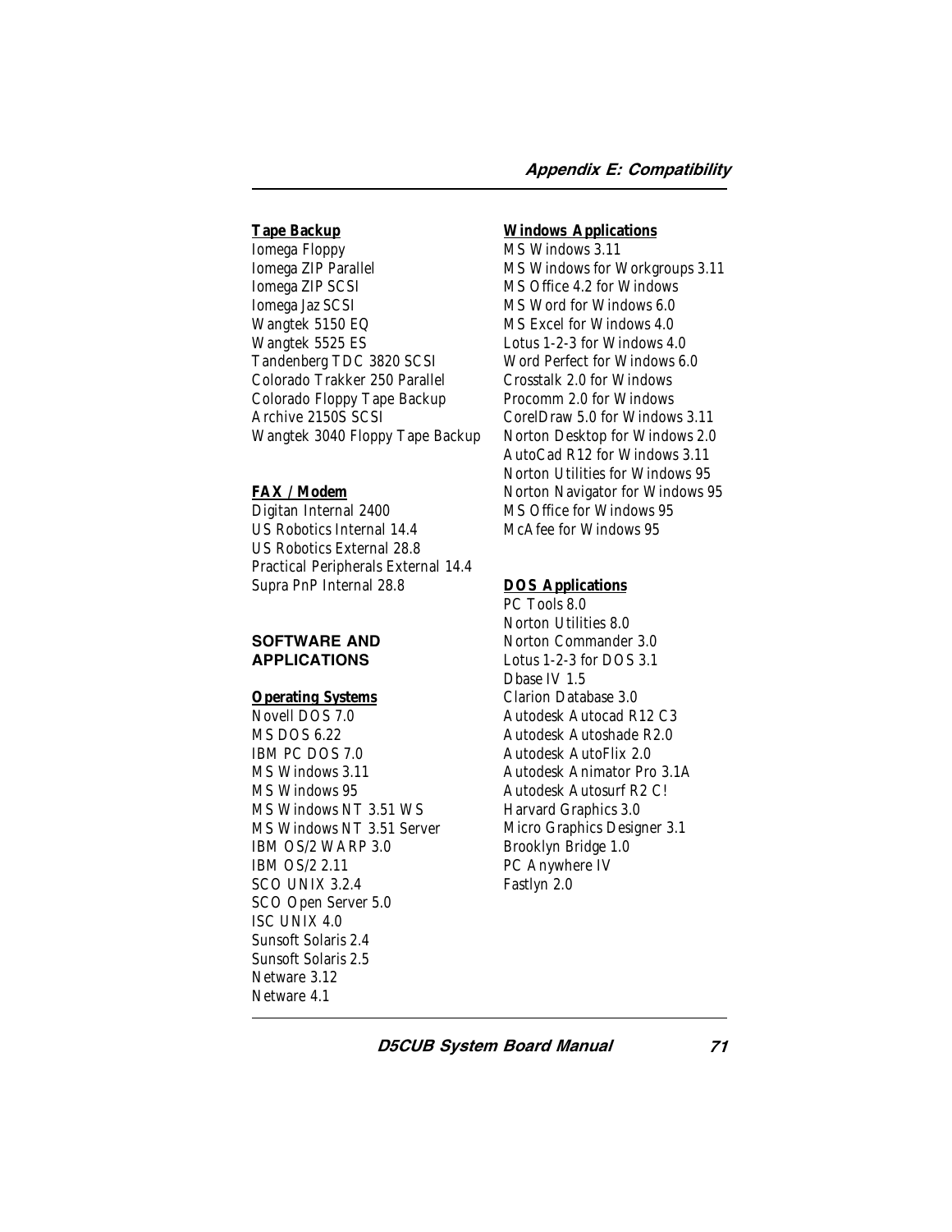**Tape Backup**

Iomega Floppy
Iomega ZIP Parallel
Iomega ZIP SCSI
Iomega Jaz SCSI
Wangtek 5150 EQ
Wangtek 5525 ES
Tandenberg TDC 3820 SCSI
Colorado Trakker 250 Parallel
Colorado Floppy Tape Backup
Archive 2150S SCSI
Wangtek 3040 Floppy Tape Backup

**FAX / Modem**

Digitan Internal 2400
US Robotics Internal 14.4
US Robotics External 28.8
Practical Peripherals External 14.4
Supra PnP Internal 28.8

## SOFTWARE AND APPLICATIONS

**Operating Systems**

Novell DOS 7.0
MS DOS 6.22
IBM PC DOS 7.0
MS Windows 3.11
MS Windows 95
MS Windows NT 3.51 WS
MS Windows NT 3.51 Server
IBM OS/2 WARP 3.0
IBM OS/2 2.11
SCO UNIX 3.2.4
SCO Open Server 5.0
ISC UNIX 4.0
Sunsoft Solaris 2.4
Sunsoft Solaris 2.5
Netware 3.12
Netware 4.1

**Windows Applications**

MS Windows 3.11
MS Windows for Workgroups 3.11
MS Office 4.2 for Windows
MS Word for Windows 6.0
MS Excel for Windows 4.0
Lotus 1-2-3 for Windows 4.0
Word Perfect for Windows 6.0
Crosstalk 2.0 for Windows
Procomm 2.0 for Windows
CorelDraw 5.0 for Windows 3.11
Norton Desktop for Windows 2.0
AutoCad R12 for Windows 3.11
Norton Utilities for Windows 95
Norton Navigator for Windows 95
MS Office for Windows 95
McAfee for Windows 95

**DOS Applications**

PC Tools 8.0
Norton Utilities 8.0
Norton Commander 3.0
Lotus 1-2-3 for DOS 3.1
Dbase IV 1.5
Clarion Database 3.0
Autodesk Autocad R12 C3
Autodesk Autoshade R2.0
Autodesk AutoFlix 2.0
Autodesk Animator Pro 3.1A
Autodesk Autosurf R2 C!
Harvard Graphics 3.0
Micro Graphics Designer 3.1
Brooklyn Bridge 1.0
PC Anywhere IV
Fastlyn 2.0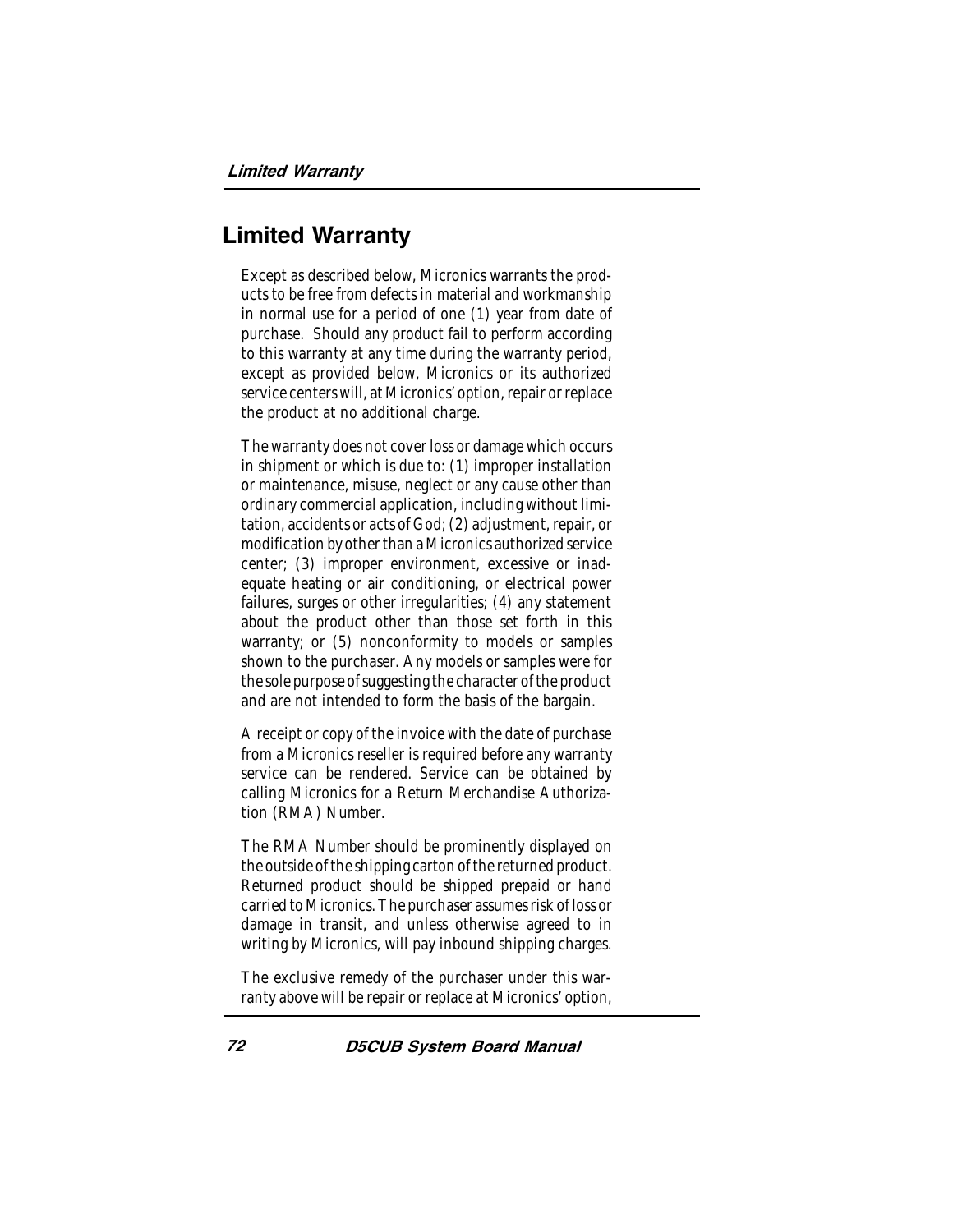# Limited Warranty

Except as described below, Micronics warrants the products to be free from defects in material and workmanship in normal use for a period of one (1) year from date of purchase. Should any product fail to perform according to this warranty at any time during the warranty period, except as provided below, Micronics or its authorized service centers will, at Micronics' option, repair or replace the product at no additional charge.

The warranty does not cover loss or damage which occurs in shipment or which is due to: (1) improper installation or maintenance, misuse, neglect or any cause other than ordinary commercial application, including without limitation, accidents or acts of God; (2) adjustment, repair, or modification by other than a Micronics authorized service center; (3) improper environment, excessive or inadequate heating or air conditioning, or electrical power failures, surges or other irregularities; (4) any statement about the product other than those set forth in this warranty; or (5) nonconformity to models or samples shown to the purchaser. Any models or samples were for the sole purpose of suggesting the character of the product and are not intended to form the basis of the bargain.

A receipt or copy of the invoice with the date of purchase from a Micronics reseller is required before any warranty service can be rendered. Service can be obtained by calling Micronics for a Return Merchandise Authorization (RMA) Number.

The RMA Number should be prominently displayed on the outside of the shipping carton of the returned product. Returned product should be shipped prepaid or hand carried to Micronics. The purchaser assumes risk of loss or damage in transit, and unless otherwise agreed to in writing by Micronics, will pay inbound shipping charges.

The exclusive remedy of the purchaser under this warranty above will be repair or replace at Micronics' option,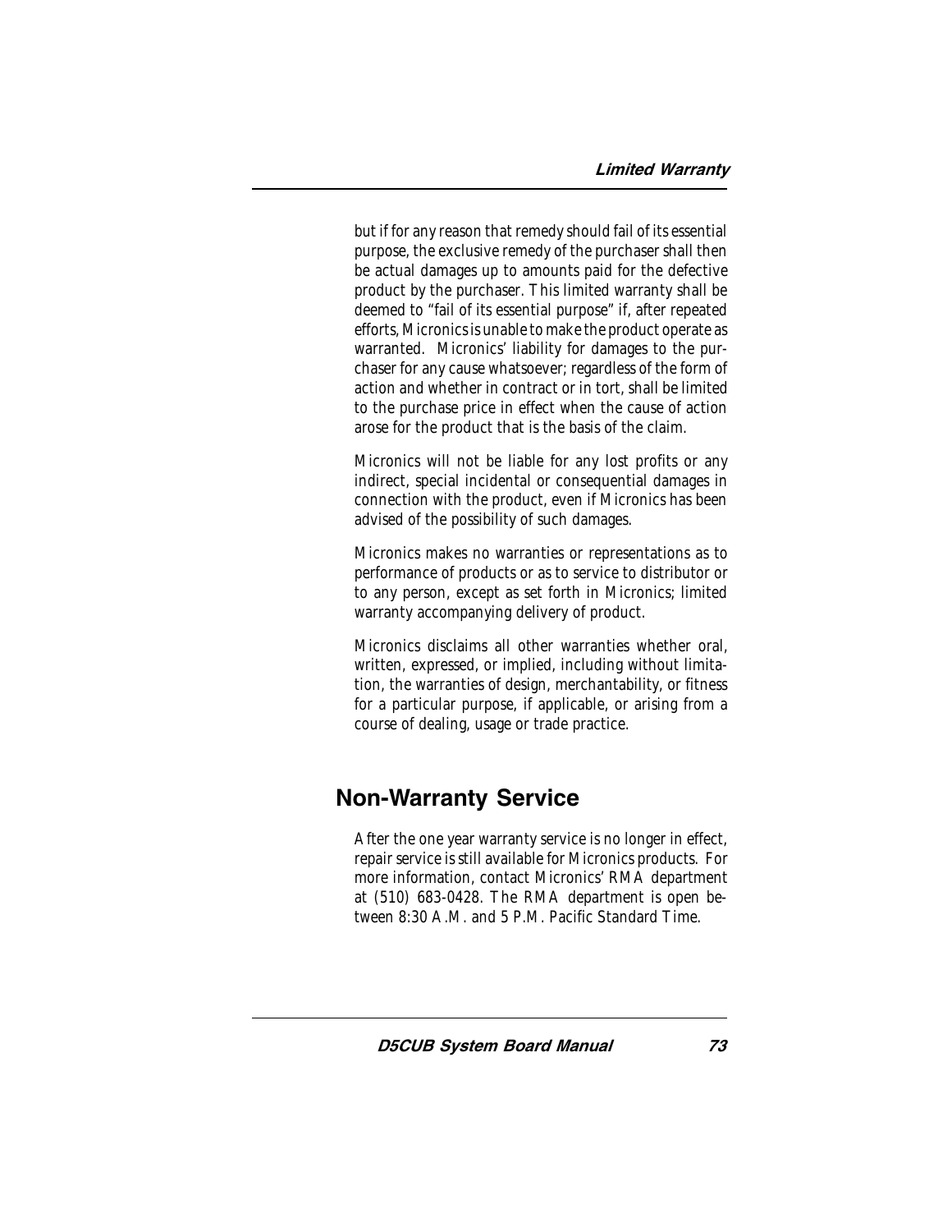but if for any reason that remedy should fail of its essential purpose, the exclusive remedy of the purchaser shall then be actual damages up to amounts paid for the defective product by the purchaser. This limited warranty shall be deemed to "fail of its essential purpose" if, after repeated efforts, Micronics is unable to make the product operate as warranted. Micronics' liability for damages to the purchaser for any cause whatsoever; regardless of the form of action and whether in contract or in tort, shall be limited to the purchase price in effect when the cause of action arose for the product that is the basis of the claim.

Micronics will not be liable for any lost profits or any indirect, special incidental or consequential damages in connection with the product, even if Micronics has been advised of the possibility of such damages.

Micronics makes no warranties or representations as to performance of products or as to service to distributor or to any person, except as set forth in Micronics; limited warranty accompanying delivery of product.

Micronics disclaims all other warranties whether oral, written, expressed, or implied, including without limitation, the warranties of design, merchantability, or fitness for a particular purpose, if applicable, or arising from a course of dealing, usage or trade practice.

## Non-Warranty Service

After the one year warranty service is no longer in effect, repair service is still available for Micronics products. For more information, contact Micronics' RMA department at (510) 683-0428. The RMA department is open between 8:30 A.M. and 5 P.M. Pacific Standard Time.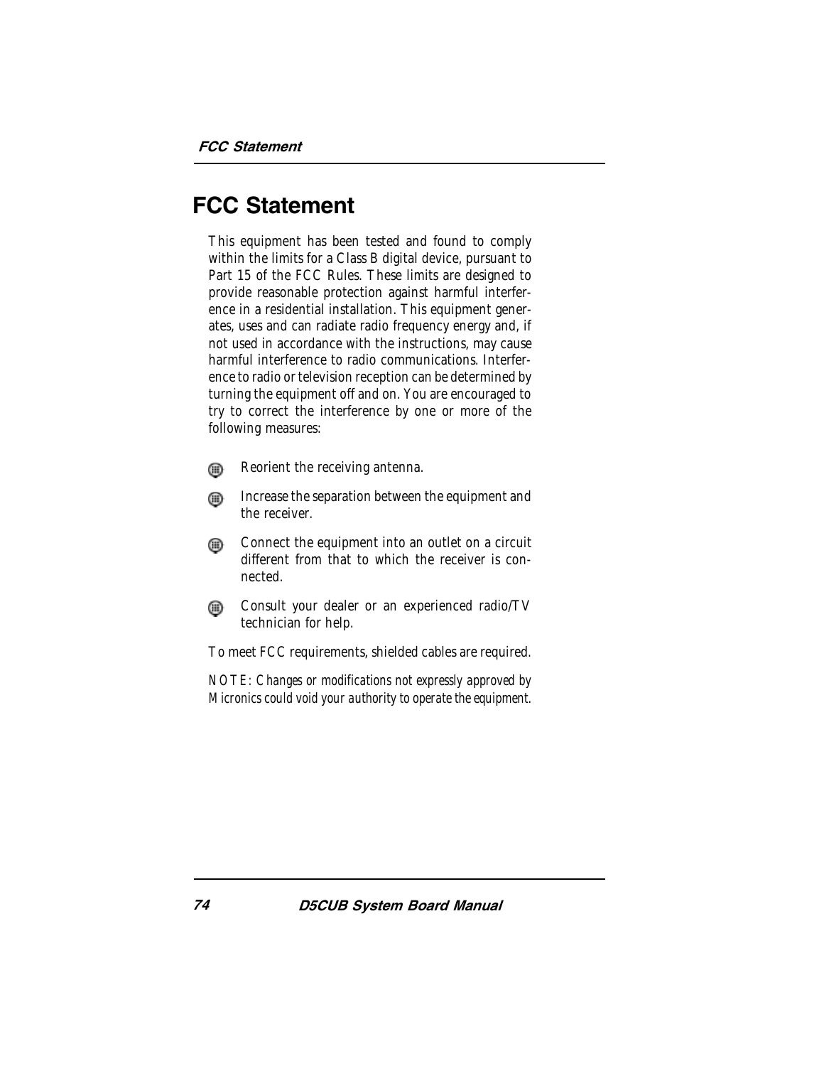# FCC Statement

This equipment has been tested and found to comply within the limits for a Class B digital device, pursuant to Part 15 of the FCC Rules. These limits are designed to provide reasonable protection against harmful interference in a residential installation. This equipment generates, uses and can radiate radio frequency energy and, if not used in accordance with the instructions, may cause harmful interference to radio communications. Interference to radio or television reception can be determined by turning the equipment off and on. You are encouraged to try to correct the interference by one or more of the following measures:

- Reorient the receiving antenna.
- Increase the separation between the equipment and the receiver.
- Connect the equipment into an outlet on a circuit different from that to which the receiver is connected.
- Consult your dealer or an experienced radio/TV technician for help.

To meet FCC requirements, shielded cables are required.

*NOTE: Changes or modifications not expressly approved by Micronics could void your authority to operate the equipment.*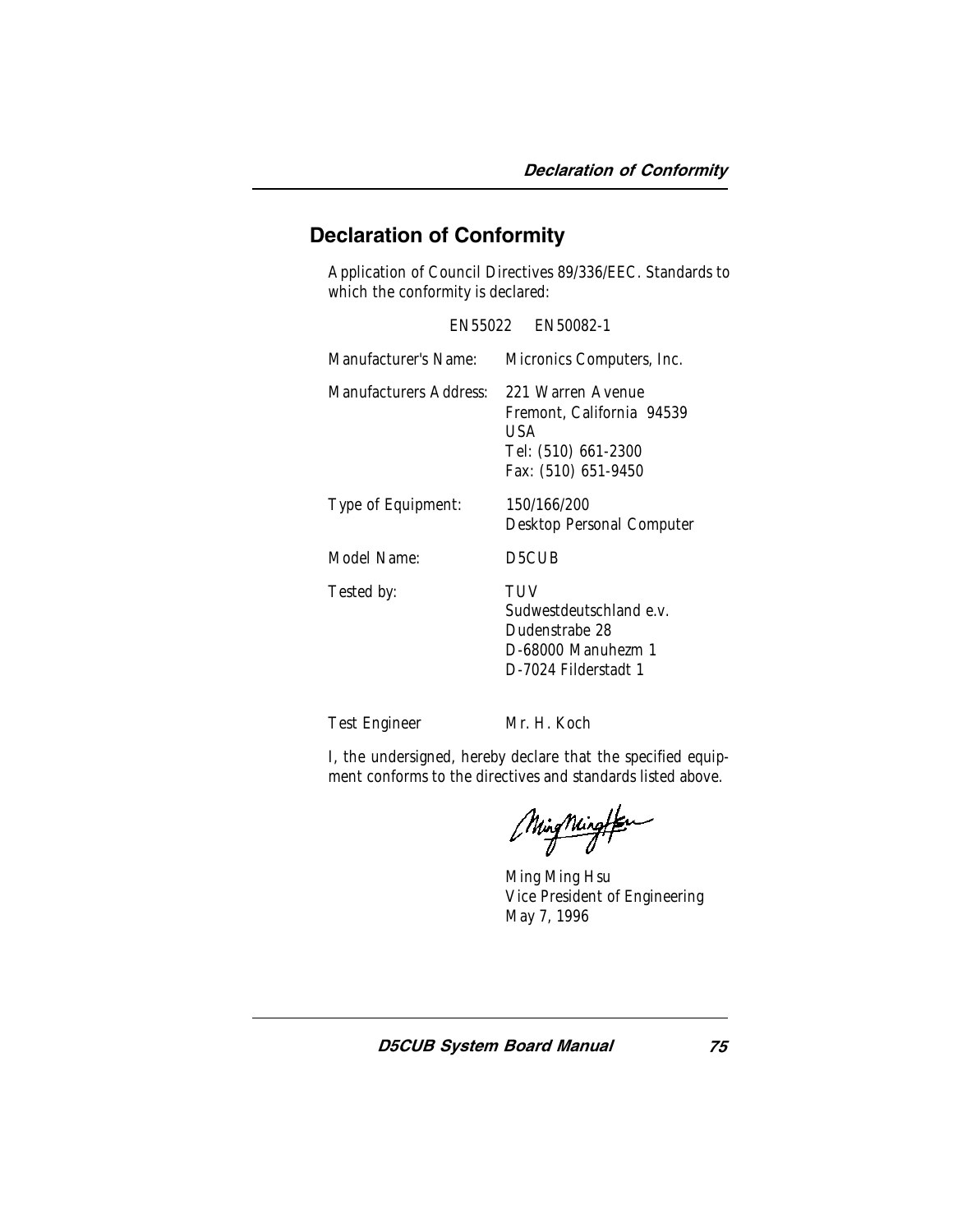## Declaration of Conformity

Application of Council Directives 89/336/EEC. Standards to which the conformity is declared:

EN55022 EN50082-1

| | |
|---|---|
| Manufacturer's Name: | Micronics Computers, Inc. |
| Manufacturers Address: | 221 Warren Avenue<br>Fremont, California 94539<br>USA<br>Tel: (510) 661-2300<br>Fax: (510) 651-9450 |
| Type of Equipment: | 150/166/200<br>Desktop Personal Computer |
| Model Name: | D5CUB |
| Tested by: | TUV<br>Sudwestdeutschland e.v.<br>Dudenstrabe 28<br>D-68000 Manuhezm 1<br>D-7024 Filderstadt 1 |
| Test Engineer | Mr. H. Koch |

I, the undersigned, hereby declare that the specified equipment conforms to the directives and standards listed above.

Ming Ming Hsu
Vice President of Engineering
May 7, 1996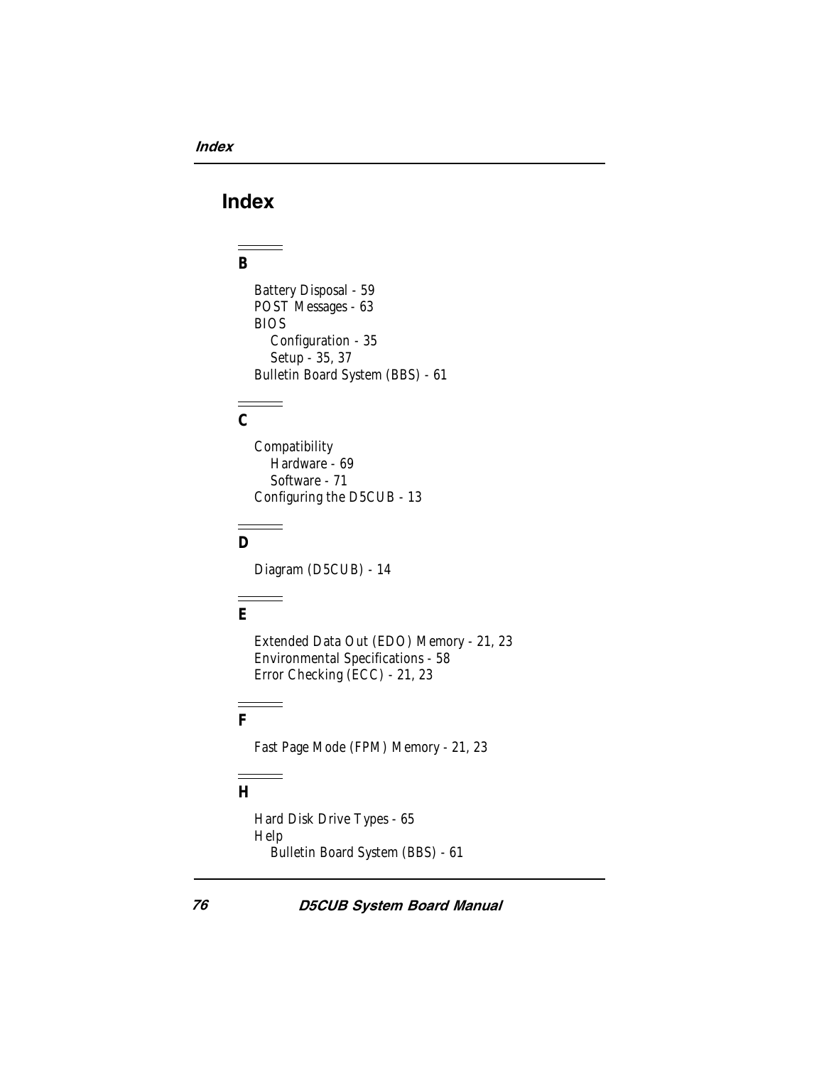# Index

## B

Battery Disposal - 59
POST Messages - 63
BIOS
  Configuration - 35
  Setup - 35, 37
Bulletin Board System (BBS) - 61

## C

Compatibility
  Hardware - 69
  Software - 71
Configuring the D5CUB - 13

## D

Diagram (D5CUB) - 14

## E

Extended Data Out (EDO) Memory - 21, 23
Environmental Specifications - 58
Error Checking (ECC) - 21, 23

## F

Fast Page Mode (FPM) Memory - 21, 23

## H

Hard Disk Drive Types - 65
Help
  Bulletin Board System (BBS) - 61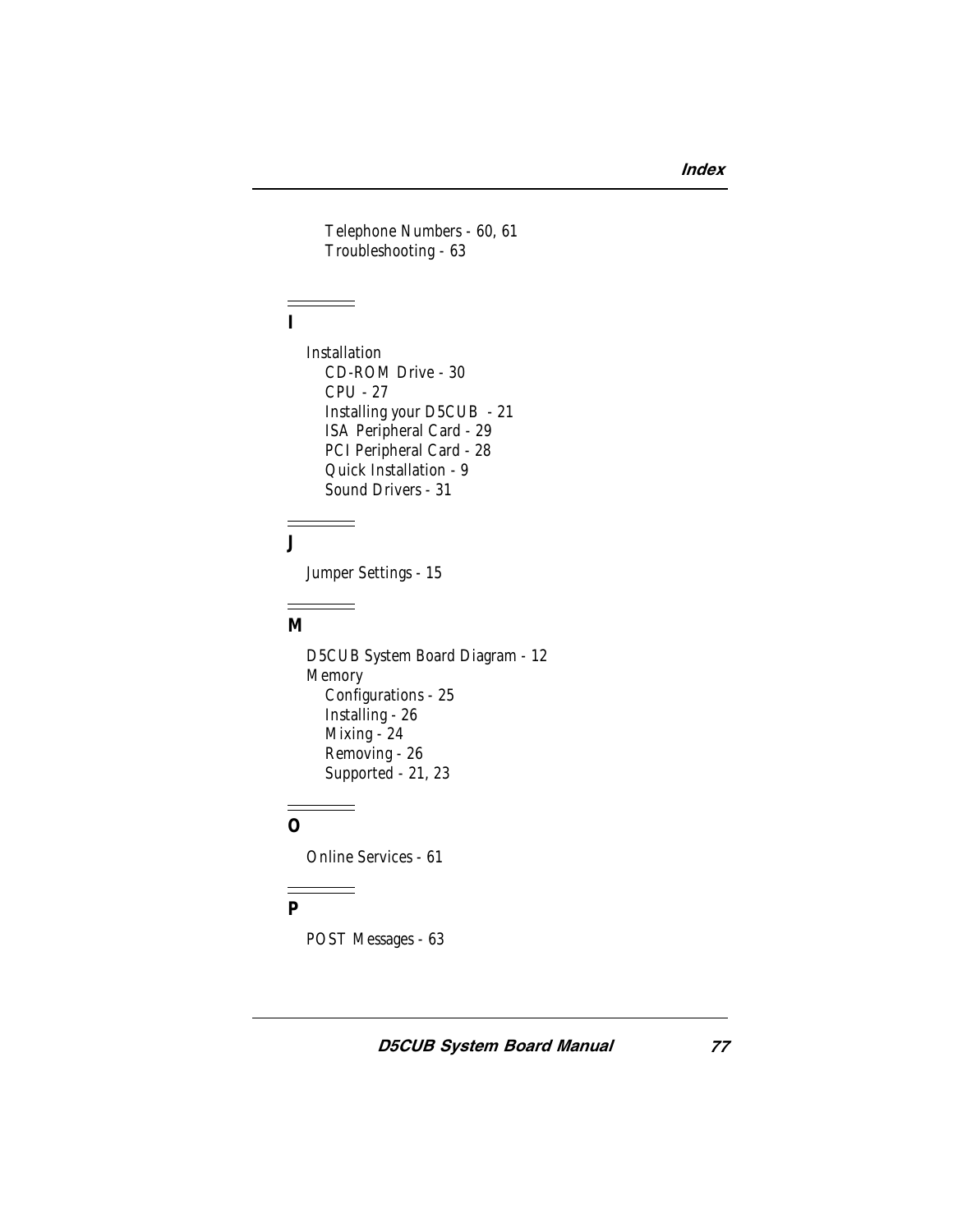- Telephone Numbers - 60, 61
- Troubleshooting - 63

## I

Installation

- CD-ROM Drive - 30
- CPU - 27
- Installing your D5CUB - 21
- ISA Peripheral Card - 29
- PCI Peripheral Card - 28
- Quick Installation - 9
- Sound Drivers - 31

## J

Jumper Settings - 15

## M

D5CUB System Board Diagram - 12

Memory

- Configurations - 25
- Installing - 26
- Mixing - 24
- Removing - 26
- Supported - 21, 23

## O

Online Services - 61

## P

POST Messages - 63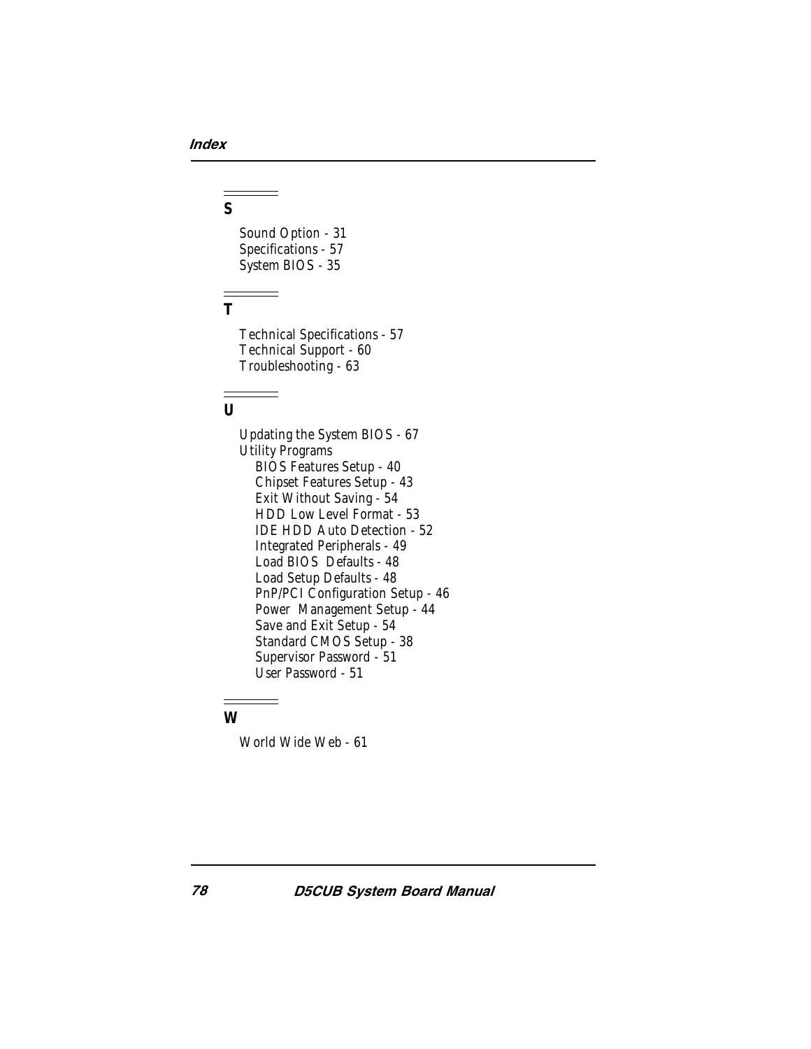## S

- Sound Option - 31
- Specifications - 57
- System BIOS - 35

## T

- Technical Specifications - 57
- Technical Support - 60
- Troubleshooting - 63

## U

- Updating the System BIOS - 67
- Utility Programs
  - BIOS Features Setup - 40
  - Chipset Features Setup - 43
  - Exit Without Saving - 54
  - HDD Low Level Format - 53
  - IDE HDD Auto Detection - 52
  - Integrated Peripherals - 49
  - Load BIOS Defaults - 48
  - Load Setup Defaults - 48
  - PnP/PCI Configuration Setup - 46
  - Power Management Setup - 44
  - Save and Exit Setup - 54
  - Standard CMOS Setup - 38
  - Supervisor Password - 51
  - User Password - 51

## W

- World Wide Web - 61